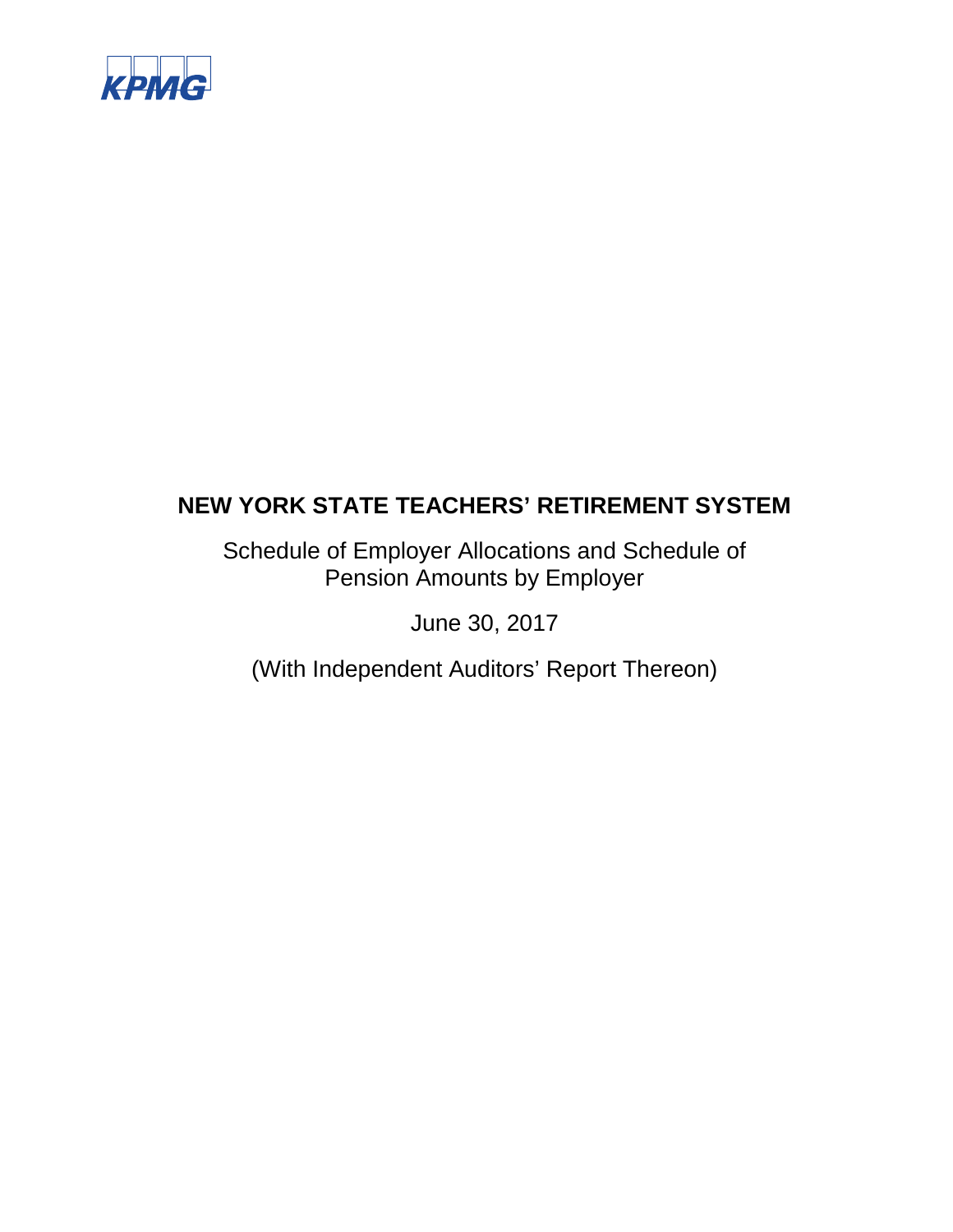KPMG

# NEW YORK STATE TEACHERS' RETIREMENT SYSTEM

Schedule of Employer Allocations and Schedule of Pension Amounts by Employer

June 30, 2017

(With Independent Auditors' Report Thereon)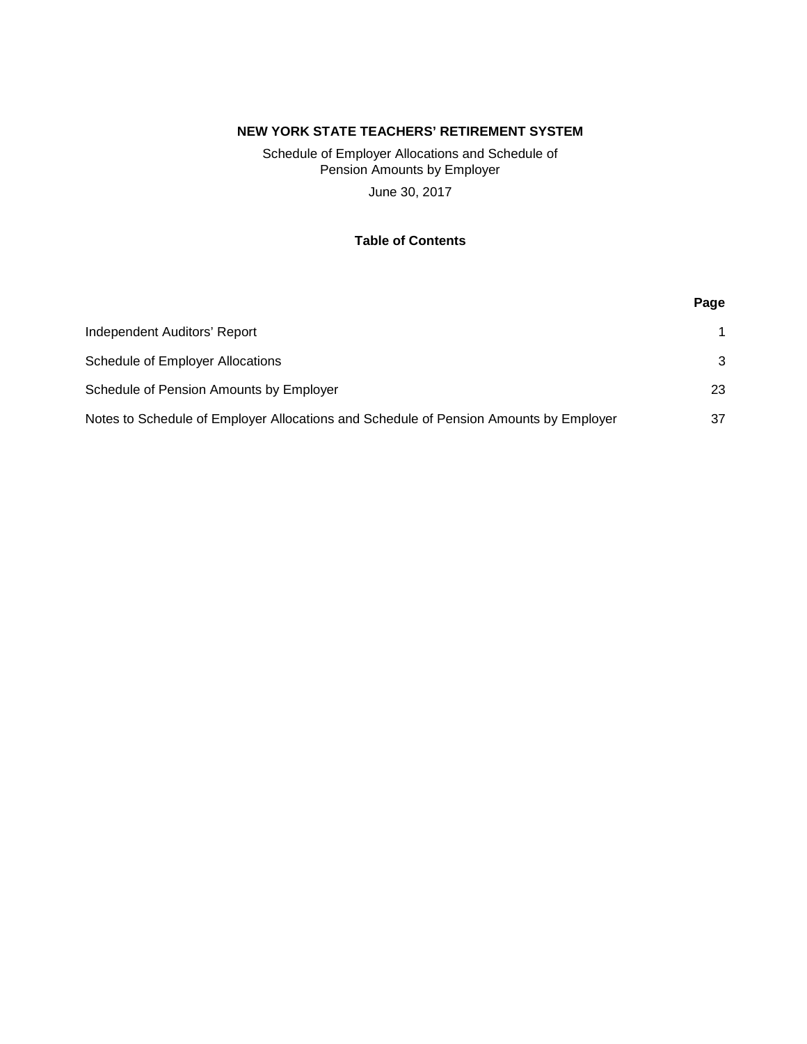**NEW YORK STATE TEACHERS' RETIREMENT SYSTEM**

Schedule of Employer Allocations and Schedule of
Pension Amounts by Employer

June 30, 2017

**Table of Contents**

| | **Page** |
|---|---|
| Independent Auditors' Report | 1 |
| Schedule of Employer Allocations | 3 |
| Schedule of Pension Amounts by Employer | 23 |
| Notes to Schedule of Employer Allocations and Schedule of Pension Amounts by Employer | 37 |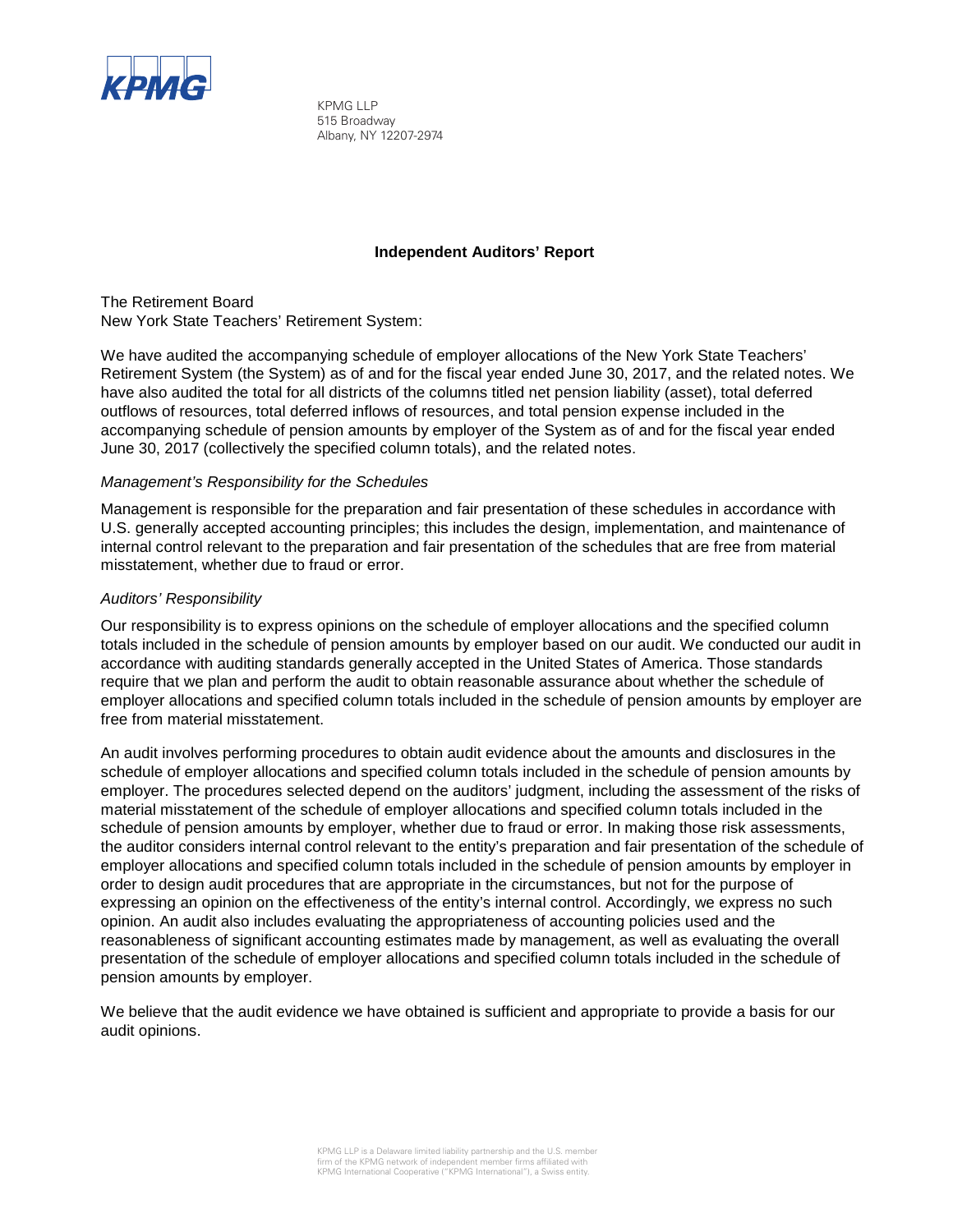KPMG LLP
515 Broadway
Albany, NY 12207-2974

## Independent Auditors' Report

The Retirement Board
New York State Teachers' Retirement System:

We have audited the accompanying schedule of employer allocations of the New York State Teachers' Retirement System (the System) as of and for the fiscal year ended June 30, 2017, and the related notes. We have also audited the total for all districts of the columns titled net pension liability (asset), total deferred outflows of resources, total deferred inflows of resources, and total pension expense included in the accompanying schedule of pension amounts by employer of the System as of and for the fiscal year ended June 30, 2017 (collectively the specified column totals), and the related notes.

*Management's Responsibility for the Schedules*

Management is responsible for the preparation and fair presentation of these schedules in accordance with U.S. generally accepted accounting principles; this includes the design, implementation, and maintenance of internal control relevant to the preparation and fair presentation of the schedules that are free from material misstatement, whether due to fraud or error.

*Auditors' Responsibility*

Our responsibility is to express opinions on the schedule of employer allocations and the specified column totals included in the schedule of pension amounts by employer based on our audit. We conducted our audit in accordance with auditing standards generally accepted in the United States of America. Those standards require that we plan and perform the audit to obtain reasonable assurance about whether the schedule of employer allocations and specified column totals included in the schedule of pension amounts by employer are free from material misstatement.

An audit involves performing procedures to obtain audit evidence about the amounts and disclosures in the schedule of employer allocations and specified column totals included in the schedule of pension amounts by employer. The procedures selected depend on the auditors' judgment, including the assessment of the risks of material misstatement of the schedule of employer allocations and specified column totals included in the schedule of pension amounts by employer, whether due to fraud or error. In making those risk assessments, the auditor considers internal control relevant to the entity's preparation and fair presentation of the schedule of employer allocations and specified column totals included in the schedule of pension amounts by employer in order to design audit procedures that are appropriate in the circumstances, but not for the purpose of expressing an opinion on the effectiveness of the entity's internal control. Accordingly, we express no such opinion. An audit also includes evaluating the appropriateness of accounting policies used and the reasonableness of significant accounting estimates made by management, as well as evaluating the overall presentation of the schedule of employer allocations and specified column totals included in the schedule of pension amounts by employer.

We believe that the audit evidence we have obtained is sufficient and appropriate to provide a basis for our audit opinions.

KPMG LLP is a Delaware limited liability partnership and the U.S. member firm of the KPMG network of independent member firms affiliated with KPMG International Cooperative ("KPMG International"), a Swiss entity.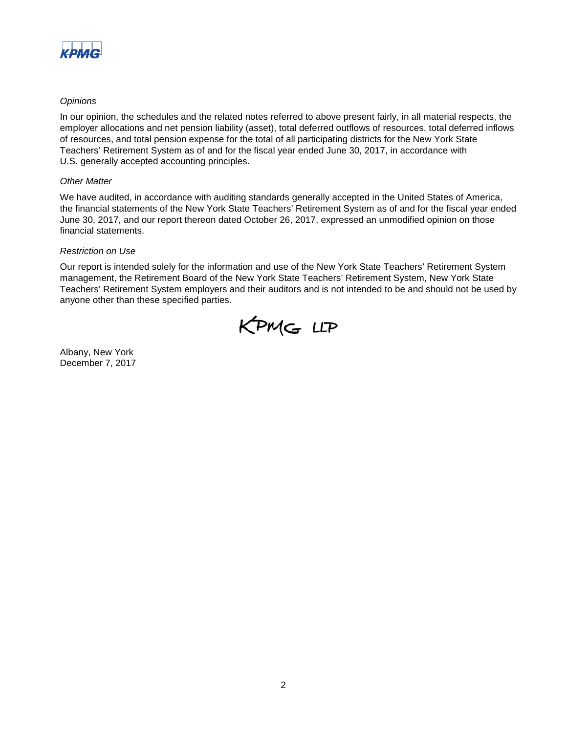*Opinions*

In our opinion, the schedules and the related notes referred to above present fairly, in all material respects, the employer allocations and net pension liability (asset), total deferred outflows of resources, total deferred inflows of resources, and total pension expense for the total of all participating districts for the New York State Teachers' Retirement System as of and for the fiscal year ended June 30, 2017, in accordance with U.S. generally accepted accounting principles.

*Other Matter*

We have audited, in accordance with auditing standards generally accepted in the United States of America, the financial statements of the New York State Teachers' Retirement System as of and for the fiscal year ended June 30, 2017, and our report thereon dated October 26, 2017, expressed an unmodified opinion on those financial statements.

*Restriction on Use*

Our report is intended solely for the information and use of the New York State Teachers' Retirement System management, the Retirement Board of the New York State Teachers' Retirement System, New York State Teachers' Retirement System employers and their auditors and is not intended to be and should not be used by anyone other than these specified parties.

KPMG LLP

Albany, New York
December 7, 2017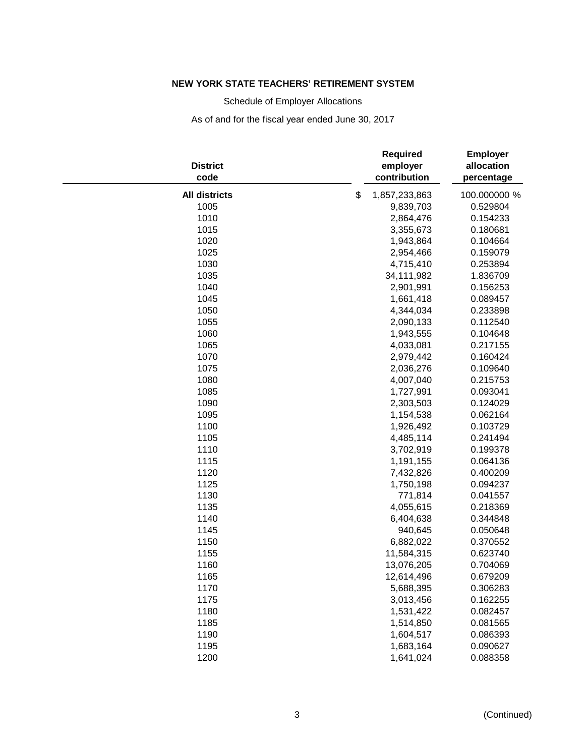**NEW YORK STATE TEACHERS' RETIREMENT SYSTEM**

Schedule of Employer Allocations

As of and for the fiscal year ended June 30, 2017

| District code | Required employer contribution | Employer allocation percentage |
|---|---|---|
| **All districts** | $ 1,857,233,863 | 100.000000 % |
| 1005 | 9,839,703 | 0.529804 |
| 1010 | 2,864,476 | 0.154233 |
| 1015 | 3,355,673 | 0.180681 |
| 1020 | 1,943,864 | 0.104664 |
| 1025 | 2,954,466 | 0.159079 |
| 1030 | 4,715,410 | 0.253894 |
| 1035 | 34,111,982 | 1.836709 |
| 1040 | 2,901,991 | 0.156253 |
| 1045 | 1,661,418 | 0.089457 |
| 1050 | 4,344,034 | 0.233898 |
| 1055 | 2,090,133 | 0.112540 |
| 1060 | 1,943,555 | 0.104648 |
| 1065 | 4,033,081 | 0.217155 |
| 1070 | 2,979,442 | 0.160424 |
| 1075 | 2,036,276 | 0.109640 |
| 1080 | 4,007,040 | 0.215753 |
| 1085 | 1,727,991 | 0.093041 |
| 1090 | 2,303,503 | 0.124029 |
| 1095 | 1,154,538 | 0.062164 |
| 1100 | 1,926,492 | 0.103729 |
| 1105 | 4,485,114 | 0.241494 |
| 1110 | 3,702,919 | 0.199378 |
| 1115 | 1,191,155 | 0.064136 |
| 1120 | 7,432,826 | 0.400209 |
| 1125 | 1,750,198 | 0.094237 |
| 1130 | 771,814 | 0.041557 |
| 1135 | 4,055,615 | 0.218369 |
| 1140 | 6,404,638 | 0.344848 |
| 1145 | 940,645 | 0.050648 |
| 1150 | 6,882,022 | 0.370552 |
| 1155 | 11,584,315 | 0.623740 |
| 1160 | 13,076,205 | 0.704069 |
| 1165 | 12,614,496 | 0.679209 |
| 1170 | 5,688,395 | 0.306283 |
| 1175 | 3,013,456 | 0.162255 |
| 1180 | 1,531,422 | 0.082457 |
| 1185 | 1,514,850 | 0.081565 |
| 1190 | 1,604,517 | 0.086393 |
| 1195 | 1,683,164 | 0.090627 |
| 1200 | 1,641,024 | 0.088358 |

(Continued)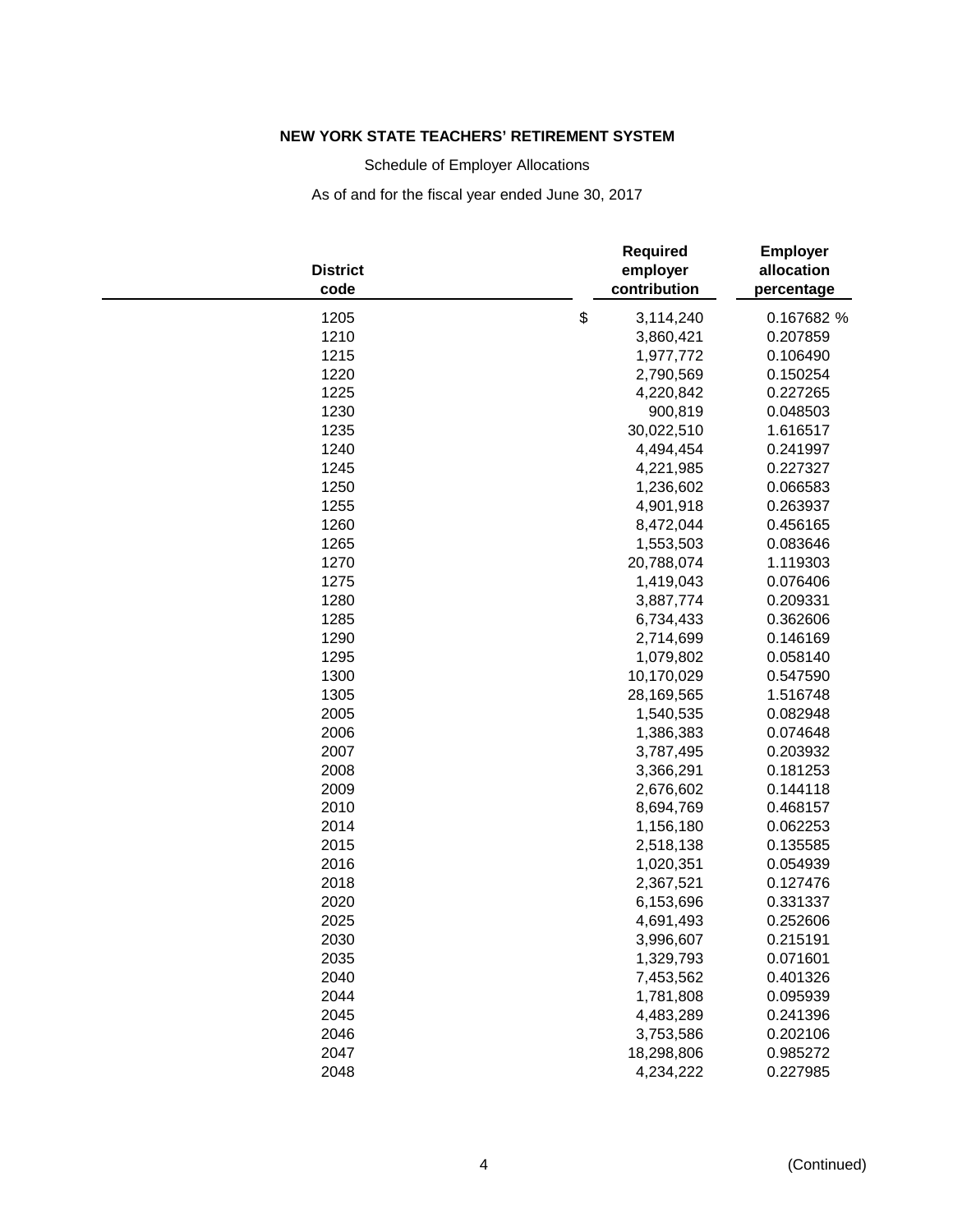**NEW YORK STATE TEACHERS' RETIREMENT SYSTEM**

Schedule of Employer Allocations

As of and for the fiscal year ended June 30, 2017

| District code | Required employer contribution | Employer allocation percentage |
|---|---|---|
| 1205 | $ 3,114,240 | 0.167682 % |
| 1210 | 3,860,421 | 0.207859 |
| 1215 | 1,977,772 | 0.106490 |
| 1220 | 2,790,569 | 0.150254 |
| 1225 | 4,220,842 | 0.227265 |
| 1230 | 900,819 | 0.048503 |
| 1235 | 30,022,510 | 1.616517 |
| 1240 | 4,494,454 | 0.241997 |
| 1245 | 4,221,985 | 0.227327 |
| 1250 | 1,236,602 | 0.066583 |
| 1255 | 4,901,918 | 0.263937 |
| 1260 | 8,472,044 | 0.456165 |
| 1265 | 1,553,503 | 0.083646 |
| 1270 | 20,788,074 | 1.119303 |
| 1275 | 1,419,043 | 0.076406 |
| 1280 | 3,887,774 | 0.209331 |
| 1285 | 6,734,433 | 0.362606 |
| 1290 | 2,714,699 | 0.146169 |
| 1295 | 1,079,802 | 0.058140 |
| 1300 | 10,170,029 | 0.547590 |
| 1305 | 28,169,565 | 1.516748 |
| 2005 | 1,540,535 | 0.082948 |
| 2006 | 1,386,383 | 0.074648 |
| 2007 | 3,787,495 | 0.203932 |
| 2008 | 3,366,291 | 0.181253 |
| 2009 | 2,676,602 | 0.144118 |
| 2010 | 8,694,769 | 0.468157 |
| 2014 | 1,156,180 | 0.062253 |
| 2015 | 2,518,138 | 0.135585 |
| 2016 | 1,020,351 | 0.054939 |
| 2018 | 2,367,521 | 0.127476 |
| 2020 | 6,153,696 | 0.331337 |
| 2025 | 4,691,493 | 0.252606 |
| 2030 | 3,996,607 | 0.215191 |
| 2035 | 1,329,793 | 0.071601 |
| 2040 | 7,453,562 | 0.401326 |
| 2044 | 1,781,808 | 0.095939 |
| 2045 | 4,483,289 | 0.241396 |
| 2046 | 3,753,586 | 0.202106 |
| 2047 | 18,298,806 | 0.985272 |
| 2048 | 4,234,222 | 0.227985 |

(Continued)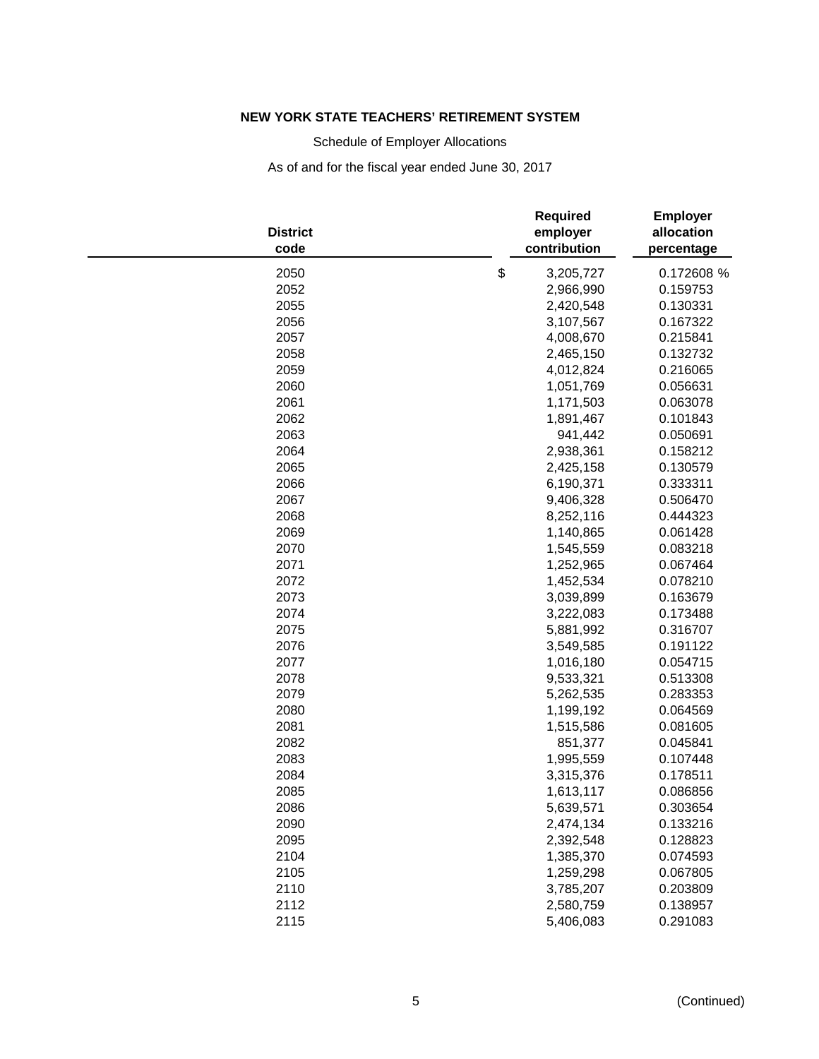**NEW YORK STATE TEACHERS' RETIREMENT SYSTEM**

Schedule of Employer Allocations

As of and for the fiscal year ended June 30, 2017

| District code | Required employer contribution | Employer allocation percentage |
|---|---|---|
| 2050 | $ 3,205,727 | 0.172608 % |
| 2052 | 2,966,990 | 0.159753 |
| 2055 | 2,420,548 | 0.130331 |
| 2056 | 3,107,567 | 0.167322 |
| 2057 | 4,008,670 | 0.215841 |
| 2058 | 2,465,150 | 0.132732 |
| 2059 | 4,012,824 | 0.216065 |
| 2060 | 1,051,769 | 0.056631 |
| 2061 | 1,171,503 | 0.063078 |
| 2062 | 1,891,467 | 0.101843 |
| 2063 | 941,442 | 0.050691 |
| 2064 | 2,938,361 | 0.158212 |
| 2065 | 2,425,158 | 0.130579 |
| 2066 | 6,190,371 | 0.333311 |
| 2067 | 9,406,328 | 0.506470 |
| 2068 | 8,252,116 | 0.444323 |
| 2069 | 1,140,865 | 0.061428 |
| 2070 | 1,545,559 | 0.083218 |
| 2071 | 1,252,965 | 0.067464 |
| 2072 | 1,452,534 | 0.078210 |
| 2073 | 3,039,899 | 0.163679 |
| 2074 | 3,222,083 | 0.173488 |
| 2075 | 5,881,992 | 0.316707 |
| 2076 | 3,549,585 | 0.191122 |
| 2077 | 1,016,180 | 0.054715 |
| 2078 | 9,533,321 | 0.513308 |
| 2079 | 5,262,535 | 0.283353 |
| 2080 | 1,199,192 | 0.064569 |
| 2081 | 1,515,586 | 0.081605 |
| 2082 | 851,377 | 0.045841 |
| 2083 | 1,995,559 | 0.107448 |
| 2084 | 3,315,376 | 0.178511 |
| 2085 | 1,613,117 | 0.086856 |
| 2086 | 5,639,571 | 0.303654 |
| 2090 | 2,474,134 | 0.133216 |
| 2095 | 2,392,548 | 0.128823 |
| 2104 | 1,385,370 | 0.074593 |
| 2105 | 1,259,298 | 0.067805 |
| 2110 | 3,785,207 | 0.203809 |
| 2112 | 2,580,759 | 0.138957 |
| 2115 | 5,406,083 | 0.291083 |

(Continued)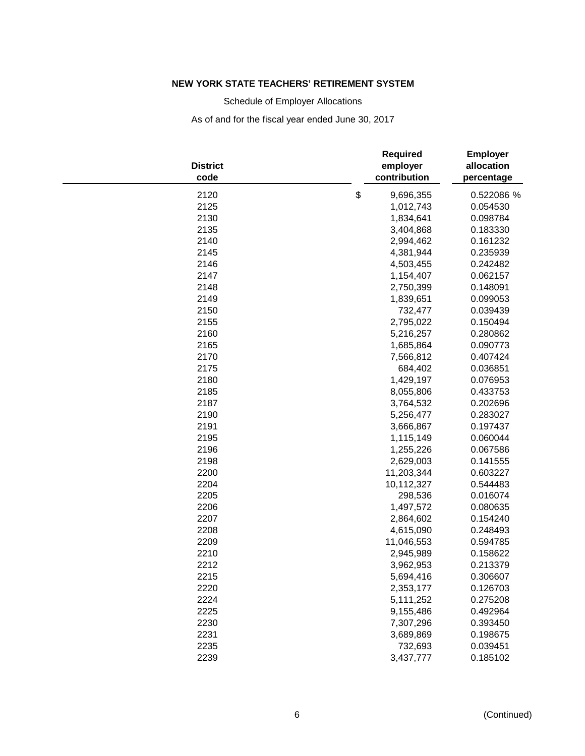**NEW YORK STATE TEACHERS' RETIREMENT SYSTEM**

Schedule of Employer Allocations

As of and for the fiscal year ended June 30, 2017

| District code | Required employer contribution | Employer allocation percentage |
|---|---|---|
| 2120 | $ 9,696,355 | 0.522086 % |
| 2125 | 1,012,743 | 0.054530 |
| 2130 | 1,834,641 | 0.098784 |
| 2135 | 3,404,868 | 0.183330 |
| 2140 | 2,994,462 | 0.161232 |
| 2145 | 4,381,944 | 0.235939 |
| 2146 | 4,503,455 | 0.242482 |
| 2147 | 1,154,407 | 0.062157 |
| 2148 | 2,750,399 | 0.148091 |
| 2149 | 1,839,651 | 0.099053 |
| 2150 | 732,477 | 0.039439 |
| 2155 | 2,795,022 | 0.150494 |
| 2160 | 5,216,257 | 0.280862 |
| 2165 | 1,685,864 | 0.090773 |
| 2170 | 7,566,812 | 0.407424 |
| 2175 | 684,402 | 0.036851 |
| 2180 | 1,429,197 | 0.076953 |
| 2185 | 8,055,806 | 0.433753 |
| 2187 | 3,764,532 | 0.202696 |
| 2190 | 5,256,477 | 0.283027 |
| 2191 | 3,666,867 | 0.197437 |
| 2195 | 1,115,149 | 0.060044 |
| 2196 | 1,255,226 | 0.067586 |
| 2198 | 2,629,003 | 0.141555 |
| 2200 | 11,203,344 | 0.603227 |
| 2204 | 10,112,327 | 0.544483 |
| 2205 | 298,536 | 0.016074 |
| 2206 | 1,497,572 | 0.080635 |
| 2207 | 2,864,602 | 0.154240 |
| 2208 | 4,615,090 | 0.248493 |
| 2209 | 11,046,553 | 0.594785 |
| 2210 | 2,945,989 | 0.158622 |
| 2212 | 3,962,953 | 0.213379 |
| 2215 | 5,694,416 | 0.306607 |
| 2220 | 2,353,177 | 0.126703 |
| 2224 | 5,111,252 | 0.275208 |
| 2225 | 9,155,486 | 0.492964 |
| 2230 | 7,307,296 | 0.393450 |
| 2231 | 3,689,869 | 0.198675 |
| 2235 | 732,693 | 0.039451 |
| 2239 | 3,437,777 | 0.185102 |

(Continued)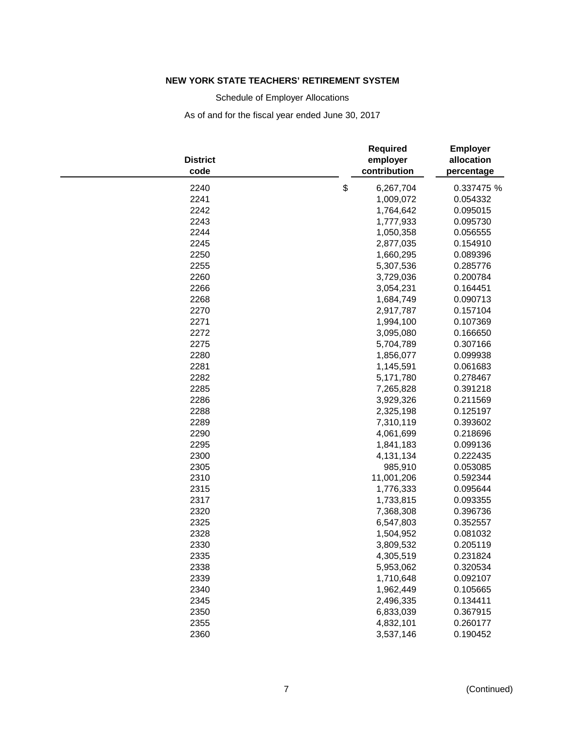**NEW YORK STATE TEACHERS' RETIREMENT SYSTEM**

Schedule of Employer Allocations

As of and for the fiscal year ended June 30, 2017

| District code | Required employer contribution | Employer allocation percentage |
|---|---|---|
| 2240 | $ 6,267,704 | 0.337475 % |
| 2241 | 1,009,072 | 0.054332 |
| 2242 | 1,764,642 | 0.095015 |
| 2243 | 1,777,933 | 0.095730 |
| 2244 | 1,050,358 | 0.056555 |
| 2245 | 2,877,035 | 0.154910 |
| 2250 | 1,660,295 | 0.089396 |
| 2255 | 5,307,536 | 0.285776 |
| 2260 | 3,729,036 | 0.200784 |
| 2266 | 3,054,231 | 0.164451 |
| 2268 | 1,684,749 | 0.090713 |
| 2270 | 2,917,787 | 0.157104 |
| 2271 | 1,994,100 | 0.107369 |
| 2272 | 3,095,080 | 0.166650 |
| 2275 | 5,704,789 | 0.307166 |
| 2280 | 1,856,077 | 0.099938 |
| 2281 | 1,145,591 | 0.061683 |
| 2282 | 5,171,780 | 0.278467 |
| 2285 | 7,265,828 | 0.391218 |
| 2286 | 3,929,326 | 0.211569 |
| 2288 | 2,325,198 | 0.125197 |
| 2289 | 7,310,119 | 0.393602 |
| 2290 | 4,061,699 | 0.218696 |
| 2295 | 1,841,183 | 0.099136 |
| 2300 | 4,131,134 | 0.222435 |
| 2305 | 985,910 | 0.053085 |
| 2310 | 11,001,206 | 0.592344 |
| 2315 | 1,776,333 | 0.095644 |
| 2317 | 1,733,815 | 0.093355 |
| 2320 | 7,368,308 | 0.396736 |
| 2325 | 6,547,803 | 0.352557 |
| 2328 | 1,504,952 | 0.081032 |
| 2330 | 3,809,532 | 0.205119 |
| 2335 | 4,305,519 | 0.231824 |
| 2338 | 5,953,062 | 0.320534 |
| 2339 | 1,710,648 | 0.092107 |
| 2340 | 1,962,449 | 0.105665 |
| 2345 | 2,496,335 | 0.134411 |
| 2350 | 6,833,039 | 0.367915 |
| 2355 | 4,832,101 | 0.260177 |
| 2360 | 3,537,146 | 0.190452 |

(Continued)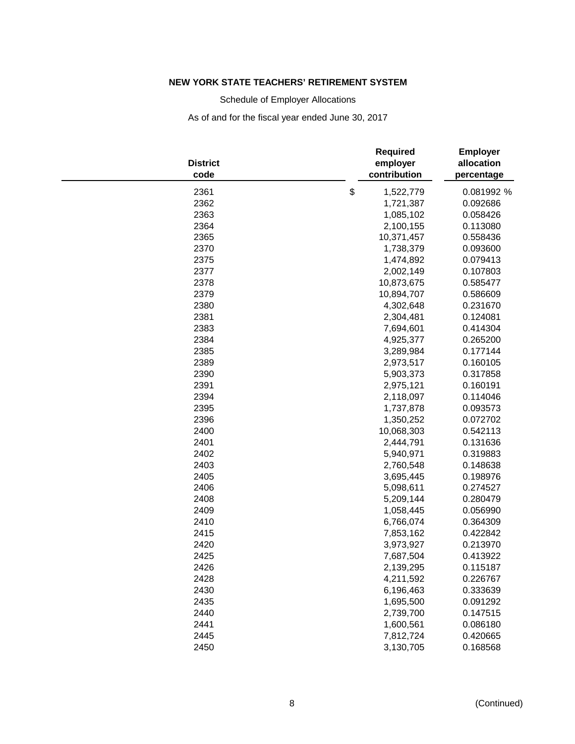**NEW YORK STATE TEACHERS' RETIREMENT SYSTEM**

Schedule of Employer Allocations

As of and for the fiscal year ended June 30, 2017

| District code | Required employer contribution | Employer allocation percentage |
|---|---|---|
| 2361 | $ 1,522,779 | 0.081992 % |
| 2362 | 1,721,387 | 0.092686 |
| 2363 | 1,085,102 | 0.058426 |
| 2364 | 2,100,155 | 0.113080 |
| 2365 | 10,371,457 | 0.558436 |
| 2370 | 1,738,379 | 0.093600 |
| 2375 | 1,474,892 | 0.079413 |
| 2377 | 2,002,149 | 0.107803 |
| 2378 | 10,873,675 | 0.585477 |
| 2379 | 10,894,707 | 0.586609 |
| 2380 | 4,302,648 | 0.231670 |
| 2381 | 2,304,481 | 0.124081 |
| 2383 | 7,694,601 | 0.414304 |
| 2384 | 4,925,377 | 0.265200 |
| 2385 | 3,289,984 | 0.177144 |
| 2389 | 2,973,517 | 0.160105 |
| 2390 | 5,903,373 | 0.317858 |
| 2391 | 2,975,121 | 0.160191 |
| 2394 | 2,118,097 | 0.114046 |
| 2395 | 1,737,878 | 0.093573 |
| 2396 | 1,350,252 | 0.072702 |
| 2400 | 10,068,303 | 0.542113 |
| 2401 | 2,444,791 | 0.131636 |
| 2402 | 5,940,971 | 0.319883 |
| 2403 | 2,760,548 | 0.148638 |
| 2405 | 3,695,445 | 0.198976 |
| 2406 | 5,098,611 | 0.274527 |
| 2408 | 5,209,144 | 0.280479 |
| 2409 | 1,058,445 | 0.056990 |
| 2410 | 6,766,074 | 0.364309 |
| 2415 | 7,853,162 | 0.422842 |
| 2420 | 3,973,927 | 0.213970 |
| 2425 | 7,687,504 | 0.413922 |
| 2426 | 2,139,295 | 0.115187 |
| 2428 | 4,211,592 | 0.226767 |
| 2430 | 6,196,463 | 0.333639 |
| 2435 | 1,695,500 | 0.091292 |
| 2440 | 2,739,700 | 0.147515 |
| 2441 | 1,600,561 | 0.086180 |
| 2445 | 7,812,724 | 0.420665 |
| 2450 | 3,130,705 | 0.168568 |

(Continued)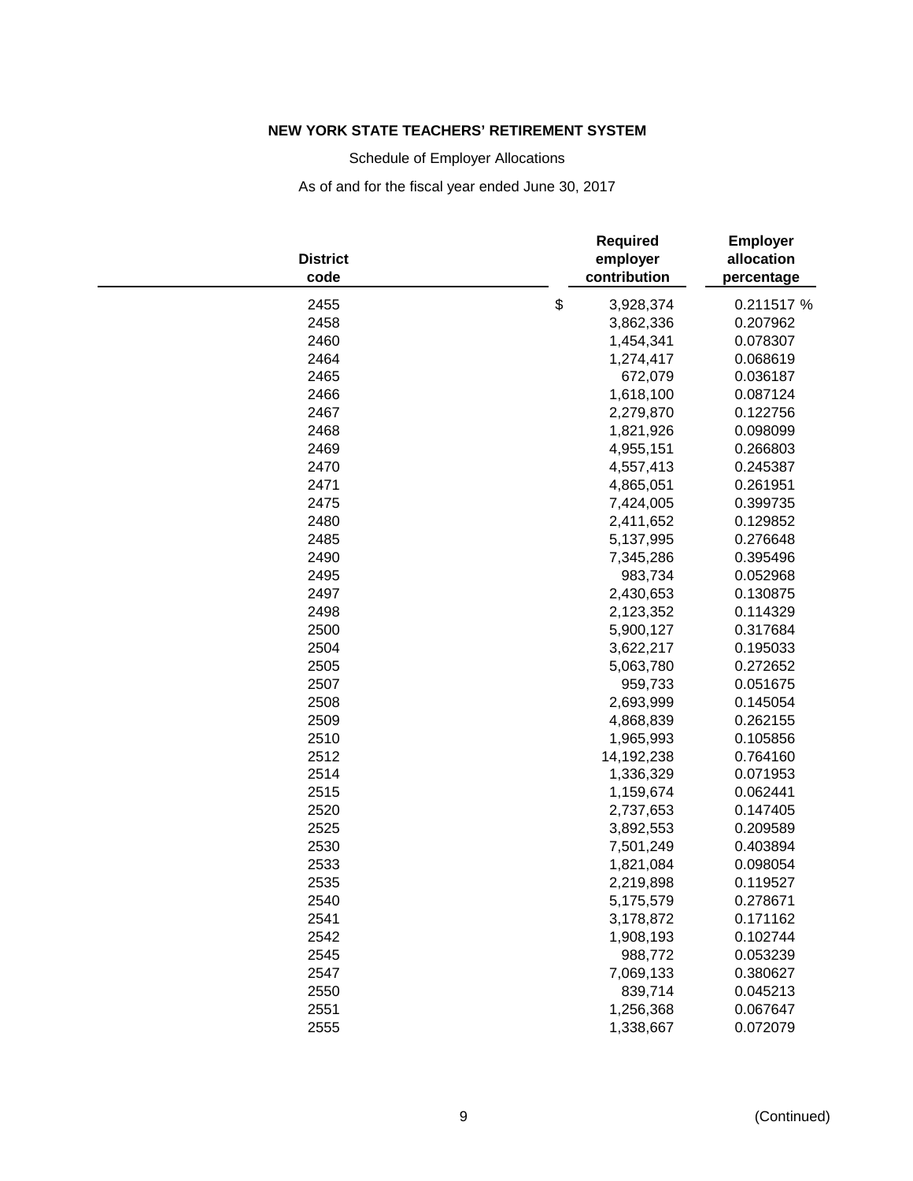**NEW YORK STATE TEACHERS' RETIREMENT SYSTEM**

Schedule of Employer Allocations

As of and for the fiscal year ended June 30, 2017

| District code | Required employer contribution | Employer allocation percentage |
|---|---|---|
| 2455 | $ 3,928,374 | 0.211517 % |
| 2458 | 3,862,336 | 0.207962 |
| 2460 | 1,454,341 | 0.078307 |
| 2464 | 1,274,417 | 0.068619 |
| 2465 | 672,079 | 0.036187 |
| 2466 | 1,618,100 | 0.087124 |
| 2467 | 2,279,870 | 0.122756 |
| 2468 | 1,821,926 | 0.098099 |
| 2469 | 4,955,151 | 0.266803 |
| 2470 | 4,557,413 | 0.245387 |
| 2471 | 4,865,051 | 0.261951 |
| 2475 | 7,424,005 | 0.399735 |
| 2480 | 2,411,652 | 0.129852 |
| 2485 | 5,137,995 | 0.276648 |
| 2490 | 7,345,286 | 0.395496 |
| 2495 | 983,734 | 0.052968 |
| 2497 | 2,430,653 | 0.130875 |
| 2498 | 2,123,352 | 0.114329 |
| 2500 | 5,900,127 | 0.317684 |
| 2504 | 3,622,217 | 0.195033 |
| 2505 | 5,063,780 | 0.272652 |
| 2507 | 959,733 | 0.051675 |
| 2508 | 2,693,999 | 0.145054 |
| 2509 | 4,868,839 | 0.262155 |
| 2510 | 1,965,993 | 0.105856 |
| 2512 | 14,192,238 | 0.764160 |
| 2514 | 1,336,329 | 0.071953 |
| 2515 | 1,159,674 | 0.062441 |
| 2520 | 2,737,653 | 0.147405 |
| 2525 | 3,892,553 | 0.209589 |
| 2530 | 7,501,249 | 0.403894 |
| 2533 | 1,821,084 | 0.098054 |
| 2535 | 2,219,898 | 0.119527 |
| 2540 | 5,175,579 | 0.278671 |
| 2541 | 3,178,872 | 0.171162 |
| 2542 | 1,908,193 | 0.102744 |
| 2545 | 988,772 | 0.053239 |
| 2547 | 7,069,133 | 0.380627 |
| 2550 | 839,714 | 0.045213 |
| 2551 | 1,256,368 | 0.067647 |
| 2555 | 1,338,667 | 0.072079 |

(Continued)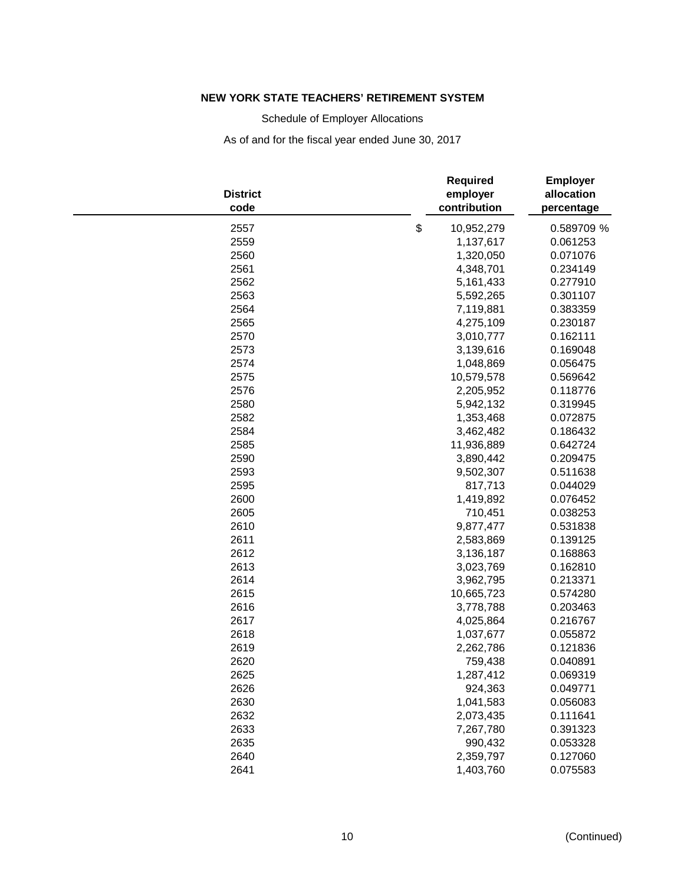**NEW YORK STATE TEACHERS' RETIREMENT SYSTEM**

Schedule of Employer Allocations

As of and for the fiscal year ended June 30, 2017

| District code | Required employer contribution | Employer allocation percentage |
|---|---|---|
| 2557 | $ 10,952,279 | 0.589709 % |
| 2559 | 1,137,617 | 0.061253 |
| 2560 | 1,320,050 | 0.071076 |
| 2561 | 4,348,701 | 0.234149 |
| 2562 | 5,161,433 | 0.277910 |
| 2563 | 5,592,265 | 0.301107 |
| 2564 | 7,119,881 | 0.383359 |
| 2565 | 4,275,109 | 0.230187 |
| 2570 | 3,010,777 | 0.162111 |
| 2573 | 3,139,616 | 0.169048 |
| 2574 | 1,048,869 | 0.056475 |
| 2575 | 10,579,578 | 0.569642 |
| 2576 | 2,205,952 | 0.118776 |
| 2580 | 5,942,132 | 0.319945 |
| 2582 | 1,353,468 | 0.072875 |
| 2584 | 3,462,482 | 0.186432 |
| 2585 | 11,936,889 | 0.642724 |
| 2590 | 3,890,442 | 0.209475 |
| 2593 | 9,502,307 | 0.511638 |
| 2595 | 817,713 | 0.044029 |
| 2600 | 1,419,892 | 0.076452 |
| 2605 | 710,451 | 0.038253 |
| 2610 | 9,877,477 | 0.531838 |
| 2611 | 2,583,869 | 0.139125 |
| 2612 | 3,136,187 | 0.168863 |
| 2613 | 3,023,769 | 0.162810 |
| 2614 | 3,962,795 | 0.213371 |
| 2615 | 10,665,723 | 0.574280 |
| 2616 | 3,778,788 | 0.203463 |
| 2617 | 4,025,864 | 0.216767 |
| 2618 | 1,037,677 | 0.055872 |
| 2619 | 2,262,786 | 0.121836 |
| 2620 | 759,438 | 0.040891 |
| 2625 | 1,287,412 | 0.069319 |
| 2626 | 924,363 | 0.049771 |
| 2630 | 1,041,583 | 0.056083 |
| 2632 | 2,073,435 | 0.111641 |
| 2633 | 7,267,780 | 0.391323 |
| 2635 | 990,432 | 0.053328 |
| 2640 | 2,359,797 | 0.127060 |
| 2641 | 1,403,760 | 0.075583 |

(Continued)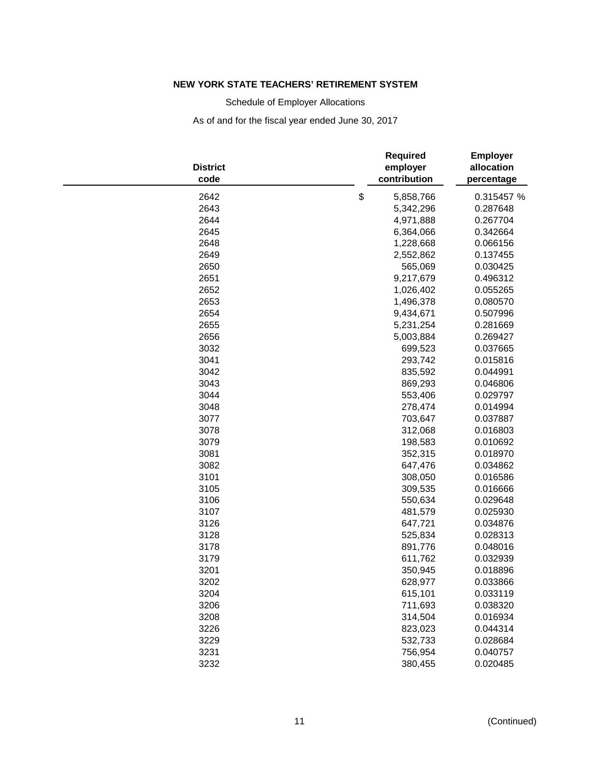**NEW YORK STATE TEACHERS' RETIREMENT SYSTEM**

Schedule of Employer Allocations

As of and for the fiscal year ended June 30, 2017

| District code | Required employer contribution | Employer allocation percentage |
|---|---|---|
| 2642 | $ 5,858,766 | 0.315457 % |
| 2643 | 5,342,296 | 0.287648 |
| 2644 | 4,971,888 | 0.267704 |
| 2645 | 6,364,066 | 0.342664 |
| 2648 | 1,228,668 | 0.066156 |
| 2649 | 2,552,862 | 0.137455 |
| 2650 | 565,069 | 0.030425 |
| 2651 | 9,217,679 | 0.496312 |
| 2652 | 1,026,402 | 0.055265 |
| 2653 | 1,496,378 | 0.080570 |
| 2654 | 9,434,671 | 0.507996 |
| 2655 | 5,231,254 | 0.281669 |
| 2656 | 5,003,884 | 0.269427 |
| 3032 | 699,523 | 0.037665 |
| 3041 | 293,742 | 0.015816 |
| 3042 | 835,592 | 0.044991 |
| 3043 | 869,293 | 0.046806 |
| 3044 | 553,406 | 0.029797 |
| 3048 | 278,474 | 0.014994 |
| 3077 | 703,647 | 0.037887 |
| 3078 | 312,068 | 0.016803 |
| 3079 | 198,583 | 0.010692 |
| 3081 | 352,315 | 0.018970 |
| 3082 | 647,476 | 0.034862 |
| 3101 | 308,050 | 0.016586 |
| 3105 | 309,535 | 0.016666 |
| 3106 | 550,634 | 0.029648 |
| 3107 | 481,579 | 0.025930 |
| 3126 | 647,721 | 0.034876 |
| 3128 | 525,834 | 0.028313 |
| 3178 | 891,776 | 0.048016 |
| 3179 | 611,762 | 0.032939 |
| 3201 | 350,945 | 0.018896 |
| 3202 | 628,977 | 0.033866 |
| 3204 | 615,101 | 0.033119 |
| 3206 | 711,693 | 0.038320 |
| 3208 | 314,504 | 0.016934 |
| 3226 | 823,023 | 0.044314 |
| 3229 | 532,733 | 0.028684 |
| 3231 | 756,954 | 0.040757 |
| 3232 | 380,455 | 0.020485 |

(Continued)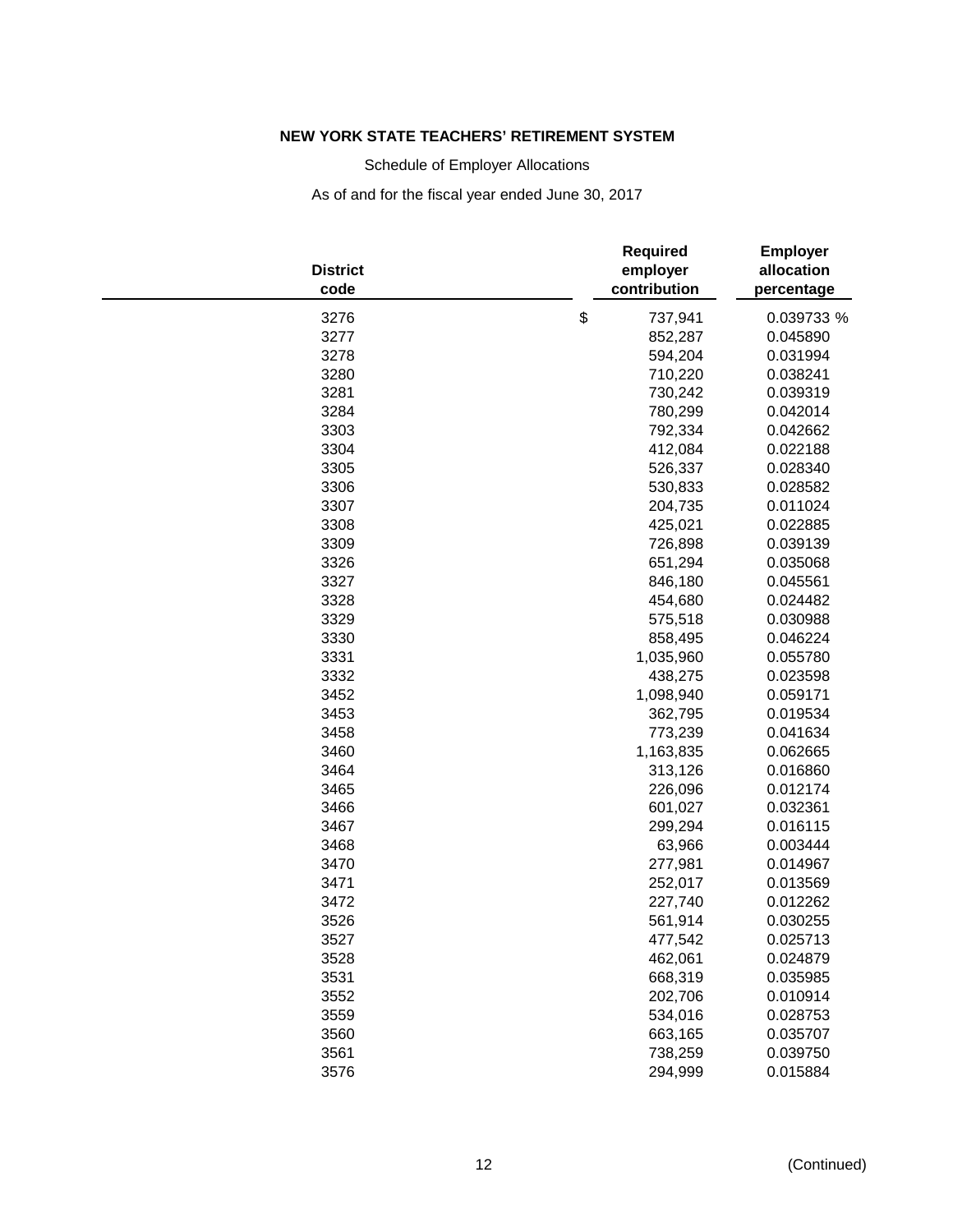**NEW YORK STATE TEACHERS' RETIREMENT SYSTEM**

Schedule of Employer Allocations

As of and for the fiscal year ended June 30, 2017

| District code | Required employer contribution | Employer allocation percentage |
|---|---|---|
| 3276 | $ 737,941 | 0.039733 % |
| 3277 | 852,287 | 0.045890 |
| 3278 | 594,204 | 0.031994 |
| 3280 | 710,220 | 0.038241 |
| 3281 | 730,242 | 0.039319 |
| 3284 | 780,299 | 0.042014 |
| 3303 | 792,334 | 0.042662 |
| 3304 | 412,084 | 0.022188 |
| 3305 | 526,337 | 0.028340 |
| 3306 | 530,833 | 0.028582 |
| 3307 | 204,735 | 0.011024 |
| 3308 | 425,021 | 0.022885 |
| 3309 | 726,898 | 0.039139 |
| 3326 | 651,294 | 0.035068 |
| 3327 | 846,180 | 0.045561 |
| 3328 | 454,680 | 0.024482 |
| 3329 | 575,518 | 0.030988 |
| 3330 | 858,495 | 0.046224 |
| 3331 | 1,035,960 | 0.055780 |
| 3332 | 438,275 | 0.023598 |
| 3452 | 1,098,940 | 0.059171 |
| 3453 | 362,795 | 0.019534 |
| 3458 | 773,239 | 0.041634 |
| 3460 | 1,163,835 | 0.062665 |
| 3464 | 313,126 | 0.016860 |
| 3465 | 226,096 | 0.012174 |
| 3466 | 601,027 | 0.032361 |
| 3467 | 299,294 | 0.016115 |
| 3468 | 63,966 | 0.003444 |
| 3470 | 277,981 | 0.014967 |
| 3471 | 252,017 | 0.013569 |
| 3472 | 227,740 | 0.012262 |
| 3526 | 561,914 | 0.030255 |
| 3527 | 477,542 | 0.025713 |
| 3528 | 462,061 | 0.024879 |
| 3531 | 668,319 | 0.035985 |
| 3552 | 202,706 | 0.010914 |
| 3559 | 534,016 | 0.028753 |
| 3560 | 663,165 | 0.035707 |
| 3561 | 738,259 | 0.039750 |
| 3576 | 294,999 | 0.015884 |

(Continued)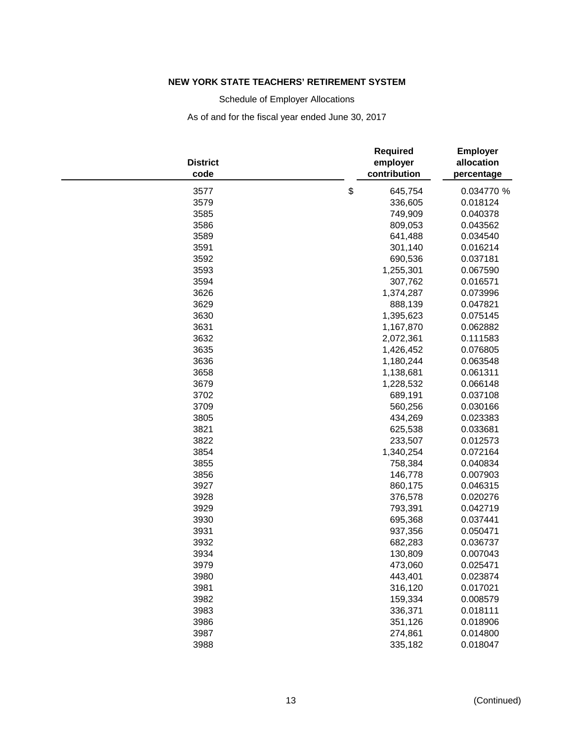**NEW YORK STATE TEACHERS' RETIREMENT SYSTEM**

Schedule of Employer Allocations

As of and for the fiscal year ended June 30, 2017

| District code | Required employer contribution | Employer allocation percentage |
|---|---|---|
| 3577 | $ 645,754 | 0.034770 % |
| 3579 | 336,605 | 0.018124 |
| 3585 | 749,909 | 0.040378 |
| 3586 | 809,053 | 0.043562 |
| 3589 | 641,488 | 0.034540 |
| 3591 | 301,140 | 0.016214 |
| 3592 | 690,536 | 0.037181 |
| 3593 | 1,255,301 | 0.067590 |
| 3594 | 307,762 | 0.016571 |
| 3626 | 1,374,287 | 0.073996 |
| 3629 | 888,139 | 0.047821 |
| 3630 | 1,395,623 | 0.075145 |
| 3631 | 1,167,870 | 0.062882 |
| 3632 | 2,072,361 | 0.111583 |
| 3635 | 1,426,452 | 0.076805 |
| 3636 | 1,180,244 | 0.063548 |
| 3658 | 1,138,681 | 0.061311 |
| 3679 | 1,228,532 | 0.066148 |
| 3702 | 689,191 | 0.037108 |
| 3709 | 560,256 | 0.030166 |
| 3805 | 434,269 | 0.023383 |
| 3821 | 625,538 | 0.033681 |
| 3822 | 233,507 | 0.012573 |
| 3854 | 1,340,254 | 0.072164 |
| 3855 | 758,384 | 0.040834 |
| 3856 | 146,778 | 0.007903 |
| 3927 | 860,175 | 0.046315 |
| 3928 | 376,578 | 0.020276 |
| 3929 | 793,391 | 0.042719 |
| 3930 | 695,368 | 0.037441 |
| 3931 | 937,356 | 0.050471 |
| 3932 | 682,283 | 0.036737 |
| 3934 | 130,809 | 0.007043 |
| 3979 | 473,060 | 0.025471 |
| 3980 | 443,401 | 0.023874 |
| 3981 | 316,120 | 0.017021 |
| 3982 | 159,334 | 0.008579 |
| 3983 | 336,371 | 0.018111 |
| 3986 | 351,126 | 0.018906 |
| 3987 | 274,861 | 0.014800 |
| 3988 | 335,182 | 0.018047 |

(Continued)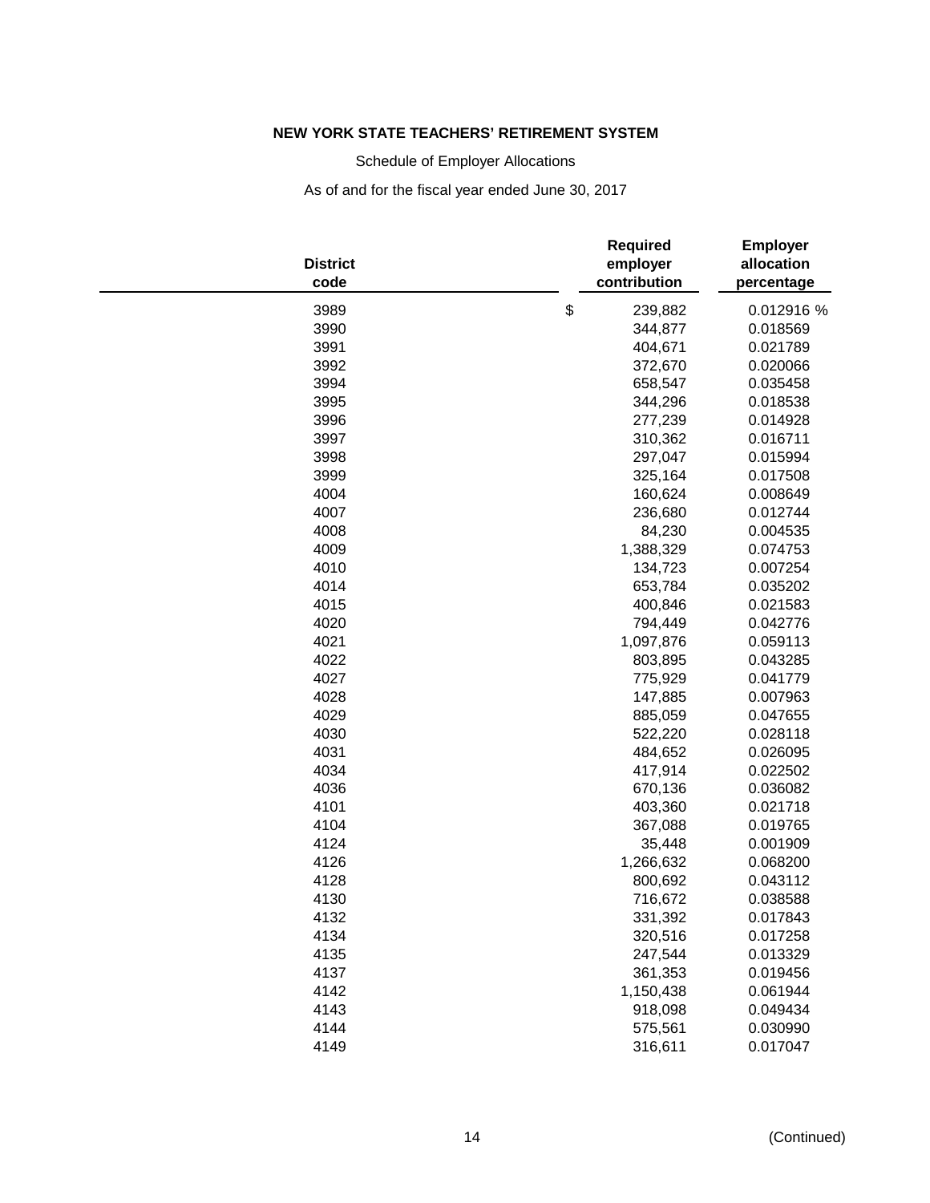**NEW YORK STATE TEACHERS' RETIREMENT SYSTEM**

Schedule of Employer Allocations

As of and for the fiscal year ended June 30, 2017

| District code | Required employer contribution | Employer allocation percentage |
|---|---|---|
| 3989 | $ 239,882 | 0.012916 % |
| 3990 | 344,877 | 0.018569 |
| 3991 | 404,671 | 0.021789 |
| 3992 | 372,670 | 0.020066 |
| 3994 | 658,547 | 0.035458 |
| 3995 | 344,296 | 0.018538 |
| 3996 | 277,239 | 0.014928 |
| 3997 | 310,362 | 0.016711 |
| 3998 | 297,047 | 0.015994 |
| 3999 | 325,164 | 0.017508 |
| 4004 | 160,624 | 0.008649 |
| 4007 | 236,680 | 0.012744 |
| 4008 | 84,230 | 0.004535 |
| 4009 | 1,388,329 | 0.074753 |
| 4010 | 134,723 | 0.007254 |
| 4014 | 653,784 | 0.035202 |
| 4015 | 400,846 | 0.021583 |
| 4020 | 794,449 | 0.042776 |
| 4021 | 1,097,876 | 0.059113 |
| 4022 | 803,895 | 0.043285 |
| 4027 | 775,929 | 0.041779 |
| 4028 | 147,885 | 0.007963 |
| 4029 | 885,059 | 0.047655 |
| 4030 | 522,220 | 0.028118 |
| 4031 | 484,652 | 0.026095 |
| 4034 | 417,914 | 0.022502 |
| 4036 | 670,136 | 0.036082 |
| 4101 | 403,360 | 0.021718 |
| 4104 | 367,088 | 0.019765 |
| 4124 | 35,448 | 0.001909 |
| 4126 | 1,266,632 | 0.068200 |
| 4128 | 800,692 | 0.043112 |
| 4130 | 716,672 | 0.038588 |
| 4132 | 331,392 | 0.017843 |
| 4134 | 320,516 | 0.017258 |
| 4135 | 247,544 | 0.013329 |
| 4137 | 361,353 | 0.019456 |
| 4142 | 1,150,438 | 0.061944 |
| 4143 | 918,098 | 0.049434 |
| 4144 | 575,561 | 0.030990 |
| 4149 | 316,611 | 0.017047 |

(Continued)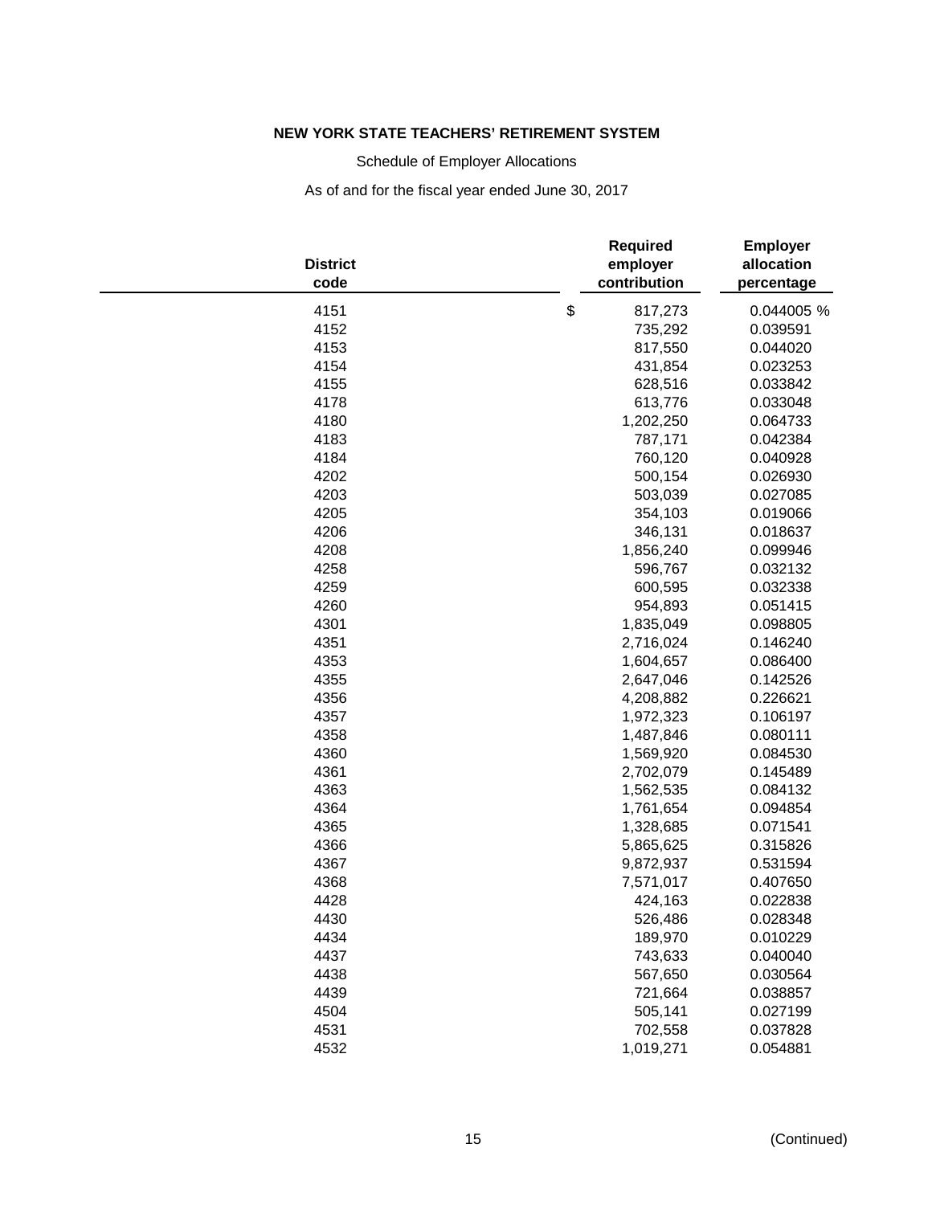**NEW YORK STATE TEACHERS' RETIREMENT SYSTEM**

Schedule of Employer Allocations

As of and for the fiscal year ended June 30, 2017

| District code | Required employer contribution | Employer allocation percentage |
|---|---|---|
| 4151 | $ 817,273 | 0.044005 % |
| 4152 | 735,292 | 0.039591 |
| 4153 | 817,550 | 0.044020 |
| 4154 | 431,854 | 0.023253 |
| 4155 | 628,516 | 0.033842 |
| 4178 | 613,776 | 0.033048 |
| 4180 | 1,202,250 | 0.064733 |
| 4183 | 787,171 | 0.042384 |
| 4184 | 760,120 | 0.040928 |
| 4202 | 500,154 | 0.026930 |
| 4203 | 503,039 | 0.027085 |
| 4205 | 354,103 | 0.019066 |
| 4206 | 346,131 | 0.018637 |
| 4208 | 1,856,240 | 0.099946 |
| 4258 | 596,767 | 0.032132 |
| 4259 | 600,595 | 0.032338 |
| 4260 | 954,893 | 0.051415 |
| 4301 | 1,835,049 | 0.098805 |
| 4351 | 2,716,024 | 0.146240 |
| 4353 | 1,604,657 | 0.086400 |
| 4355 | 2,647,046 | 0.142526 |
| 4356 | 4,208,882 | 0.226621 |
| 4357 | 1,972,323 | 0.106197 |
| 4358 | 1,487,846 | 0.080111 |
| 4360 | 1,569,920 | 0.084530 |
| 4361 | 2,702,079 | 0.145489 |
| 4363 | 1,562,535 | 0.084132 |
| 4364 | 1,761,654 | 0.094854 |
| 4365 | 1,328,685 | 0.071541 |
| 4366 | 5,865,625 | 0.315826 |
| 4367 | 9,872,937 | 0.531594 |
| 4368 | 7,571,017 | 0.407650 |
| 4428 | 424,163 | 0.022838 |
| 4430 | 526,486 | 0.028348 |
| 4434 | 189,970 | 0.010229 |
| 4437 | 743,633 | 0.040040 |
| 4438 | 567,650 | 0.030564 |
| 4439 | 721,664 | 0.038857 |
| 4504 | 505,141 | 0.027199 |
| 4531 | 702,558 | 0.037828 |
| 4532 | 1,019,271 | 0.054881 |

(Continued)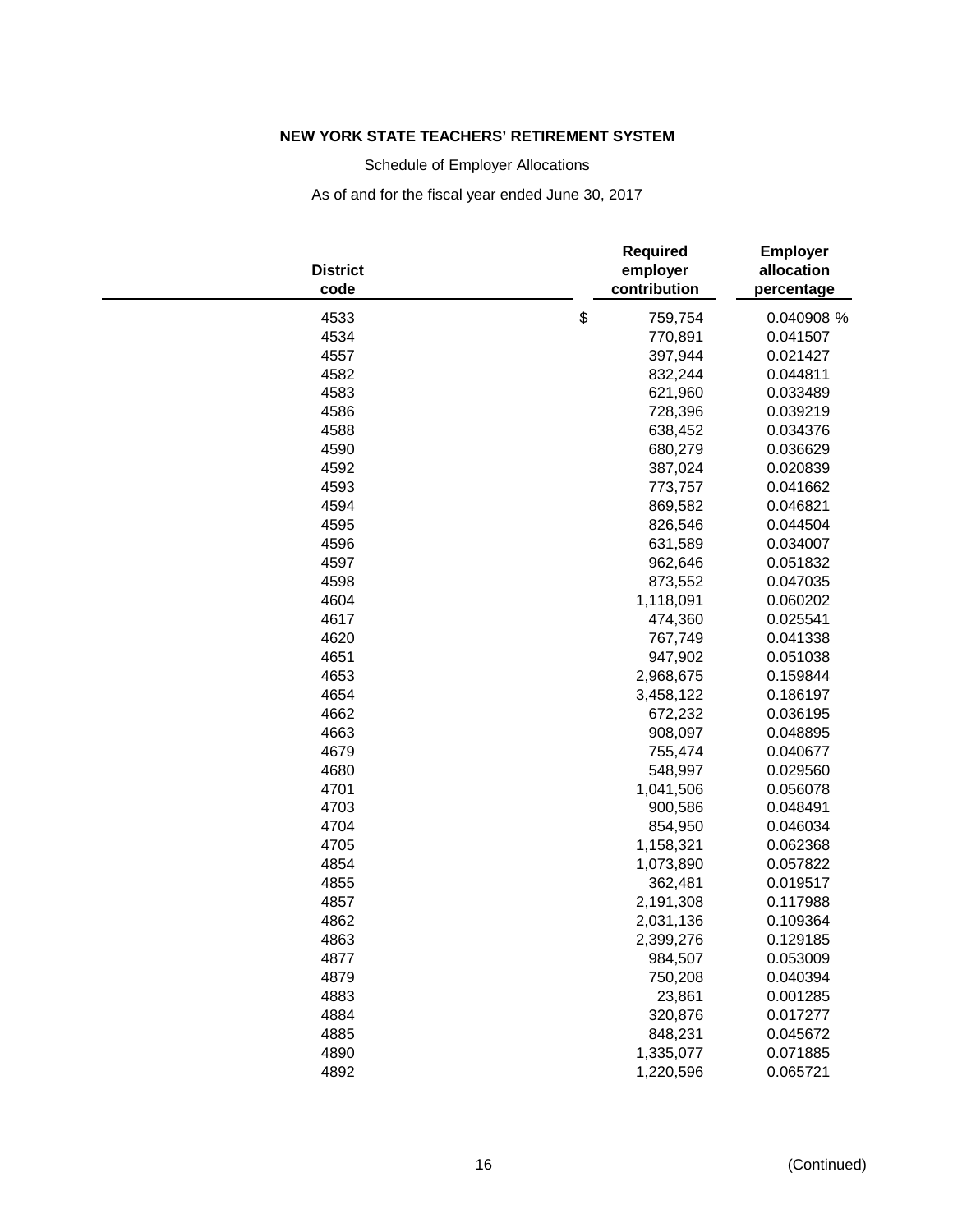**NEW YORK STATE TEACHERS' RETIREMENT SYSTEM**

Schedule of Employer Allocations

As of and for the fiscal year ended June 30, 2017

| District code | Required employer contribution | Employer allocation percentage |
|---|---|---|
| 4533 | $ 759,754 | 0.040908 % |
| 4534 | 770,891 | 0.041507 |
| 4557 | 397,944 | 0.021427 |
| 4582 | 832,244 | 0.044811 |
| 4583 | 621,960 | 0.033489 |
| 4586 | 728,396 | 0.039219 |
| 4588 | 638,452 | 0.034376 |
| 4590 | 680,279 | 0.036629 |
| 4592 | 387,024 | 0.020839 |
| 4593 | 773,757 | 0.041662 |
| 4594 | 869,582 | 0.046821 |
| 4595 | 826,546 | 0.044504 |
| 4596 | 631,589 | 0.034007 |
| 4597 | 962,646 | 0.051832 |
| 4598 | 873,552 | 0.047035 |
| 4604 | 1,118,091 | 0.060202 |
| 4617 | 474,360 | 0.025541 |
| 4620 | 767,749 | 0.041338 |
| 4651 | 947,902 | 0.051038 |
| 4653 | 2,968,675 | 0.159844 |
| 4654 | 3,458,122 | 0.186197 |
| 4662 | 672,232 | 0.036195 |
| 4663 | 908,097 | 0.048895 |
| 4679 | 755,474 | 0.040677 |
| 4680 | 548,997 | 0.029560 |
| 4701 | 1,041,506 | 0.056078 |
| 4703 | 900,586 | 0.048491 |
| 4704 | 854,950 | 0.046034 |
| 4705 | 1,158,321 | 0.062368 |
| 4854 | 1,073,890 | 0.057822 |
| 4855 | 362,481 | 0.019517 |
| 4857 | 2,191,308 | 0.117988 |
| 4862 | 2,031,136 | 0.109364 |
| 4863 | 2,399,276 | 0.129185 |
| 4877 | 984,507 | 0.053009 |
| 4879 | 750,208 | 0.040394 |
| 4883 | 23,861 | 0.001285 |
| 4884 | 320,876 | 0.017277 |
| 4885 | 848,231 | 0.045672 |
| 4890 | 1,335,077 | 0.071885 |
| 4892 | 1,220,596 | 0.065721 |

(Continued)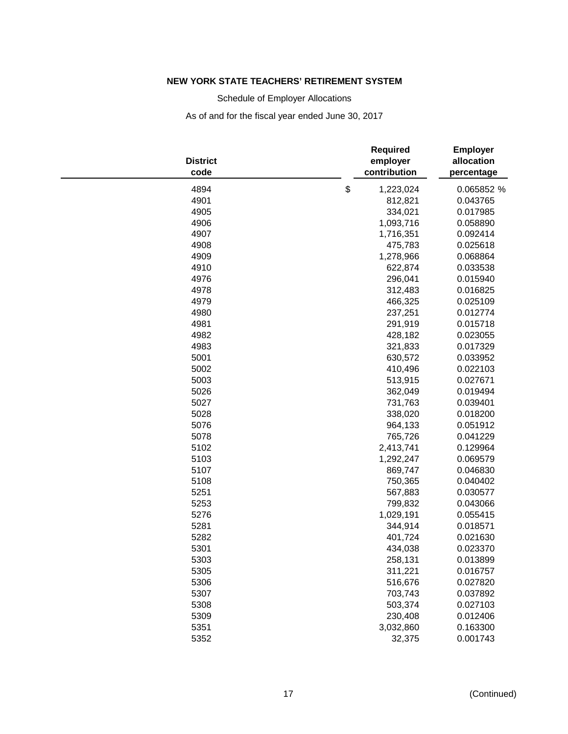**NEW YORK STATE TEACHERS' RETIREMENT SYSTEM**

Schedule of Employer Allocations

As of and for the fiscal year ended June 30, 2017

| District code | Required employer contribution | Employer allocation percentage |
|---|---|---|
| 4894 | $ 1,223,024 | 0.065852 % |
| 4901 | 812,821 | 0.043765 |
| 4905 | 334,021 | 0.017985 |
| 4906 | 1,093,716 | 0.058890 |
| 4907 | 1,716,351 | 0.092414 |
| 4908 | 475,783 | 0.025618 |
| 4909 | 1,278,966 | 0.068864 |
| 4910 | 622,874 | 0.033538 |
| 4976 | 296,041 | 0.015940 |
| 4978 | 312,483 | 0.016825 |
| 4979 | 466,325 | 0.025109 |
| 4980 | 237,251 | 0.012774 |
| 4981 | 291,919 | 0.015718 |
| 4982 | 428,182 | 0.023055 |
| 4983 | 321,833 | 0.017329 |
| 5001 | 630,572 | 0.033952 |
| 5002 | 410,496 | 0.022103 |
| 5003 | 513,915 | 0.027671 |
| 5026 | 362,049 | 0.019494 |
| 5027 | 731,763 | 0.039401 |
| 5028 | 338,020 | 0.018200 |
| 5076 | 964,133 | 0.051912 |
| 5078 | 765,726 | 0.041229 |
| 5102 | 2,413,741 | 0.129964 |
| 5103 | 1,292,247 | 0.069579 |
| 5107 | 869,747 | 0.046830 |
| 5108 | 750,365 | 0.040402 |
| 5251 | 567,883 | 0.030577 |
| 5253 | 799,832 | 0.043066 |
| 5276 | 1,029,191 | 0.055415 |
| 5281 | 344,914 | 0.018571 |
| 5282 | 401,724 | 0.021630 |
| 5301 | 434,038 | 0.023370 |
| 5303 | 258,131 | 0.013899 |
| 5305 | 311,221 | 0.016757 |
| 5306 | 516,676 | 0.027820 |
| 5307 | 703,743 | 0.037892 |
| 5308 | 503,374 | 0.027103 |
| 5309 | 230,408 | 0.012406 |
| 5351 | 3,032,860 | 0.163300 |
| 5352 | 32,375 | 0.001743 |

(Continued)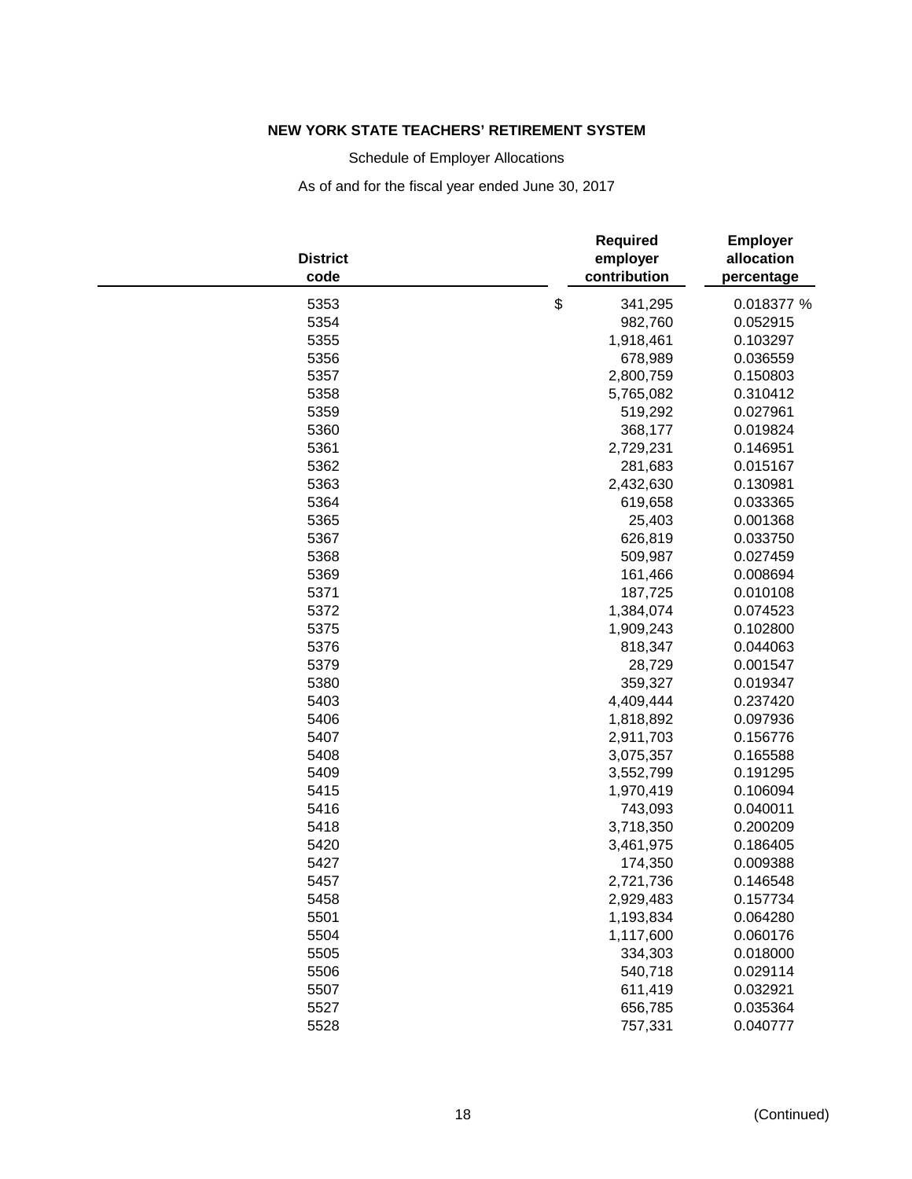**NEW YORK STATE TEACHERS' RETIREMENT SYSTEM**

Schedule of Employer Allocations

As of and for the fiscal year ended June 30, 2017

| District code | Required employer contribution | Employer allocation percentage |
|---|---|---|
| 5353 | $ 341,295 | 0.018377 % |
| 5354 | 982,760 | 0.052915 |
| 5355 | 1,918,461 | 0.103297 |
| 5356 | 678,989 | 0.036559 |
| 5357 | 2,800,759 | 0.150803 |
| 5358 | 5,765,082 | 0.310412 |
| 5359 | 519,292 | 0.027961 |
| 5360 | 368,177 | 0.019824 |
| 5361 | 2,729,231 | 0.146951 |
| 5362 | 281,683 | 0.015167 |
| 5363 | 2,432,630 | 0.130981 |
| 5364 | 619,658 | 0.033365 |
| 5365 | 25,403 | 0.001368 |
| 5367 | 626,819 | 0.033750 |
| 5368 | 509,987 | 0.027459 |
| 5369 | 161,466 | 0.008694 |
| 5371 | 187,725 | 0.010108 |
| 5372 | 1,384,074 | 0.074523 |
| 5375 | 1,909,243 | 0.102800 |
| 5376 | 818,347 | 0.044063 |
| 5379 | 28,729 | 0.001547 |
| 5380 | 359,327 | 0.019347 |
| 5403 | 4,409,444 | 0.237420 |
| 5406 | 1,818,892 | 0.097936 |
| 5407 | 2,911,703 | 0.156776 |
| 5408 | 3,075,357 | 0.165588 |
| 5409 | 3,552,799 | 0.191295 |
| 5415 | 1,970,419 | 0.106094 |
| 5416 | 743,093 | 0.040011 |
| 5418 | 3,718,350 | 0.200209 |
| 5420 | 3,461,975 | 0.186405 |
| 5427 | 174,350 | 0.009388 |
| 5457 | 2,721,736 | 0.146548 |
| 5458 | 2,929,483 | 0.157734 |
| 5501 | 1,193,834 | 0.064280 |
| 5504 | 1,117,600 | 0.060176 |
| 5505 | 334,303 | 0.018000 |
| 5506 | 540,718 | 0.029114 |
| 5507 | 611,419 | 0.032921 |
| 5527 | 656,785 | 0.035364 |
| 5528 | 757,331 | 0.040777 |

(Continued)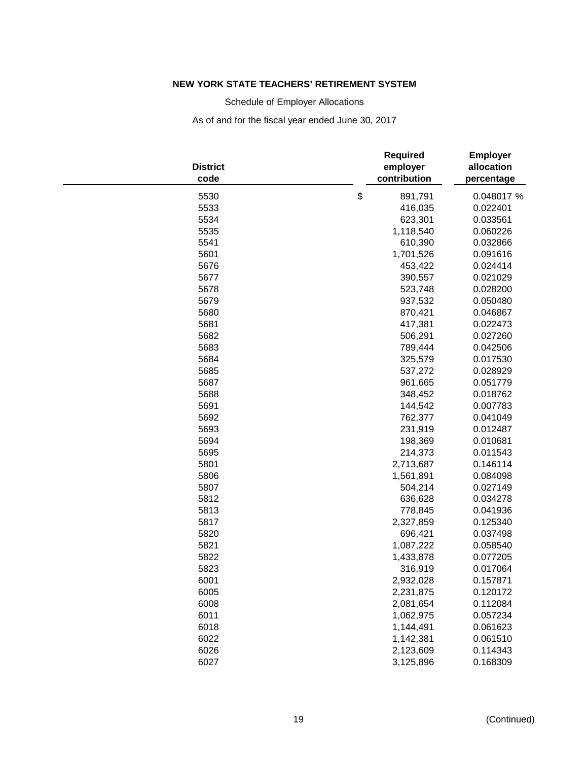**NEW YORK STATE TEACHERS' RETIREMENT SYSTEM**

Schedule of Employer Allocations

As of and for the fiscal year ended June 30, 2017

| District code | Required employer contribution | Employer allocation percentage |
|---|---|---|
| 5530 | $ 891,791 | 0.048017 % |
| 5533 | 416,035 | 0.022401 |
| 5534 | 623,301 | 0.033561 |
| 5535 | 1,118,540 | 0.060226 |
| 5541 | 610,390 | 0.032866 |
| 5601 | 1,701,526 | 0.091616 |
| 5676 | 453,422 | 0.024414 |
| 5677 | 390,557 | 0.021029 |
| 5678 | 523,748 | 0.028200 |
| 5679 | 937,532 | 0.050480 |
| 5680 | 870,421 | 0.046867 |
| 5681 | 417,381 | 0.022473 |
| 5682 | 506,291 | 0.027260 |
| 5683 | 789,444 | 0.042506 |
| 5684 | 325,579 | 0.017530 |
| 5685 | 537,272 | 0.028929 |
| 5687 | 961,665 | 0.051779 |
| 5688 | 348,452 | 0.018762 |
| 5691 | 144,542 | 0.007783 |
| 5692 | 762,377 | 0.041049 |
| 5693 | 231,919 | 0.012487 |
| 5694 | 198,369 | 0.010681 |
| 5695 | 214,373 | 0.011543 |
| 5801 | 2,713,687 | 0.146114 |
| 5806 | 1,561,891 | 0.084098 |
| 5807 | 504,214 | 0.027149 |
| 5812 | 636,628 | 0.034278 |
| 5813 | 778,845 | 0.041936 |
| 5817 | 2,327,859 | 0.125340 |
| 5820 | 696,421 | 0.037498 |
| 5821 | 1,087,222 | 0.058540 |
| 5822 | 1,433,878 | 0.077205 |
| 5823 | 316,919 | 0.017064 |
| 6001 | 2,932,028 | 0.157871 |
| 6005 | 2,231,875 | 0.120172 |
| 6008 | 2,081,654 | 0.112084 |
| 6011 | 1,062,975 | 0.057234 |
| 6018 | 1,144,491 | 0.061623 |
| 6022 | 1,142,381 | 0.061510 |
| 6026 | 2,123,609 | 0.114343 |
| 6027 | 3,125,896 | 0.168309 |

(Continued)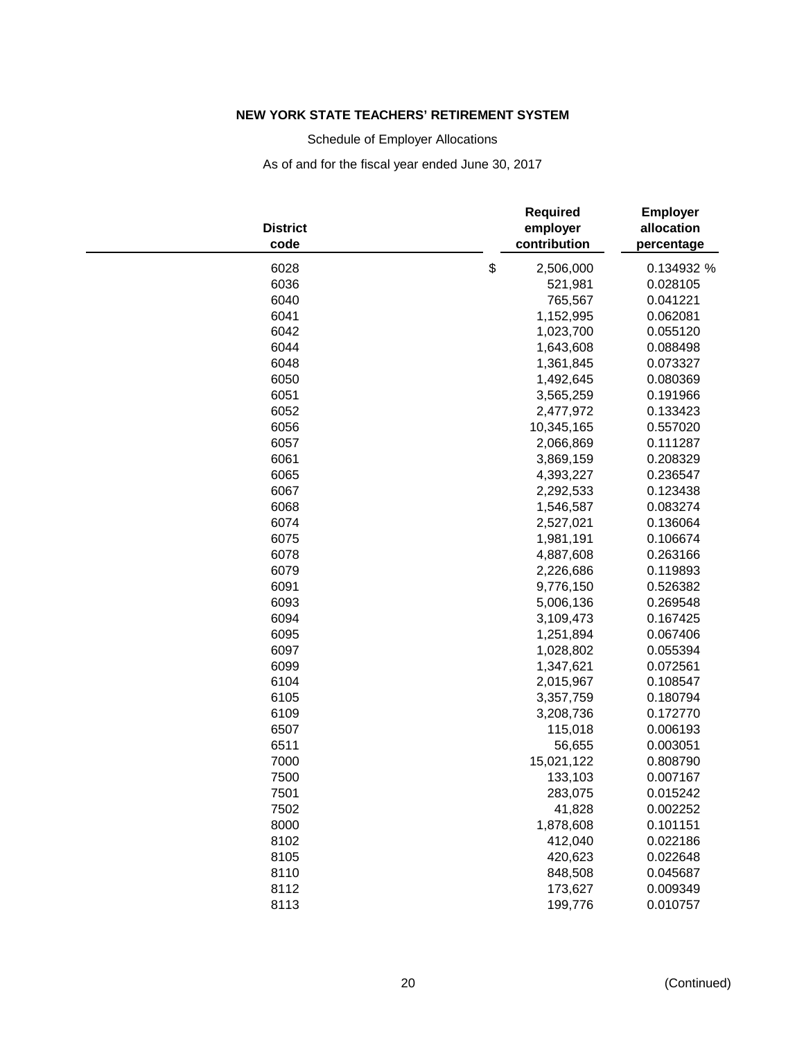**NEW YORK STATE TEACHERS' RETIREMENT SYSTEM**

Schedule of Employer Allocations

As of and for the fiscal year ended June 30, 2017

| District code | Required employer contribution | Employer allocation percentage |
|---|---|---|
| 6028 | $ 2,506,000 | 0.134932 % |
| 6036 | 521,981 | 0.028105 |
| 6040 | 765,567 | 0.041221 |
| 6041 | 1,152,995 | 0.062081 |
| 6042 | 1,023,700 | 0.055120 |
| 6044 | 1,643,608 | 0.088498 |
| 6048 | 1,361,845 | 0.073327 |
| 6050 | 1,492,645 | 0.080369 |
| 6051 | 3,565,259 | 0.191966 |
| 6052 | 2,477,972 | 0.133423 |
| 6056 | 10,345,165 | 0.557020 |
| 6057 | 2,066,869 | 0.111287 |
| 6061 | 3,869,159 | 0.208329 |
| 6065 | 4,393,227 | 0.236547 |
| 6067 | 2,292,533 | 0.123438 |
| 6068 | 1,546,587 | 0.083274 |
| 6074 | 2,527,021 | 0.136064 |
| 6075 | 1,981,191 | 0.106674 |
| 6078 | 4,887,608 | 0.263166 |
| 6079 | 2,226,686 | 0.119893 |
| 6091 | 9,776,150 | 0.526382 |
| 6093 | 5,006,136 | 0.269548 |
| 6094 | 3,109,473 | 0.167425 |
| 6095 | 1,251,894 | 0.067406 |
| 6097 | 1,028,802 | 0.055394 |
| 6099 | 1,347,621 | 0.072561 |
| 6104 | 2,015,967 | 0.108547 |
| 6105 | 3,357,759 | 0.180794 |
| 6109 | 3,208,736 | 0.172770 |
| 6507 | 115,018 | 0.006193 |
| 6511 | 56,655 | 0.003051 |
| 7000 | 15,021,122 | 0.808790 |
| 7500 | 133,103 | 0.007167 |
| 7501 | 283,075 | 0.015242 |
| 7502 | 41,828 | 0.002252 |
| 8000 | 1,878,608 | 0.101151 |
| 8102 | 412,040 | 0.022186 |
| 8105 | 420,623 | 0.022648 |
| 8110 | 848,508 | 0.045687 |
| 8112 | 173,627 | 0.009349 |
| 8113 | 199,776 | 0.010757 |

(Continued)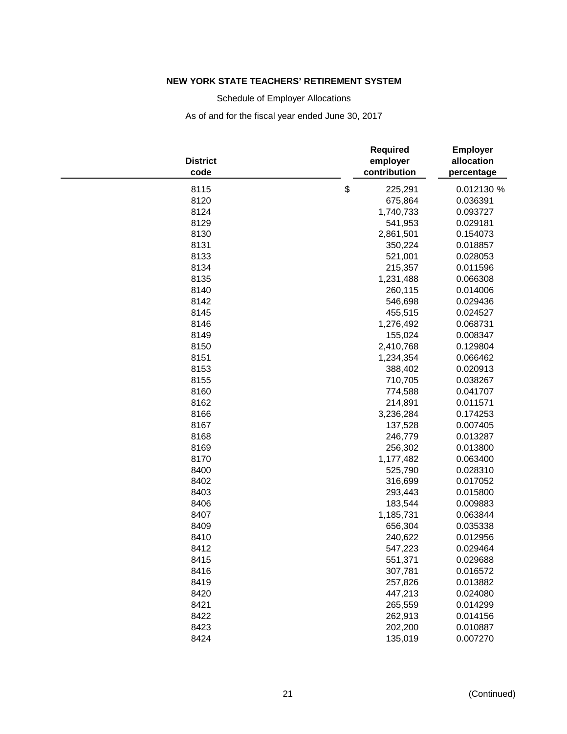**NEW YORK STATE TEACHERS' RETIREMENT SYSTEM**

Schedule of Employer Allocations

As of and for the fiscal year ended June 30, 2017

| District code | Required employer contribution | Employer allocation percentage |
|---|---|---|
| 8115 | $ 225,291 | 0.012130 % |
| 8120 | 675,864 | 0.036391 |
| 8124 | 1,740,733 | 0.093727 |
| 8129 | 541,953 | 0.029181 |
| 8130 | 2,861,501 | 0.154073 |
| 8131 | 350,224 | 0.018857 |
| 8133 | 521,001 | 0.028053 |
| 8134 | 215,357 | 0.011596 |
| 8135 | 1,231,488 | 0.066308 |
| 8140 | 260,115 | 0.014006 |
| 8142 | 546,698 | 0.029436 |
| 8145 | 455,515 | 0.024527 |
| 8146 | 1,276,492 | 0.068731 |
| 8149 | 155,024 | 0.008347 |
| 8150 | 2,410,768 | 0.129804 |
| 8151 | 1,234,354 | 0.066462 |
| 8153 | 388,402 | 0.020913 |
| 8155 | 710,705 | 0.038267 |
| 8160 | 774,588 | 0.041707 |
| 8162 | 214,891 | 0.011571 |
| 8166 | 3,236,284 | 0.174253 |
| 8167 | 137,528 | 0.007405 |
| 8168 | 246,779 | 0.013287 |
| 8169 | 256,302 | 0.013800 |
| 8170 | 1,177,482 | 0.063400 |
| 8400 | 525,790 | 0.028310 |
| 8402 | 316,699 | 0.017052 |
| 8403 | 293,443 | 0.015800 |
| 8406 | 183,544 | 0.009883 |
| 8407 | 1,185,731 | 0.063844 |
| 8409 | 656,304 | 0.035338 |
| 8410 | 240,622 | 0.012956 |
| 8412 | 547,223 | 0.029464 |
| 8415 | 551,371 | 0.029688 |
| 8416 | 307,781 | 0.016572 |
| 8419 | 257,826 | 0.013882 |
| 8420 | 447,213 | 0.024080 |
| 8421 | 265,559 | 0.014299 |
| 8422 | 262,913 | 0.014156 |
| 8423 | 202,200 | 0.010887 |
| 8424 | 135,019 | 0.007270 |

(Continued)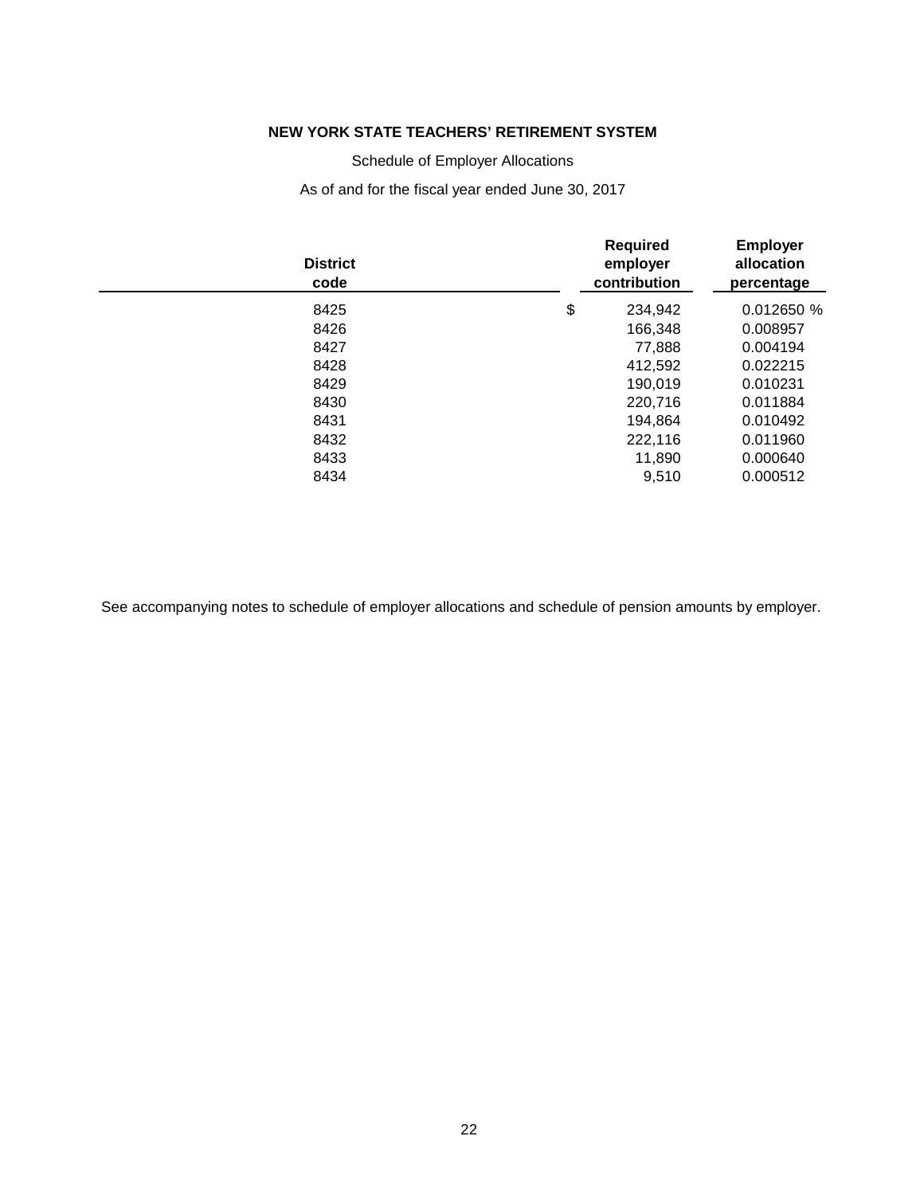**NEW YORK STATE TEACHERS' RETIREMENT SYSTEM**

Schedule of Employer Allocations

As of and for the fiscal year ended June 30, 2017

| District code | Required employer contribution | Employer allocation percentage |
|---|---|---|
| 8425 | $ 234,942 | 0.012650 % |
| 8426 | 166,348 | 0.008957 |
| 8427 | 77,888 | 0.004194 |
| 8428 | 412,592 | 0.022215 |
| 8429 | 190,019 | 0.010231 |
| 8430 | 220,716 | 0.011884 |
| 8431 | 194,864 | 0.010492 |
| 8432 | 222,116 | 0.011960 |
| 8433 | 11,890 | 0.000640 |
| 8434 | 9,510 | 0.000512 |

See accompanying notes to schedule of employer allocations and schedule of pension amounts by employer.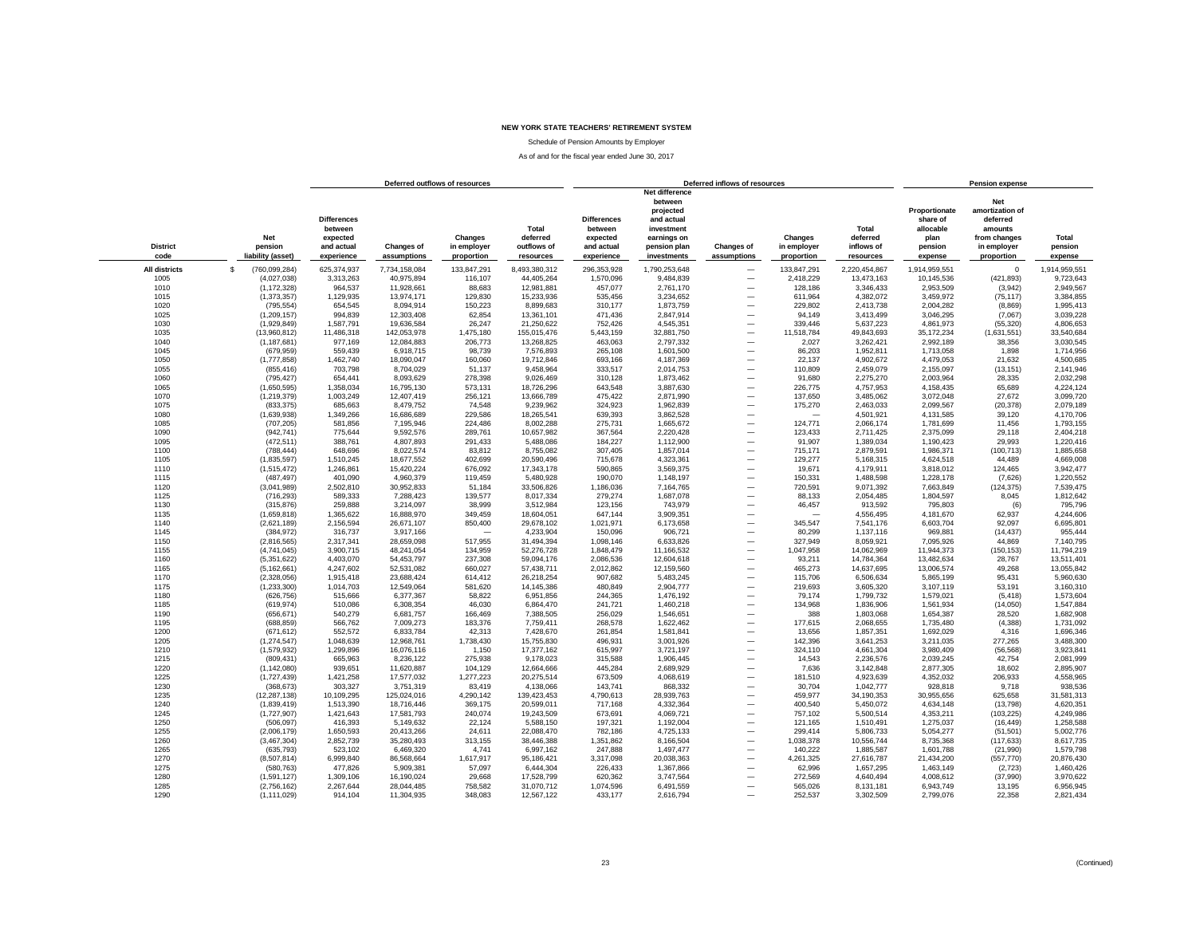**NEW YORK STATE TEACHERS' RETIREMENT SYSTEM**

Schedule of Pension Amounts by Employer

As of and for the fiscal year ended June 30, 2017

| | | Deferred outflows of resources | | | | Deferred inflows of resources | | | | | Pension expense | | |
|---|---|---|---|---|---|---|---|---|---|---|---|---|---|
| District code | Net pension liability (asset) | Differences between expected and actual experience | Changes of assumptions | Changes in employer proportion | Total deferred outflows of resources | Differences between expected and actual experience | Net difference between projected and actual investment earnings on pension plan investments | Changes of assumptions | Changes in employer proportion | Total deferred inflows of resources | Proportionate share of allocable plan pension expense | Net amortization of deferred amounts from changes in employer proportion | Total pension expense |
| All districts | $ (760,099,284) | 625,374,937 | 7,734,158,084 | 133,847,291 | 8,493,380,312 | 296,353,928 | 1,790,253,648 | — | 133,847,291 | 2,220,454,867 | 1,914,959,551 | 0 | 1,914,959,551 |
| 1005 | (4,027,038) | 3,313,263 | 40,975,894 | 116,107 | 44,405,264 | 1,570,096 | 9,484,839 | — | 2,418,229 | 13,473,163 | 10,145,536 | (421,893) | 9,723,643 |
| 1010 | (1,172,328) | 964,537 | 11,928,661 | 88,683 | 12,981,881 | 457,077 | 2,761,170 | — | 128,186 | 3,346,433 | 2,953,509 | (3,942) | 2,949,567 |
| 1015 | (1,373,357) | 1,129,935 | 13,974,171 | 129,830 | 15,233,936 | 535,456 | 3,234,652 | — | 611,964 | 4,382,072 | 3,459,972 | (75,117) | 3,384,855 |
| 1020 | (795,554) | 654,545 | 8,094,914 | 150,223 | 8,899,683 | 310,177 | 1,873,759 | — | 229,802 | 2,413,738 | 2,004,282 | (8,869) | 1,995,413 |
| 1025 | (1,209,157) | 994,839 | 12,303,408 | 62,854 | 13,361,101 | 471,436 | 2,847,914 | — | 94,149 | 3,413,499 | 3,046,295 | (7,067) | 3,039,228 |
| 1030 | (1,929,849) | 1,587,791 | 19,636,584 | 26,247 | 21,250,622 | 752,426 | 4,545,351 | — | 339,446 | 5,637,223 | 4,861,973 | (55,320) | 4,806,653 |
| 1035 | (13,960,812) | 11,486,318 | 142,053,978 | 1,475,180 | 155,015,476 | 5,443,159 | 32,881,750 | — | 11,518,784 | 49,843,693 | 35,172,234 | (1,631,551) | 33,540,684 |
| 1040 | (1,187,681) | 977,169 | 12,084,883 | 206,773 | 13,268,825 | 463,063 | 2,797,332 | — | 2,027 | 3,262,421 | 2,992,189 | 38,356 | 3,030,545 |
| 1045 | (679,959) | 559,439 | 6,918,715 | 98,739 | 7,576,893 | 265,108 | 1,601,500 | — | 86,203 | 1,952,811 | 1,713,058 | 1,898 | 1,714,956 |
| 1050 | (1,777,858) | 1,462,740 | 18,090,047 | 160,060 | 19,712,846 | 693,166 | 4,187,369 | — | 22,137 | 4,902,672 | 4,479,053 | 21,632 | 4,500,685 |
| 1055 | (855,416) | 703,798 | 8,704,029 | 51,137 | 9,458,964 | 333,517 | 2,014,753 | — | 110,809 | 2,459,079 | 2,155,097 | (13,151) | 2,141,946 |
| 1060 | (795,427) | 654,441 | 8,093,629 | 278,398 | 9,026,469 | 310,128 | 1,873,462 | — | 91,680 | 2,275,270 | 2,003,964 | 28,335 | 2,032,298 |
| 1065 | (1,650,595) | 1,358,034 | 16,795,130 | 573,131 | 18,726,296 | 643,548 | 3,887,630 | — | 226,775 | 4,757,953 | 4,158,435 | 65,689 | 4,224,124 |
| 1070 | (1,219,379) | 1,003,249 | 12,407,419 | 256,121 | 13,666,789 | 475,422 | 2,871,990 | — | 137,650 | 3,485,062 | 3,072,048 | 27,672 | 3,099,720 |
| 1075 | (833,375) | 685,663 | 8,479,752 | 74,548 | 9,239,962 | 324,923 | 1,962,839 | — | 175,270 | 2,463,033 | 2,099,567 | (20,378) | 2,079,189 |
| 1080 | (1,639,938) | 1,349,266 | 16,686,689 | 229,586 | 18,265,541 | 639,393 | 3,862,528 | — | — | 4,501,921 | 4,131,585 | 39,120 | 4,170,706 |
| 1085 | (707,205) | 581,856 | 7,195,946 | 224,486 | 8,002,288 | 275,731 | 1,665,672 | — | 124,771 | 2,066,174 | 1,781,699 | 11,456 | 1,793,155 |
| 1090 | (942,741) | 775,644 | 9,592,576 | 289,761 | 10,657,982 | 367,564 | 2,220,428 | — | 123,433 | 2,711,425 | 2,375,099 | 29,118 | 2,404,218 |
| 1095 | (472,511) | 388,761 | 4,807,893 | 291,433 | 5,488,086 | 184,227 | 1,112,900 | — | 91,907 | 1,389,034 | 1,190,423 | 29,993 | 1,220,416 |
| 1100 | (788,444) | 648,696 | 8,022,574 | 83,812 | 8,755,082 | 307,405 | 1,857,014 | — | 715,171 | 2,879,591 | 1,986,371 | (100,713) | 1,885,658 |
| 1105 | (1,835,597) | 1,510,245 | 18,677,552 | 402,699 | 20,590,496 | 715,678 | 4,323,361 | — | 129,277 | 5,168,315 | 4,624,518 | 44,489 | 4,669,008 |
| 1110 | (1,515,472) | 1,246,861 | 15,420,224 | 676,092 | 17,343,178 | 590,865 | 3,569,375 | — | 19,671 | 4,179,911 | 3,818,012 | 124,465 | 3,942,477 |
| 1115 | (487,497) | 401,090 | 4,960,379 | 119,459 | 5,480,928 | 190,070 | 1,148,197 | — | 150,331 | 1,488,598 | 1,228,178 | (7,626) | 1,220,552 |
| 1120 | (3,041,989) | 2,502,810 | 30,952,833 | 51,184 | 33,506,826 | 1,186,036 | 7,164,765 | — | 720,591 | 9,071,392 | 7,663,849 | (124,375) | 7,539,475 |
| 1125 | (716,293) | 589,333 | 7,288,423 | 139,577 | 8,017,334 | 279,274 | 1,687,078 | — | 88,133 | 2,054,485 | 1,804,597 | 8,045 | 1,812,642 |
| 1130 | (315,876) | 259,888 | 3,214,097 | 38,999 | 3,512,984 | 123,156 | 743,979 | — | 46,457 | 913,592 | 795,803 | (6) | 795,796 |
| 1135 | (1,659,818) | 1,365,622 | 16,888,970 | 349,459 | 18,604,051 | 647,144 | 3,909,351 | — | — | 4,556,495 | 4,181,670 | 62,937 | 4,244,606 |
| 1140 | (2,621,189) | 2,156,594 | 26,671,107 | 850,400 | 29,678,102 | 1,021,971 | 6,173,658 | — | 345,547 | 7,541,176 | 6,603,704 | 92,097 | 6,695,801 |
| 1145 | (384,972) | 316,737 | 3,917,166 | — | 4,233,904 | 150,096 | 906,721 | — | 80,299 | 1,137,116 | 969,881 | (14,437) | 955,444 |
| 1150 | (2,816,565) | 2,317,341 | 28,659,098 | 517,955 | 31,494,394 | 1,098,146 | 6,633,826 | — | 327,949 | 8,059,921 | 7,095,926 | 44,869 | 7,140,795 |
| 1155 | (4,741,045) | 3,900,715 | 48,241,054 | 134,959 | 52,276,728 | 1,848,479 | 11,166,532 | — | 1,047,958 | 14,062,969 | 11,944,373 | (150,153) | 11,794,219 |
| 1160 | (5,351,622) | 4,403,070 | 54,453,797 | 237,308 | 59,094,176 | 2,086,536 | 12,604,618 | — | 93,211 | 14,784,364 | 13,482,634 | 28,767 | 13,511,401 |
| 1165 | (5,162,661) | 4,247,602 | 52,531,082 | 660,027 | 57,438,711 | 2,012,862 | 12,159,560 | — | 465,273 | 14,637,695 | 13,006,574 | 49,268 | 13,055,842 |
| 1170 | (2,328,056) | 1,915,418 | 23,688,424 | 614,412 | 26,218,254 | 907,682 | 5,483,245 | — | 115,706 | 6,506,634 | 5,865,199 | 95,431 | 5,960,630 |
| 1175 | (1,233,300) | 1,014,703 | 12,549,064 | 581,620 | 14,145,386 | 480,849 | 2,904,777 | — | 219,693 | 3,605,320 | 3,107,119 | 53,191 | 3,160,310 |
| 1180 | (626,756) | 515,666 | 6,377,367 | 58,822 | 6,951,856 | 244,365 | 1,476,192 | — | 79,174 | 1,799,732 | 1,579,021 | (5,418) | 1,573,604 |
| 1185 | (619,974) | 510,086 | 6,308,354 | 46,030 | 6,864,470 | 241,721 | 1,460,218 | — | 134,968 | 1,836,906 | 1,561,934 | (14,050) | 1,547,884 |
| 1190 | (656,671) | 540,279 | 6,681,757 | 166,469 | 7,388,505 | 256,029 | 1,546,651 | — | 388 | 1,803,068 | 1,654,387 | 28,520 | 1,682,908 |
| 1195 | (688,859) | 566,762 | 7,009,273 | 183,376 | 7,759,411 | 268,578 | 1,622,462 | — | 177,615 | 2,068,655 | 1,735,480 | (4,388) | 1,731,092 |
| 1200 | (671,612) | 552,572 | 6,833,784 | 42,313 | 7,428,670 | 261,854 | 1,581,841 | — | 13,656 | 1,857,351 | 1,692,029 | 4,316 | 1,696,346 |
| 1205 | (1,274,547) | 1,048,639 | 12,968,761 | 1,738,430 | 15,755,830 | 496,931 | 3,001,926 | — | 142,396 | 3,641,253 | 3,211,035 | 277,265 | 3,488,300 |
| 1210 | (1,579,932) | 1,299,896 | 16,076,116 | 1,150 | 17,377,162 | 615,997 | 3,721,197 | — | 324,110 | 4,661,304 | 3,980,409 | (56,568) | 3,923,841 |
| 1215 | (809,431) | 665,963 | 8,236,122 | 275,938 | 9,178,023 | 315,588 | 1,906,445 | — | 14,543 | 2,236,576 | 2,039,245 | 42,754 | 2,081,999 |
| 1220 | (1,142,080) | 939,651 | 11,620,887 | 104,129 | 12,664,666 | 445,284 | 2,689,929 | — | 7,636 | 3,142,848 | 2,877,305 | 18,602 | 2,895,907 |
| 1225 | (1,727,439) | 1,421,258 | 17,577,032 | 1,277,223 | 20,275,514 | 673,509 | 4,068,619 | — | 181,510 | 4,923,639 | 4,352,032 | 206,933 | 4,558,965 |
| 1230 | (368,673) | 303,327 | 3,751,319 | 83,419 | 4,138,066 | 143,741 | 868,332 | — | 30,704 | 1,042,777 | 928,818 | 9,718 | 938,536 |
| 1235 | (12,287,138) | 10,109,295 | 125,024,016 | 4,290,142 | 139,423,453 | 4,790,613 | 28,939,763 | — | 459,977 | 34,190,353 | 30,955,656 | 625,658 | 31,581,313 |
| 1240 | (1,839,419) | 1,513,390 | 18,716,446 | 369,175 | 20,599,011 | 717,168 | 4,332,364 | — | 400,540 | 5,450,072 | 4,634,148 | (13,798) | 4,620,351 |
| 1245 | (1,727,907) | 1,421,643 | 17,581,793 | 240,074 | 19,243,509 | 673,691 | 4,069,721 | — | 757,102 | 5,500,514 | 4,353,211 | (103,225) | 4,249,986 |
| 1250 | (506,097) | 416,393 | 5,149,632 | 22,124 | 5,588,150 | 197,321 | 1,192,004 | — | 121,165 | 1,510,491 | 1,275,037 | (16,449) | 1,258,588 |
| 1255 | (2,006,179) | 1,650,593 | 20,413,266 | 24,611 | 22,088,470 | 782,186 | 4,725,133 | — | 299,414 | 5,806,733 | 5,054,277 | (51,501) | 5,002,776 |
| 1260 | (3,467,304) | 2,852,739 | 35,280,493 | 313,155 | 38,446,388 | 1,351,862 | 8,166,504 | — | 1,038,378 | 10,556,744 | 8,735,368 | (117,633) | 8,617,735 |
| 1265 | (635,793) | 523,102 | 6,469,320 | 4,741 | 6,997,162 | 247,888 | 1,497,477 | — | 140,222 | 1,885,587 | 1,601,788 | (21,990) | 1,579,798 |
| 1270 | (8,507,814) | 6,999,840 | 86,568,664 | 1,617,917 | 95,186,421 | 3,317,098 | 20,038,363 | — | 4,261,325 | 27,616,787 | 21,434,200 | (557,770) | 20,876,430 |
| 1275 | (580,763) | 477,826 | 5,909,381 | 57,097 | 6,444,304 | 226,433 | 1,367,866 | — | 62,996 | 1,657,295 | 1,463,149 | (2,723) | 1,460,426 |
| 1280 | (1,591,127) | 1,309,106 | 16,190,024 | 29,668 | 17,528,799 | 620,362 | 3,747,564 | — | 272,569 | 4,640,494 | 4,008,612 | (37,990) | 3,970,622 |
| 1285 | (2,756,162) | 2,267,644 | 28,044,485 | 758,582 | 31,070,712 | 1,074,596 | 6,491,559 | — | 565,026 | 8,131,181 | 6,943,749 | 13,195 | 6,956,945 |
| 1290 | (1,111,029) | 914,104 | 11,304,935 | 348,083 | 12,567,122 | 433,177 | 2,616,794 | — | 252,537 | 3,302,509 | 2,799,076 | 22,358 | 2,821,434 |

(Continued)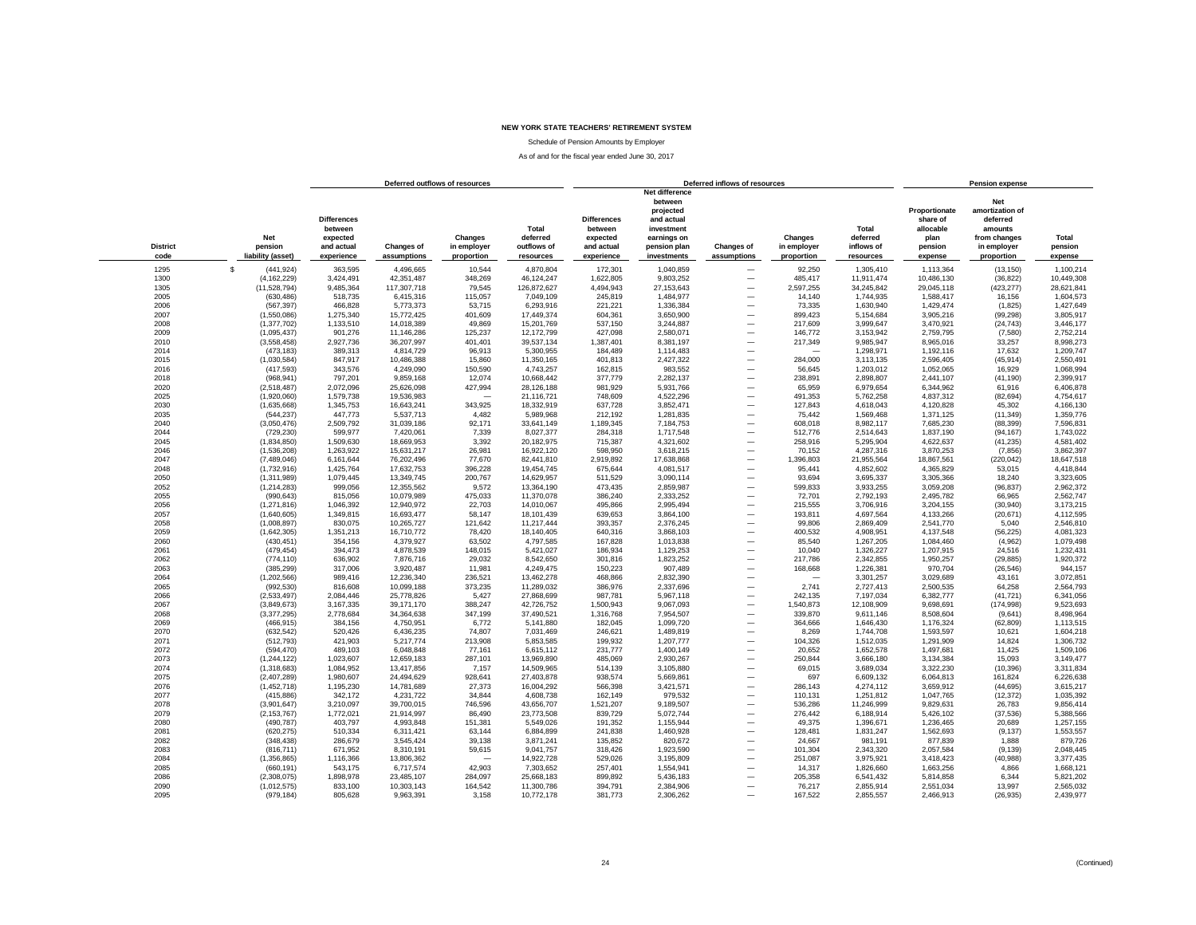**NEW YORK STATE TEACHERS' RETIREMENT SYSTEM**

Schedule of Pension Amounts by Employer

As of and for the fiscal year ended June 30, 2017

| District code | Net pension liability (asset) | Deferred outflows of resources: Differences between expected and actual experience | Deferred outflows of resources: Changes of assumptions | Deferred outflows of resources: Changes in employer proportion | Deferred outflows of resources: Total deferred outflows of resources | Deferred inflows of resources: Differences between expected and actual experience | Deferred inflows of resources: Net difference between projected and actual investment earnings on pension plan investments | Deferred inflows of resources: Changes of assumptions | Deferred inflows of resources: Changes in employer proportion | Deferred inflows of resources: Total deferred inflows of resources | Pension expense: Proportionate share of allocable plan pension expense | Pension expense: Net amortization of deferred amounts from changes in employer proportion | Pension expense: Total pension expense |
|---|---|---|---|---|---|---|---|---|---|---|---|---|---|
| 1295 | $ (441,924) | 363,595 | 4,496,665 | 10,544 | 4,870,804 | 172,301 | 1,040,859 | — | 92,250 | 1,305,410 | 1,113,364 | (13,150) | 1,100,214 |
| 1300 | (4,162,229) | 3,424,491 | 42,351,487 | 348,269 | 46,124,247 | 1,622,805 | 9,803,252 | — | 485,417 | 11,911,474 | 10,486,130 | (36,822) | 10,449,308 |
| 1305 | (11,528,794) | 9,485,364 | 117,307,718 | 79,545 | 126,872,627 | 4,494,943 | 27,153,643 | — | 2,597,255 | 34,245,842 | 29,045,118 | (423,277) | 28,621,841 |
| 2005 | (630,486) | 518,735 | 6,415,316 | 115,057 | 7,049,109 | 245,819 | 1,484,977 | — | 14,140 | 1,744,935 | 1,588,417 | 16,156 | 1,604,573 |
| 2006 | (567,397) | 466,828 | 5,773,373 | 53,715 | 6,293,916 | 221,221 | 1,336,384 | — | 73,335 | 1,630,940 | 1,429,474 | (1,825) | 1,427,649 |
| 2007 | (1,550,086) | 1,275,340 | 15,772,425 | 401,609 | 17,449,374 | 604,361 | 3,650,900 | — | 899,423 | 5,154,684 | 3,905,216 | (99,298) | 3,805,917 |
| 2008 | (1,377,702) | 1,133,510 | 14,018,389 | 49,869 | 15,201,769 | 537,150 | 3,244,887 | — | 217,609 | 3,999,647 | 3,470,921 | (24,743) | 3,446,177 |
| 2009 | (1,095,437) | 901,276 | 11,146,286 | 125,237 | 12,172,799 | 427,098 | 2,580,071 | — | 146,772 | 3,153,942 | 2,759,795 | (7,580) | 2,752,214 |
| 2010 | (3,558,458) | 2,927,736 | 36,207,997 | 401,401 | 39,537,134 | 1,387,401 | 8,381,197 | — | 217,349 | 9,985,947 | 8,965,016 | 33,257 | 8,998,273 |
| 2014 | (473,183) | 389,313 | 4,814,729 | 96,913 | 5,300,955 | 184,489 | 1,114,483 | — | — | 1,298,971 | 1,192,116 | 17,632 | 1,209,747 |
| 2015 | (1,030,584) | 847,917 | 10,486,388 | 15,860 | 11,350,165 | 401,813 | 2,427,322 | — | 284,000 | 3,113,135 | 2,596,405 | (45,914) | 2,550,491 |
| 2016 | (417,593) | 343,576 | 4,249,090 | 150,590 | 4,743,257 | 162,815 | 983,552 | — | 56,645 | 1,203,012 | 1,052,065 | 16,929 | 1,068,994 |
| 2018 | (968,941) | 797,201 | 9,859,168 | 12,074 | 10,668,442 | 377,779 | 2,282,137 | — | 238,891 | 2,898,807 | 2,441,107 | (41,190) | 2,399,917 |
| 2020 | (2,518,487) | 2,072,096 | 25,626,098 | 427,994 | 28,126,188 | 981,929 | 5,931,766 | — | 65,959 | 6,979,654 | 6,344,962 | 61,916 | 6,406,878 |
| 2025 | (1,920,060) | 1,579,738 | 19,536,983 | — | 21,116,721 | 748,609 | 4,522,296 | — | 491,353 | 5,762,258 | 4,837,312 | (82,694) | 4,754,617 |
| 2030 | (1,635,668) | 1,345,753 | 16,643,241 | 343,925 | 18,332,919 | 637,728 | 3,852,471 | — | 127,843 | 4,618,043 | 4,120,828 | 45,302 | 4,166,130 |
| 2035 | (544,237) | 447,773 | 5,537,713 | 4,482 | 5,989,968 | 212,192 | 1,281,835 | — | 75,442 | 1,569,468 | 1,371,125 | (11,349) | 1,359,776 |
| 2040 | (3,050,476) | 2,509,792 | 31,039,186 | 92,171 | 33,641,149 | 1,189,345 | 7,184,753 | — | 608,018 | 8,982,117 | 7,685,230 | (88,399) | 7,596,831 |
| 2044 | (729,230) | 599,977 | 7,420,061 | 7,339 | 8,027,377 | 284,318 | 1,717,548 | — | 512,776 | 2,514,643 | 1,837,190 | (94,167) | 1,743,022 |
| 2045 | (1,834,850) | 1,509,630 | 18,669,953 | 3,392 | 20,182,975 | 715,387 | 4,321,602 | — | 258,916 | 5,295,904 | 4,622,637 | (41,235) | 4,581,402 |
| 2046 | (1,536,208) | 1,263,922 | 15,631,217 | 26,981 | 16,922,120 | 598,950 | 3,618,215 | — | 70,152 | 4,287,316 | 3,870,253 | (7,856) | 3,862,397 |
| 2047 | (7,489,046) | 6,161,644 | 76,202,496 | 77,670 | 82,441,810 | 2,919,892 | 17,638,868 | — | 1,396,803 | 21,955,564 | 18,867,561 | (220,042) | 18,647,518 |
| 2048 | (1,732,916) | 1,425,764 | 17,632,753 | 396,228 | 19,454,745 | 675,644 | 4,081,517 | — | 95,441 | 4,852,602 | 4,365,829 | 53,015 | 4,418,844 |
| 2050 | (1,311,989) | 1,079,445 | 13,349,745 | 200,767 | 14,629,957 | 511,529 | 3,090,114 | — | 93,694 | 3,695,337 | 3,305,366 | 18,240 | 3,323,605 |
| 2052 | (1,214,283) | 999,056 | 12,355,562 | 9,572 | 13,364,190 | 473,435 | 2,859,987 | — | 599,833 | 3,933,255 | 3,059,208 | (96,837) | 2,962,372 |
| 2055 | (990,643) | 815,056 | 10,079,989 | 475,033 | 11,370,078 | 386,240 | 2,333,252 | — | 72,701 | 2,792,193 | 2,495,782 | 66,965 | 2,562,747 |
| 2056 | (1,271,816) | 1,046,392 | 12,940,972 | 22,703 | 14,010,067 | 495,866 | 2,995,494 | — | 215,555 | 3,706,916 | 3,204,155 | (30,940) | 3,173,215 |
| 2057 | (1,640,605) | 1,349,815 | 16,693,477 | 58,147 | 18,101,439 | 639,653 | 3,864,100 | — | 193,811 | 4,697,564 | 4,133,266 | (20,671) | 4,112,595 |
| 2058 | (1,008,897) | 830,075 | 10,265,727 | 121,642 | 11,217,444 | 393,357 | 2,376,245 | — | 99,806 | 2,869,409 | 2,541,770 | 5,040 | 2,546,810 |
| 2059 | (1,642,305) | 1,351,213 | 16,710,772 | 78,420 | 18,140,405 | 640,316 | 3,868,103 | — | 400,532 | 4,908,951 | 4,137,548 | (56,225) | 4,081,323 |
| 2060 | (430,451) | 354,156 | 4,379,927 | 63,502 | 4,797,585 | 167,828 | 1,013,838 | — | 85,540 | 1,267,205 | 1,084,460 | (4,962) | 1,079,498 |
| 2061 | (479,454) | 394,473 | 4,878,539 | 148,015 | 5,421,027 | 186,934 | 1,129,253 | — | 10,040 | 1,326,227 | 1,207,915 | 24,516 | 1,232,431 |
| 2062 | (774,110) | 636,902 | 7,876,716 | 29,032 | 8,542,650 | 301,816 | 1,823,252 | — | 217,786 | 2,342,855 | 1,950,257 | (29,885) | 1,920,372 |
| 2063 | (385,299) | 317,006 | 3,920,487 | 11,981 | 4,249,475 | 150,223 | 907,489 | — | 168,668 | 1,226,381 | 970,704 | (26,546) | 944,157 |
| 2064 | (1,202,566) | 989,416 | 12,236,340 | 236,521 | 13,462,278 | 468,866 | 2,832,390 | — | — | 3,301,257 | 3,029,689 | 43,161 | 3,072,851 |
| 2065 | (992,530) | 816,608 | 10,099,188 | 373,235 | 11,289,032 | 386,976 | 2,337,696 | — | 2,741 | 2,727,413 | 2,500,535 | 64,258 | 2,564,793 |
| 2066 | (2,533,497) | 2,084,446 | 25,778,826 | 5,427 | 27,868,699 | 987,781 | 5,967,118 | — | 242,135 | 7,197,034 | 6,382,777 | (41,721) | 6,341,056 |
| 2067 | (3,849,673) | 3,167,335 | 39,171,170 | 388,247 | 42,726,752 | 1,500,943 | 9,067,093 | — | 1,540,873 | 12,108,909 | 9,698,691 | (174,998) | 9,523,693 |
| 2068 | (3,377,295) | 2,778,684 | 34,364,638 | 347,199 | 37,490,521 | 1,316,768 | 7,954,507 | — | 339,870 | 9,611,146 | 8,508,604 | (9,641) | 8,498,964 |
| 2069 | (466,915) | 384,156 | 4,750,951 | 6,772 | 5,141,880 | 182,045 | 1,099,720 | — | 364,666 | 1,646,430 | 1,176,324 | (62,809) | 1,113,515 |
| 2070 | (632,542) | 520,426 | 6,436,235 | 74,807 | 7,031,469 | 246,621 | 1,489,819 | — | 8,269 | 1,744,708 | 1,593,597 | 10,621 | 1,604,218 |
| 2071 | (512,793) | 421,903 | 5,217,774 | 213,908 | 5,853,585 | 199,932 | 1,207,777 | — | 104,326 | 1,512,035 | 1,291,909 | 14,824 | 1,306,732 |
| 2072 | (594,470) | 489,103 | 6,048,848 | 77,161 | 6,615,112 | 231,777 | 1,400,149 | — | 20,652 | 1,652,578 | 1,497,681 | 11,425 | 1,509,106 |
| 2073 | (1,244,122) | 1,023,607 | 12,659,183 | 287,101 | 13,969,890 | 485,069 | 2,930,267 | — | 250,844 | 3,666,180 | 3,134,384 | 15,093 | 3,149,477 |
| 2074 | (1,318,683) | 1,084,952 | 13,417,856 | 7,157 | 14,509,965 | 514,139 | 3,105,880 | — | 69,015 | 3,689,034 | 3,322,230 | (10,396) | 3,311,834 |
| 2075 | (2,407,289) | 1,980,607 | 24,494,629 | 928,641 | 27,403,878 | 938,574 | 5,669,861 | — | 697 | 6,609,132 | 6,064,813 | 161,824 | 6,226,638 |
| 2076 | (1,452,718) | 1,195,230 | 14,781,689 | 27,373 | 16,004,292 | 566,398 | 3,421,571 | — | 286,143 | 4,274,112 | 3,659,912 | (44,695) | 3,615,217 |
| 2077 | (415,886) | 342,172 | 4,231,722 | 34,844 | 4,608,738 | 162,149 | 979,532 | — | 110,131 | 1,251,812 | 1,047,765 | (12,372) | 1,035,392 |
| 2078 | (3,901,647) | 3,210,097 | 39,700,015 | 746,596 | 43,656,707 | 1,521,207 | 9,189,507 | — | 536,286 | 11,246,999 | 9,829,631 | 26,783 | 9,856,414 |
| 2079 | (2,153,767) | 1,772,021 | 21,914,997 | 86,490 | 23,773,508 | 839,729 | 5,072,744 | — | 276,442 | 6,188,914 | 5,426,102 | (37,536) | 5,388,566 |
| 2080 | (490,787) | 403,797 | 4,993,848 | 151,381 | 5,549,026 | 191,352 | 1,155,944 | — | 49,375 | 1,396,671 | 1,236,465 | 20,689 | 1,257,155 |
| 2081 | (620,275) | 510,334 | 6,311,421 | 63,144 | 6,884,899 | 241,838 | 1,460,928 | — | 128,481 | 1,831,247 | 1,562,693 | (9,137) | 1,553,557 |
| 2082 | (348,438) | 286,679 | 3,545,424 | 39,138 | 3,871,241 | 135,852 | 820,672 | — | 24,667 | 981,191 | 877,839 | 1,888 | 879,726 |
| 2083 | (816,711) | 671,952 | 8,310,191 | 59,615 | 9,041,757 | 318,426 | 1,923,590 | — | 101,304 | 2,343,320 | 2,057,584 | (9,139) | 2,048,445 |
| 2084 | (1,356,865) | 1,116,366 | 13,806,362 | — | 14,922,728 | 529,026 | 3,195,809 | — | 251,087 | 3,975,921 | 3,418,423 | (40,988) | 3,377,435 |
| 2085 | (660,191) | 543,175 | 6,717,574 | 42,903 | 7,303,652 | 257,401 | 1,554,941 | — | 14,317 | 1,826,660 | 1,663,256 | 4,866 | 1,668,121 |
| 2086 | (2,308,075) | 1,898,978 | 23,485,107 | 284,097 | 25,668,183 | 899,892 | 5,436,183 | — | 205,358 | 6,541,432 | 5,814,858 | 6,344 | 5,821,202 |
| 2090 | (1,012,575) | 833,100 | 10,303,143 | 164,542 | 11,300,786 | 394,791 | 2,384,906 | — | 76,217 | 2,855,914 | 2,551,034 | 13,997 | 2,565,032 |
| 2095 | (979,184) | 805,628 | 9,963,391 | 3,158 | 10,772,178 | 381,773 | 2,306,262 | — | 167,522 | 2,855,557 | 2,466,913 | (26,935) | 2,439,977 |

(Continued)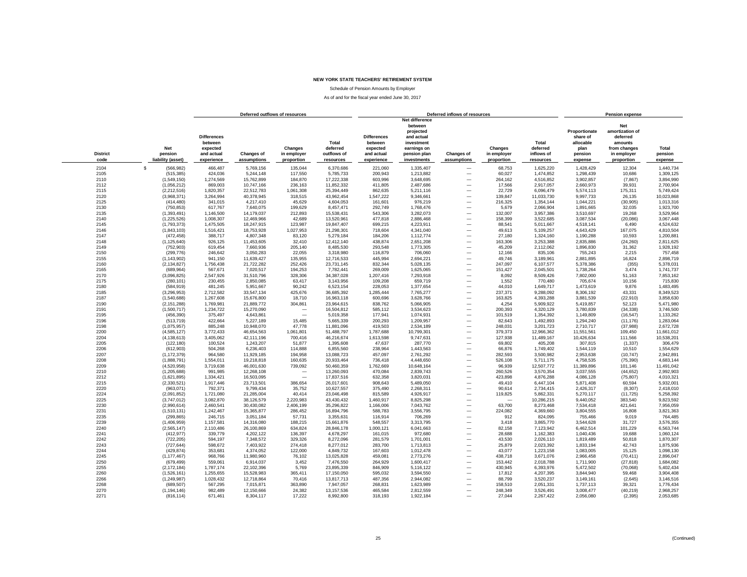**NEW YORK STATE TEACHERS' RETIREMENT SYSTEM**

Schedule of Pension Amounts by Employer

As of and for the fiscal year ended June 30, 2017

| | | Deferred outflows of resources | | | | Deferred inflows of resources | | | | | Pension expense | | |
|---|---|---|---|---|---|---|---|---|---|---|---|---|---|
| District code | Net pension liability (asset) | Differences between expected and actual experience | Changes of assumptions | Changes in employer proportion | Total deferred outflows of resources | Differences between expected and actual experience | Net difference between projected and actual investment earnings on pension plan investments | Changes of assumptions | Changes in employer proportion | Total deferred inflows of resources | Proportionate share of allocable plan pension expense | Net amortization of deferred amounts from changes in employer proportion | Total pension expense |
| 2104 | $ (566,982) | 466,487 | 5,769,156 | 135,044 | 6,370,686 | 221,060 | 1,335,407 | — | 68,753 | 1,625,220 | 1,428,429 | 12,304 | 1,440,734 |
| 2105 | (515,385) | 424,036 | 5,244,148 | 117,550 | 5,785,733 | 200,943 | 1,213,882 | — | 60,027 | 1,474,852 | 1,298,439 | 10,686 | 1,309,125 |
| 2110 | (1,549,150) | 1,274,569 | 15,762,899 | 184,870 | 17,222,338 | 603,996 | 3,648,695 | — | 264,162 | 4,516,852 | 3,902,857 | (7,867) | 3,894,990 |
| 2112 | (1,056,212) | 869,003 | 10,747,166 | 236,163 | 11,852,332 | 411,805 | 2,487,686 | — | 17,566 | 2,917,057 | 2,660,973 | 39,931 | 2,700,904 |
| 2115 | (2,212,516) | 1,820,357 | 22,512,783 | 1,061,308 | 25,394,449 | 862,635 | 5,211,116 | — | 22,729 | 6,096,479 | 5,574,113 | 175,311 | 5,749,424 |
| 2120 | (3,968,371) | 3,264,994 | 40,378,945 | 318,515 | 43,962,454 | 1,547,222 | 9,346,661 | — | 139,847 | 11,033,730 | 9,997,733 | 26,135 | 10,023,868 |
| 2125 | (414,480) | 341,015 | 4,217,410 | 45,629 | 4,604,053 | 161,601 | 976,219 | — | 216,325 | 1,354,144 | 1,044,221 | (30,905) | 1,013,316 |
| 2130 | (750,853) | 617,767 | 7,640,075 | 199,629 | 8,457,471 | 292,749 | 1,768,476 | — | 5,679 | 2,066,904 | 1,891,665 | 32,035 | 1,923,700 |
| 2135 | (1,393,491) | 1,146,500 | 14,179,037 | 212,893 | 15,538,431 | 543,306 | 3,282,073 | — | 132,007 | 3,957,386 | 3,510,697 | 19,268 | 3,529,964 |
| 2140 | (1,225,526) | 1,008,307 | 12,469,966 | 42,689 | 13,520,961 | 477,818 | 2,886,468 | — | 158,399 | 3,522,685 | 3,087,534 | (20,086) | 3,067,448 |
| 2145 | (1,793,373) | 1,475,505 | 18,247,915 | 123,987 | 19,847,407 | 699,215 | 4,223,911 | — | 88,541 | 5,011,667 | 4,518,141 | 6,490 | 4,524,632 |
| 2146 | (1,843,103) | 1,516,421 | 18,753,928 | 1,027,953 | 21,298,301 | 718,604 | 4,341,040 | — | 49,613 | 5,109,257 | 4,643,429 | 167,075 | 4,810,504 |
| 2147 | (472,458) | 388,717 | 4,807,348 | 83,120 | 5,279,184 | 184,206 | 1,112,774 | — | 27,180 | 1,324,160 | 1,190,288 | 10,593 | 1,200,881 |
| 2148 | (1,125,640) | 926,125 | 11,453,606 | 32,410 | 12,412,140 | 438,874 | 2,651,208 | — | 163,306 | 3,253,388 | 2,835,886 | (24,260) | 2,811,625 |
| 2149 | (752,903) | 619,454 | 7,660,936 | 205,140 | 8,485,530 | 293,548 | 1,773,305 | — | 45,209 | 2,112,062 | 1,896,830 | 31,362 | 1,928,192 |
| 2150 | (299,776) | 246,642 | 3,050,283 | 22,055 | 3,318,980 | 116,879 | 706,060 | — | 12,166 | 835,106 | 755,243 | 2,215 | 757,458 |
| 2155 | (1,143,902) | 941,150 | 11,639,427 | 135,955 | 12,716,533 | 445,994 | 2,694,221 | — | 49,746 | 3,189,961 | 2,881,895 | 16,824 | 2,898,719 |
| 2160 | (2,134,827) | 1,756,438 | 21,722,282 | 252,426 | 23,731,145 | 832,344 | 5,028,135 | — | 247,097 | 6,107,577 | 5,378,386 | (355) | 5,378,031 |
| 2165 | (689,964) | 567,671 | 7,020,517 | 194,253 | 7,782,441 | 269,009 | 1,625,065 | — | 151,427 | 2,045,501 | 1,738,264 | 3,474 | 1,741,737 |
| 2170 | (3,096,825) | 2,547,926 | 31,510,796 | 328,306 | 34,387,028 | 1,207,416 | 7,293,918 | — | 8,092 | 8,509,426 | 7,802,000 | 51,163 | 7,853,162 |
| 2175 | (280,101) | 230,455 | 2,850,085 | 63,417 | 3,143,956 | 109,208 | 659,719 | — | 1,552 | 770,480 | 705,674 | 10,156 | 715,830 |
| 2180 | (584,919) | 481,245 | 5,951,667 | 90,242 | 6,523,154 | 228,053 | 1,377,654 | — | 44,010 | 1,649,717 | 1,473,619 | 9,876 | 1,483,495 |
| 2185 | (3,296,953) | 2,712,582 | 33,547,134 | 425,676 | 36,685,392 | 1,285,444 | 7,765,277 | — | 237,371 | 9,288,092 | 8,306,192 | 43,331 | 8,349,523 |
| 2187 | (1,540,688) | 1,267,608 | 15,676,800 | 18,710 | 16,963,118 | 600,696 | 3,628,766 | — | 163,825 | 4,393,288 | 3,881,539 | (22,910) | 3,858,630 |
| 2190 | (2,151,288) | 1,769,981 | 21,889,772 | 304,861 | 23,964,615 | 838,762 | 5,066,905 | — | 4,254 | 5,909,922 | 5,419,857 | 52,123 | 5,471,980 |
| 2191 | (1,500,717) | 1,234,722 | 15,270,090 | — | 16,504,812 | 585,112 | 3,534,623 | — | 200,393 | 4,320,129 | 3,780,839 | (34,338) | 3,746,500 |
| 2195 | (456,390) | 375,497 | 4,643,861 | — | 5,019,358 | 177,941 | 1,074,931 | — | 101,519 | 1,354,392 | 1,149,809 | (16,547) | 1,133,262 |
| 2196 | (513,719) | 422,664 | 5,227,189 | 15,485 | 5,665,339 | 200,293 | 1,209,957 | — | 82,643 | 1,492,893 | 1,294,240 | (11,176) | 1,283,064 |
| 2198 | (1,075,957) | 885,248 | 10,948,070 | 47,778 | 11,881,096 | 419,503 | 2,534,189 | — | 248,031 | 3,201,723 | 2,710,717 | (37,988) | 2,672,728 |
| 2200 | (4,585,127) | 3,772,433 | 46,654,563 | 1,061,801 | 51,488,797 | 1,787,688 | 10,799,301 | — | 379,373 | 12,966,362 | 11,551,561 | 109,450 | 11,661,012 |
| 2204 | (4,138,613) | 3,405,062 | 42,111,196 | 700,416 | 46,216,674 | 1,613,598 | 9,747,631 | — | 127,938 | 11,489,167 | 10,426,634 | 111,566 | 10,538,201 |
| 2205 | (122,180) | 100,524 | 1,243,207 | 51,877 | 1,395,608 | 47,637 | 287,770 | — | 69,802 | 405,208 | 307,815 | (1,337) | 306,479 |
| 2206 | (612,903) | 504,268 | 6,236,403 | 114,888 | 6,855,560 | 238,964 | 1,443,563 | — | 66,876 | 1,749,402 | 1,544,119 | 10,510 | 1,554,629 |
| 2207 | (1,172,379) | 964,580 | 11,929,185 | 194,958 | 13,088,723 | 457,097 | 2,761,292 | — | 282,593 | 3,500,982 | 2,953,638 | (10,747) | 2,942,891 |
| 2208 | (1,888,791) | 1,554,011 | 19,218,818 | 160,635 | 20,933,464 | 736,418 | 4,448,650 | — | 526,108 | 5,711,175 | 4,758,535 | (75,390) | 4,683,144 |
| 2209 | (4,520,958) | 3,719,638 | 46,001,630 | 739,092 | 50,460,359 | 1,762,669 | 10,648,164 | — | 96,939 | 12,507,772 | 11,389,896 | 101,146 | 11,491,042 |
| 2210 | (1,205,688) | 991,985 | 12,268,108 | — | 13,260,093 | 470,084 | 2,839,743 | — | 260,526 | 3,570,354 | 3,037,555 | (44,652) | 2,992,903 |
| 2212 | (1,621,895) | 1,334,421 | 16,503,095 | — | 17,837,516 | 632,358 | 3,820,031 | — | 423,898 | 4,876,288 | 4,086,128 | (75,807) | 4,010,321 |
| 2215 | (2,330,521) | 1,917,446 | 23,713,501 | 386,654 | 26,017,601 | 908,643 | 5,489,050 | — | 49,410 | 6,447,104 | 5,871,408 | 60,594 | 5,932,001 |
| 2220 | (963,071) | 792,371 | 9,799,434 | 35,752 | 10,627,557 | 375,490 | 2,268,311 | — | 90,614 | 2,734,415 | 2,426,317 | (8,307) | 2,418,010 |
| 2224 | (2,091,852) | 1,721,080 | 21,285,004 | 40,414 | 23,046,498 | 815,589 | 4,926,917 | — | 119,825 | 5,862,331 | 5,270,117 | (11,725) | 5,258,392 |
| 2225 | (3,747,012) | 3,082,870 | 38,126,579 | 2,220,983 | 43,430,432 | 1,460,917 | 8,825,298 | — | — | 10,286,215 | 9,440,052 | 383,540 | 9,823,592 |
| 2230 | (2,990,614) | 2,460,541 | 30,430,082 | 2,406,199 | 35,296,822 | 1,166,006 | 7,043,762 | — | 63,700 | 8,273,468 | 7,534,418 | 421,641 | 7,956,059 |
| 2231 | (1,510,131) | 1,242,467 | 15,365,877 | 286,452 | 16,894,796 | 588,783 | 3,556,795 | — | 224,082 | 4,369,660 | 3,804,555 | 16,808 | 3,821,363 |
| 2235 | (299,865) | 246,715 | 3,051,184 | 57,731 | 3,355,631 | 116,914 | 706,269 | — | 912 | 824,095 | 755,466 | 9,019 | 764,485 |
| 2239 | (1,406,959) | 1,157,581 | 14,316,080 | 188,215 | 15,661,876 | 548,557 | 3,313,795 | — | 3,418 | 3,865,770 | 3,544,628 | 31,727 | 3,576,355 |
| 2240 | (2,565,147) | 2,110,486 | 26,100,869 | 634,824 | 28,846,178 | 1,000,121 | 6,041,663 | — | 82,158 | 7,123,942 | 6,462,514 | 101,229 | 6,563,744 |
| 2241 | (412,977) | 339,779 | 4,202,122 | 136,397 | 4,678,297 | 161,015 | 972,680 | — | 28,688 | 1,162,383 | 1,040,436 | 19,688 | 1,060,124 |
| 2242 | (722,205) | 594,197 | 7,348,572 | 329,326 | 8,272,096 | 281,579 | 1,701,001 | — | 43,530 | 2,026,110 | 1,819,489 | 50,818 | 1,870,307 |
| 2243 | (727,644) | 598,672 | 7,403,922 | 274,418 | 8,277,012 | 283,700 | 1,713,813 | — | 25,879 | 2,023,392 | 1,833,194 | 42,743 | 1,875,936 |
| 2244 | (429,874) | 353,681 | 4,374,052 | 122,000 | 4,849,732 | 167,603 | 1,012,478 | — | 43,077 | 1,223,158 | 1,083,005 | 15,125 | 1,098,130 |
| 2245 | (1,177,467) | 968,766 | 11,980,960 | 76,102 | 13,025,828 | 459,081 | 2,773,276 | — | 438,718 | 3,671,076 | 2,966,458 | (70,411) | 2,896,047 |
| 2250 | (679,499) | 559,061 | 6,914,037 | 3,452 | 7,476,550 | 264,929 | 1,600,417 | — | 153,442 | 2,018,788 | 1,711,900 | (27,818) | 1,684,082 |
| 2255 | (2,172,184) | 1,787,174 | 22,102,396 | 5,769 | 23,895,339 | 846,909 | 5,116,122 | — | 430,945 | 6,393,976 | 5,472,502 | (70,068) | 5,402,434 |
| 2260 | (1,526,161) | 1,255,655 | 15,528,983 | 365,411 | 17,150,050 | 595,032 | 3,594,550 | — | 17,812 | 4,207,395 | 3,844,940 | 59,468 | 3,904,408 |
| 2266 | (1,249,987) | 1,028,432 | 12,718,864 | 70,416 | 13,817,713 | 487,356 | 2,944,082 | — | 88,799 | 3,520,237 | 3,149,161 | (2,645) | 3,146,516 |
| 2268 | (689,507) | 567,295 | 7,015,871 | 363,890 | 7,947,057 | 268,831 | 1,623,989 | — | 158,510 | 2,051,331 | 1,737,113 | 39,321 | 1,776,434 |
| 2270 | (1,194,146) | 982,489 | 12,150,666 | 24,382 | 13,157,536 | 465,584 | 2,812,559 | — | 248,349 | 3,526,491 | 3,008,477 | (40,219) | 2,968,257 |
| 2271 | (816,114) | 671,461 | 8,304,117 | 17,222 | 8,992,800 | 318,193 | 1,922,184 | — | 27,044 | 2,267,422 | 2,056,080 | (2,395) | 2,053,685 |

(Continued)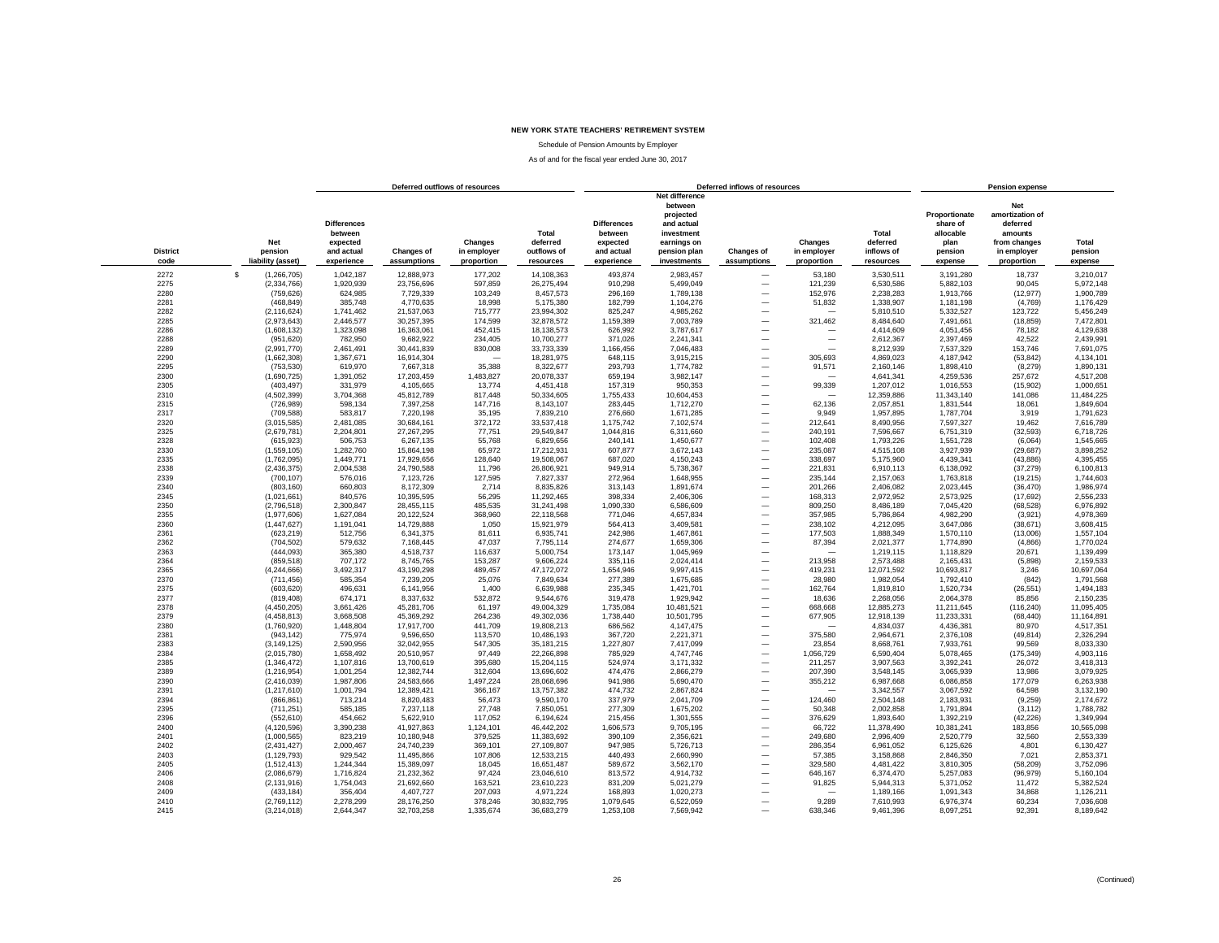**NEW YORK STATE TEACHERS' RETIREMENT SYSTEM**

Schedule of Pension Amounts by Employer

As of and for the fiscal year ended June 30, 2017

| | | Deferred outflows of resources | | | | Deferred inflows of resources | | | | | Pension expense | | |
|---|---|---|---|---|---|---|---|---|---|---|---|---|---|
| District code | Net pension liability (asset) | Differences between expected and actual experience | Changes of assumptions | Changes in employer proportion | Total deferred outflows of resources | Differences between expected and actual experience | Net difference between projected and actual investment earnings on pension plan investments | Changes of assumptions | Changes in employer proportion | Total deferred inflows of resources | Proportionate share of allocable plan pension expense | Net amortization of deferred amounts from changes in employer proportion | Total pension expense |
| 2272 | $ (1,266,705) | 1,042,187 | 12,888,973 | 177,202 | 14,108,363 | 493,874 | 2,983,457 | — | 53,180 | 3,530,511 | 3,191,280 | 18,737 | 3,210,017 |
| 2275 | (2,334,766) | 1,920,939 | 23,756,696 | 597,859 | 26,275,494 | 910,298 | 5,499,049 | — | 121,239 | 6,530,586 | 5,882,103 | 90,045 | 5,972,148 |
| 2280 | (759,626) | 624,985 | 7,729,339 | 103,249 | 8,457,573 | 296,169 | 1,789,138 | — | 152,976 | 2,238,283 | 1,913,766 | (12,977) | 1,900,789 |
| 2281 | (468,849) | 385,748 | 4,770,635 | 18,998 | 5,175,380 | 182,799 | 1,104,276 | — | 51,832 | 1,338,907 | 1,181,198 | (4,769) | 1,176,429 |
| 2282 | (2,116,624) | 1,741,462 | 21,537,063 | 715,777 | 23,994,302 | 825,247 | 4,985,262 | — | — | 5,810,510 | 5,332,527 | 123,722 | 5,456,249 |
| 2285 | (2,973,643) | 2,446,577 | 30,257,395 | 174,599 | 32,878,572 | 1,159,389 | 7,003,789 | — | 321,462 | 8,484,640 | 7,491,661 | (18,859) | 7,472,801 |
| 2286 | (1,608,132) | 1,323,098 | 16,363,061 | 452,415 | 18,138,573 | 626,992 | 3,787,617 | — | — | 4,414,609 | 4,051,456 | 78,182 | 4,129,638 |
| 2288 | (951,620) | 782,950 | 9,682,922 | 234,405 | 10,700,277 | 371,026 | 2,241,341 | — | — | 2,612,367 | 2,397,469 | 42,522 | 2,439,991 |
| 2289 | (2,991,770) | 2,461,491 | 30,441,839 | 830,008 | 33,733,339 | 1,166,456 | 7,046,483 | — | — | 8,212,939 | 7,537,329 | 153,746 | 7,691,075 |
| 2290 | (1,662,308) | 1,367,671 | 16,914,304 | — | 18,281,975 | 648,115 | 3,915,215 | — | 305,693 | 4,869,023 | 4,187,942 | (53,842) | 4,134,101 |
| 2295 | (753,530) | 619,970 | 7,667,318 | 35,388 | 8,322,677 | 293,793 | 1,774,782 | — | 91,571 | 2,160,146 | 1,898,410 | (8,279) | 1,890,131 |
| 2300 | (1,690,725) | 1,391,052 | 17,203,459 | 1,483,827 | 20,078,337 | 659,194 | 3,982,147 | — | — | 4,641,341 | 4,259,536 | 257,672 | 4,517,208 |
| 2305 | (403,497) | 331,979 | 4,105,665 | 13,774 | 4,451,418 | 157,319 | 950,353 | — | 99,339 | 1,207,012 | 1,016,553 | (15,902) | 1,000,651 |
| 2310 | (4,502,399) | 3,704,368 | 45,812,789 | 817,448 | 50,334,605 | 1,755,433 | 10,604,453 | — | — | 12,359,886 | 11,343,140 | 141,086 | 11,484,225 |
| 2315 | (726,989) | 598,134 | 7,397,258 | 147,716 | 8,143,107 | 283,445 | 1,712,270 | — | 62,136 | 2,057,851 | 1,831,544 | 18,061 | 1,849,604 |
| 2317 | (709,588) | 583,817 | 7,220,198 | 35,195 | 7,839,210 | 276,660 | 1,671,285 | — | 9,949 | 1,957,895 | 1,787,704 | 3,919 | 1,791,623 |
| 2320 | (3,015,585) | 2,481,085 | 30,684,161 | 372,172 | 33,537,418 | 1,175,742 | 7,102,574 | — | 212,641 | 8,490,956 | 7,597,327 | 19,462 | 7,616,789 |
| 2325 | (2,679,781) | 2,204,801 | 27,267,295 | 77,751 | 29,549,847 | 1,044,816 | 6,311,660 | — | 240,191 | 7,596,667 | 6,751,319 | (32,593) | 6,718,726 |
| 2328 | (615,923) | 506,753 | 6,267,135 | 55,768 | 6,829,656 | 240,141 | 1,450,677 | — | 102,408 | 1,793,226 | 1,551,728 | (6,064) | 1,545,665 |
| 2330 | (1,559,105) | 1,282,760 | 15,864,198 | 65,972 | 17,212,931 | 607,877 | 3,672,143 | — | 235,087 | 4,515,108 | 3,927,939 | (29,687) | 3,898,252 |
| 2335 | (1,762,095) | 1,449,771 | 17,929,656 | 128,640 | 19,508,067 | 687,020 | 4,150,243 | — | 338,697 | 5,175,960 | 4,439,341 | (43,886) | 4,395,455 |
| 2338 | (2,436,375) | 2,004,538 | 24,790,588 | 11,796 | 26,806,921 | 949,914 | 5,738,367 | — | 221,831 | 6,910,113 | 6,138,092 | (37,279) | 6,100,813 |
| 2339 | (700,107) | 576,016 | 7,123,726 | 127,595 | 7,827,337 | 272,964 | 1,648,955 | — | 235,144 | 2,157,063 | 1,763,818 | (19,215) | 1,744,603 |
| 2340 | (803,160) | 660,803 | 8,172,309 | 2,714 | 8,835,826 | 313,143 | 1,891,674 | — | 201,266 | 2,406,082 | 2,023,445 | (36,470) | 1,986,974 |
| 2345 | (1,021,661) | 840,576 | 10,395,595 | 56,295 | 11,292,465 | 398,334 | 2,406,306 | — | 168,313 | 2,972,952 | 2,573,925 | (17,692) | 2,556,233 |
| 2350 | (2,796,518) | 2,300,847 | 28,455,115 | 485,535 | 31,241,498 | 1,090,330 | 6,586,609 | — | 809,250 | 8,486,189 | 7,045,420 | (68,528) | 6,976,892 |
| 2355 | (1,977,606) | 1,627,084 | 20,122,524 | 368,960 | 22,118,568 | 771,046 | 4,657,834 | — | 357,985 | 5,786,864 | 4,982,290 | (3,921) | 4,978,369 |
| 2360 | (1,447,627) | 1,191,041 | 14,729,888 | 1,050 | 15,921,979 | 564,413 | 3,409,581 | — | 238,102 | 4,212,095 | 3,647,086 | (38,671) | 3,608,415 |
| 2361 | (623,219) | 512,756 | 6,341,375 | 81,611 | 6,935,741 | 242,986 | 1,467,861 | — | 177,503 | 1,888,349 | 1,570,110 | (13,006) | 1,557,104 |
| 2362 | (704,502) | 579,632 | 7,168,445 | 47,037 | 7,795,114 | 274,677 | 1,659,306 | — | 87,394 | 2,021,377 | 1,774,890 | (4,866) | 1,770,024 |
| 2363 | (444,093) | 365,380 | 4,518,737 | 116,637 | 5,000,754 | 173,147 | 1,045,969 | — | — | 1,219,115 | 1,118,829 | 20,671 | 1,139,499 |
| 2364 | (859,518) | 707,172 | 8,745,765 | 153,287 | 9,606,224 | 335,116 | 2,024,414 | — | 213,958 | 2,573,488 | 2,165,431 | (5,898) | 2,159,533 |
| 2365 | (4,244,666) | 3,492,317 | 43,190,298 | 489,457 | 47,172,072 | 1,654,946 | 9,997,415 | — | 419,231 | 12,071,592 | 10,693,817 | 3,246 | 10,697,064 |
| 2370 | (711,456) | 585,354 | 7,239,205 | 25,076 | 7,849,634 | 277,389 | 1,675,685 | — | 28,980 | 1,982,054 | 1,792,410 | (842) | 1,791,568 |
| 2375 | (603,620) | 496,631 | 6,141,956 | 1,400 | 6,639,988 | 235,345 | 1,421,701 | — | 162,764 | 1,819,810 | 1,520,734 | (26,551) | 1,494,183 |
| 2377 | (819,408) | 674,171 | 8,337,632 | 532,872 | 9,544,676 | 319,478 | 1,929,942 | — | 18,636 | 2,268,056 | 2,064,378 | 85,856 | 2,150,235 |
| 2378 | (4,450,205) | 3,661,426 | 45,281,706 | 61,197 | 49,004,329 | 1,735,084 | 10,481,521 | — | 668,668 | 12,885,273 | 11,211,645 | (116,240) | 11,095,405 |
| 2379 | (4,458,813) | 3,668,508 | 45,369,292 | 264,236 | 49,302,036 | 1,738,440 | 10,501,795 | — | 677,905 | 12,918,139 | 11,233,331 | (68,440) | 11,164,891 |
| 2380 | (1,760,920) | 1,448,804 | 17,917,700 | 441,709 | 19,808,213 | 686,562 | 4,147,475 | — | — | 4,834,037 | 4,436,381 | 80,970 | 4,517,351 |
| 2381 | (943,142) | 775,974 | 9,596,650 | 113,570 | 10,486,193 | 367,720 | 2,221,371 | — | 375,580 | 2,964,671 | 2,376,108 | (49,814) | 2,326,294 |
| 2383 | (3,149,125) | 2,590,956 | 32,042,955 | 547,305 | 35,181,215 | 1,227,807 | 7,417,099 | — | 23,854 | 8,668,761 | 7,933,761 | 99,569 | 8,033,330 |
| 2384 | (2,015,780) | 1,658,492 | 20,510,957 | 97,449 | 22,266,898 | 785,929 | 4,747,746 | — | 1,056,729 | 6,590,404 | 5,078,465 | (175,349) | 4,903,116 |
| 2385 | (1,346,472) | 1,107,816 | 13,700,619 | 395,680 | 15,204,115 | 524,974 | 3,171,332 | — | 211,257 | 3,907,563 | 3,392,241 | 26,072 | 3,418,313 |
| 2389 | (1,216,954) | 1,001,254 | 12,382,744 | 312,604 | 13,696,602 | 474,476 | 2,866,279 | — | 207,390 | 3,548,145 | 3,065,939 | 13,986 | 3,079,925 |
| 2390 | (2,416,039) | 1,987,806 | 24,583,666 | 1,497,224 | 28,068,696 | 941,986 | 5,690,470 | — | 355,212 | 6,987,668 | 6,086,858 | 177,079 | 6,263,938 |
| 2391 | (1,217,610) | 1,001,794 | 12,389,421 | 366,167 | 13,757,382 | 474,732 | 2,867,824 | — | — | 3,342,557 | 3,067,592 | 64,598 | 3,132,190 |
| 2394 | (866,861) | 713,214 | 8,820,483 | 56,473 | 9,590,170 | 337,979 | 2,041,709 | — | 124,460 | 2,504,148 | 2,183,931 | (9,259) | 2,174,672 |
| 2395 | (711,251) | 585,185 | 7,237,118 | 27,748 | 7,850,051 | 277,309 | 1,675,202 | — | 50,348 | 2,002,858 | 1,791,894 | (3,112) | 1,788,782 |
| 2396 | (552,610) | 454,662 | 5,622,910 | 117,052 | 6,194,624 | 215,456 | 1,301,555 | — | 376,629 | 1,893,640 | 1,392,219 | (42,226) | 1,349,994 |
| 2400 | (4,120,596) | 3,390,238 | 41,927,863 | 1,124,101 | 46,442,202 | 1,606,573 | 9,705,195 | — | 66,722 | 11,378,490 | 10,381,241 | 183,856 | 10,565,098 |
| 2401 | (1,000,565) | 823,219 | 10,180,948 | 379,525 | 11,383,692 | 390,109 | 2,356,621 | — | 249,680 | 2,996,409 | 2,520,779 | 32,560 | 2,553,339 |
| 2402 | (2,431,427) | 2,000,467 | 24,740,239 | 369,101 | 27,109,807 | 947,985 | 5,726,713 | — | 286,354 | 6,961,052 | 6,125,626 | 4,801 | 6,130,427 |
| 2403 | (1,129,793) | 929,542 | 11,495,866 | 107,806 | 12,533,215 | 440,493 | 2,660,990 | — | 57,385 | 3,158,868 | 2,846,350 | 7,021 | 2,853,371 |
| 2405 | (1,512,413) | 1,244,344 | 15,389,097 | 18,045 | 16,651,487 | 589,672 | 3,562,170 | — | 329,580 | 4,481,422 | 3,810,305 | (58,209) | 3,752,096 |
| 2406 | (2,086,679) | 1,716,824 | 21,232,362 | 97,424 | 23,046,610 | 813,572 | 4,914,732 | — | 646,167 | 6,374,470 | 5,257,083 | (96,979) | 5,160,104 |
| 2408 | (2,131,916) | 1,754,043 | 21,692,660 | 163,521 | 23,610,223 | 831,209 | 5,021,279 | — | 91,825 | 5,944,313 | 5,371,052 | 11,472 | 5,382,524 |
| 2409 | (433,184) | 356,404 | 4,407,727 | 207,093 | 4,971,224 | 168,893 | 1,020,273 | — | — | 1,189,166 | 1,091,343 | 34,868 | 1,126,211 |
| 2410 | (2,769,112) | 2,278,299 | 28,176,250 | 378,246 | 30,832,795 | 1,079,645 | 6,522,059 | — | 9,289 | 7,610,993 | 6,976,374 | 60,234 | 7,036,608 |
| 2415 | (3,214,018) | 2,644,347 | 32,703,258 | 1,335,674 | 36,683,279 | 1,253,108 | 7,569,942 | — | 638,346 | 9,461,396 | 8,097,251 | 92,391 | 8,189,642 |

(Continued)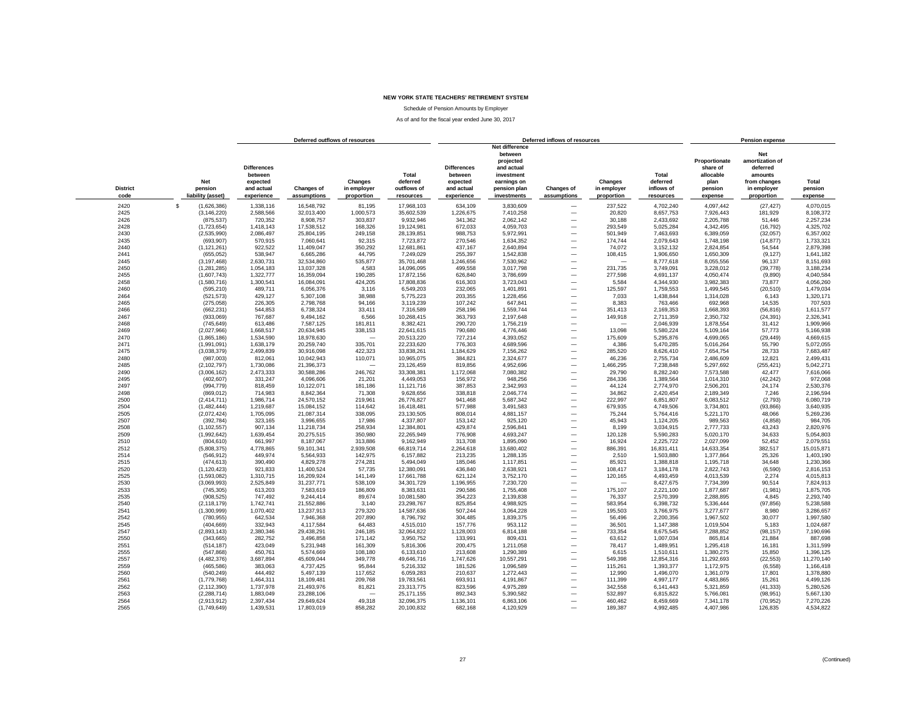**NEW YORK STATE TEACHERS' RETIREMENT SYSTEM**

Schedule of Pension Amounts by Employer

As of and for the fiscal year ended June 30, 2017

| District code | Net pension liability (asset) | Deferred outflows of resources: Differences between expected and actual experience | Deferred outflows of resources: Changes of assumptions | Deferred outflows of resources: Changes in employer proportion | Deferred outflows of resources: Total deferred outflows of resources | Deferred inflows of resources: Differences between expected and actual experience | Deferred inflows of resources: Net difference between projected and actual investment earnings on pension plan investments | Deferred inflows of resources: Changes of assumptions | Deferred inflows of resources: Changes in employer proportion | Deferred inflows of resources: Total deferred inflows of resources | Pension expense: Proportionate share of allocable plan pension expense | Pension expense: Net amortization of deferred amounts from changes in employer proportion | Pension expense: Total pension expense |
|---|---|---|---|---|---|---|---|---|---|---|---|---|---|
| 2420 | $ (1,626,386) | 1,338,116 | 16,548,792 | 81,195 | 17,968,103 | 634,109 | 3,830,609 | — | 237,522 | 4,702,240 | 4,097,442 | (27,427) | 4,070,015 |
| 2425 | (3,146,220) | 2,588,566 | 32,013,400 | 1,000,573 | 35,602,539 | 1,226,675 | 7,410,258 | — | 20,820 | 8,657,753 | 7,926,443 | 181,929 | 8,108,372 |
| 2426 | (875,537) | 720,352 | 8,908,757 | 303,837 | 9,932,946 | 341,362 | 2,062,142 | — | 30,188 | 2,433,692 | 2,205,788 | 51,446 | 2,257,234 |
| 2428 | (1,723,654) | 1,418,143 | 17,538,512 | 168,326 | 19,124,981 | 672,033 | 4,059,703 | — | 293,549 | 5,025,284 | 4,342,495 | (16,792) | 4,325,702 |
| 2430 | (2,535,990) | 2,086,497 | 25,804,195 | 249,158 | 28,139,851 | 988,753 | 5,972,991 | — | 501,949 | 7,463,693 | 6,389,059 | (32,057) | 6,357,002 |
| 2435 | (693,907) | 570,915 | 7,060,641 | 92,315 | 7,723,872 | 270,546 | 1,634,352 | — | 174,744 | 2,079,643 | 1,748,198 | (14,877) | 1,733,321 |
| 2440 | (1,121,261) | 922,522 | 11,409,047 | 350,292 | 12,681,861 | 437,167 | 2,640,894 | — | 74,072 | 3,152,132 | 2,824,854 | 54,544 | 2,879,398 |
| 2441 | (655,052) | 538,947 | 6,665,286 | 44,795 | 7,249,029 | 255,397 | 1,542,838 | — | 108,415 | 1,906,650 | 1,650,309 | (9,127) | 1,641,182 |
| 2445 | (3,197,468) | 2,630,731 | 32,534,860 | 535,877 | 35,701,468 | 1,246,656 | 7,530,962 | — | — | 8,777,618 | 8,055,556 | 96,137 | 8,151,693 |
| 2450 | (1,281,285) | 1,054,183 | 13,037,328 | 4,583 | 14,096,095 | 499,558 | 3,017,798 | — | 231,735 | 3,749,091 | 3,228,012 | (39,778) | 3,188,234 |
| 2455 | (1,607,743) | 1,322,777 | 16,359,094 | 190,285 | 17,872,156 | 626,840 | 3,786,699 | — | 277,598 | 4,691,137 | 4,050,474 | (9,890) | 4,040,584 |
| 2458 | (1,580,716) | 1,300,541 | 16,084,091 | 424,205 | 17,808,836 | 616,303 | 3,723,043 | — | 5,584 | 4,344,930 | 3,982,383 | 73,877 | 4,056,260 |
| 2460 | (595,210) | 489,711 | 6,056,376 | 3,116 | 6,549,203 | 232,065 | 1,401,891 | — | 125,597 | 1,759,553 | 1,499,545 | (20,510) | 1,479,034 |
| 2464 | (521,573) | 429,127 | 5,307,108 | 38,988 | 5,775,223 | 203,355 | 1,228,456 | — | 7,033 | 1,438,844 | 1,314,028 | 6,143 | 1,320,171 |
| 2465 | (275,058) | 226,305 | 2,798,768 | 94,166 | 3,119,239 | 107,242 | 647,841 | — | 8,383 | 763,466 | 692,968 | 14,535 | 707,503 |
| 2466 | (662,231) | 544,853 | 6,738,324 | 33,411 | 7,316,589 | 258,196 | 1,559,744 | — | 351,413 | 2,169,353 | 1,668,393 | (56,816) | 1,611,577 |
| 2467 | (933,069) | 767,687 | 9,494,162 | 6,566 | 10,268,415 | 363,793 | 2,197,648 | — | 149,918 | 2,711,359 | 2,350,732 | (24,391) | 2,326,341 |
| 2468 | (745,649) | 613,486 | 7,587,125 | 181,811 | 8,382,421 | 290,720 | 1,756,219 | — | — | 2,046,939 | 1,878,554 | 31,412 | 1,909,966 |
| 2469 | (2,027,966) | 1,668,517 | 20,634,945 | 338,153 | 22,641,615 | 790,680 | 4,776,446 | — | 13,098 | 5,580,224 | 5,109,164 | 57,773 | 5,166,938 |
| 2470 | (1,865,186) | 1,534,590 | 18,978,630 | — | 20,513,220 | 727,214 | 4,393,052 | — | 175,609 | 5,295,876 | 4,699,065 | (29,449) | 4,669,615 |
| 2471 | (1,991,091) | 1,638,179 | 20,259,740 | 335,701 | 22,233,620 | 776,303 | 4,689,596 | — | 4,386 | 5,470,285 | 5,016,264 | 55,790 | 5,072,055 |
| 2475 | (3,038,379) | 2,499,839 | 30,916,098 | 422,323 | 33,838,261 | 1,184,629 | 7,156,262 | — | 285,520 | 8,626,410 | 7,654,754 | 28,733 | 7,683,487 |
| 2480 | (987,003) | 812,061 | 10,042,943 | 110,071 | 10,965,075 | 384,821 | 2,324,677 | — | 46,236 | 2,755,734 | 2,486,609 | 12,821 | 2,499,431 |
| 2485 | (2,102,797) | 1,730,086 | 21,396,373 | — | 23,126,459 | 819,856 | 4,952,696 | — | 1,466,295 | 7,238,848 | 5,297,692 | (255,421) | 5,042,271 |
| 2490 | (3,006,162) | 2,473,333 | 30,588,286 | 246,762 | 33,308,381 | 1,172,068 | 7,080,382 | — | 29,790 | 8,282,240 | 7,573,588 | 42,477 | 7,616,066 |
| 2495 | (402,607) | 331,247 | 4,096,606 | 21,201 | 4,449,053 | 156,972 | 948,256 | — | 284,336 | 1,389,564 | 1,014,310 | (42,242) | 972,068 |
| 2497 | (994,779) | 818,459 | 10,122,071 | 181,186 | 11,121,716 | 387,853 | 2,342,993 | — | 44,124 | 2,774,970 | 2,506,201 | 24,174 | 2,530,376 |
| 2498 | (869,012) | 714,983 | 8,842,364 | 71,308 | 9,628,656 | 338,818 | 2,046,774 | — | 34,862 | 2,420,454 | 2,189,349 | 7,246 | 2,196,594 |
| 2500 | (2,414,711) | 1,986,714 | 24,570,152 | 219,961 | 26,776,827 | 941,468 | 5,687,342 | — | 222,997 | 6,851,807 | 6,083,512 | (2,793) | 6,080,719 |
| 2504 | (1,482,444) | 1,219,687 | 15,084,152 | 114,642 | 16,418,481 | 577,988 | 3,491,583 | — | 679,935 | 4,749,506 | 3,734,801 | (93,866) | 3,640,935 |
| 2505 | (2,072,424) | 1,705,095 | 21,087,314 | 338,095 | 23,130,505 | 808,014 | 4,881,157 | — | 75,244 | 5,764,416 | 5,221,170 | 48,066 | 5,269,236 |
| 2507 | (392,784) | 323,165 | 3,996,655 | 17,986 | 4,337,807 | 153,142 | 925,120 | — | 45,943 | 1,124,205 | 989,563 | (4,858) | 984,705 |
| 2508 | (1,102,557) | 907,134 | 11,218,734 | 258,934 | 12,384,801 | 429,874 | 2,596,841 | — | 8,199 | 3,034,915 | 2,777,733 | 43,243 | 2,820,976 |
| 2509 | (1,992,642) | 1,639,454 | 20,275,515 | 350,980 | 22,265,949 | 776,908 | 4,693,247 | — | 120,128 | 5,590,283 | 5,020,170 | 34,633 | 5,054,803 |
| 2510 | (804,610) | 661,997 | 8,187,067 | 313,886 | 9,162,949 | 313,708 | 1,895,090 | — | 16,924 | 2,225,722 | 2,027,099 | 52,452 | 2,079,551 |
| 2512 | (5,808,375) | 4,778,865 | 59,101,341 | 2,939,508 | 66,819,714 | 2,264,618 | 13,680,402 | — | 886,391 | 16,831,411 | 14,633,354 | 382,517 | 15,015,871 |
| 2514 | (546,912) | 449,974 | 5,564,933 | 142,975 | 6,157,882 | 213,235 | 1,288,135 | — | 2,510 | 1,503,880 | 1,377,864 | 25,326 | 1,403,190 |
| 2515 | (474,613) | 390,490 | 4,829,278 | 274,281 | 5,494,049 | 185,046 | 1,117,851 | — | 85,921 | 1,388,818 | 1,195,718 | 34,648 | 1,230,366 |
| 2520 | (1,120,423) | 921,833 | 11,400,524 | 57,735 | 12,380,091 | 436,840 | 2,638,921 | — | 108,417 | 3,184,178 | 2,822,743 | (6,590) | 2,816,153 |
| 2525 | (1,593,082) | 1,310,715 | 16,209,924 | 141,149 | 17,661,788 | 621,124 | 3,752,170 | — | 120,165 | 4,493,459 | 4,013,539 | 2,274 | 4,015,813 |
| 2530 | (3,069,993) | 2,525,849 | 31,237,771 | 538,109 | 34,301,729 | 1,196,955 | 7,230,720 | — | — | 8,427,675 | 7,734,399 | 90,514 | 7,824,913 |
| 2533 | (745,305) | 613,203 | 7,583,619 | 186,809 | 8,383,631 | 290,586 | 1,755,408 | — | 175,107 | 2,221,100 | 1,877,687 | (1,981) | 1,875,705 |
| 2535 | (908,525) | 747,492 | 9,244,414 | 89,674 | 10,081,580 | 354,223 | 2,139,838 | — | 76,337 | 2,570,399 | 2,288,895 | 4,845 | 2,293,740 |
| 2540 | (2,118,179) | 1,742,741 | 21,552,886 | 3,140 | 23,298,767 | 825,854 | 4,988,925 | — | 583,954 | 6,398,732 | 5,336,444 | (97,856) | 5,238,588 |
| 2541 | (1,300,999) | 1,070,402 | 13,237,913 | 279,320 | 14,587,636 | 507,244 | 3,064,228 | — | 195,503 | 3,766,975 | 3,277,677 | 8,980 | 3,286,657 |
| 2542 | (780,955) | 642,534 | 7,946,368 | 207,890 | 8,796,792 | 304,485 | 1,839,375 | — | 56,496 | 2,200,356 | 1,967,502 | 30,077 | 1,997,580 |
| 2545 | (404,669) | 332,943 | 4,117,584 | 64,483 | 4,515,010 | 157,776 | 953,112 | — | 36,501 | 1,147,388 | 1,019,504 | 5,183 | 1,024,687 |
| 2547 | (2,893,143) | 2,380,346 | 29,438,291 | 246,185 | 32,064,822 | 1,128,003 | 6,814,188 | — | 733,354 | 8,675,545 | 7,288,852 | (98,157) | 7,190,696 |
| 2550 | (343,665) | 282,752 | 3,496,858 | 171,142 | 3,950,752 | 133,991 | 809,431 | — | 63,612 | 1,007,034 | 865,814 | 21,884 | 887,698 |
| 2551 | (514,187) | 423,049 | 5,231,948 | 161,309 | 5,816,306 | 200,475 | 1,211,058 | — | 78,417 | 1,489,951 | 1,295,418 | 16,181 | 1,311,599 |
| 2555 | (547,868) | 450,761 | 5,574,669 | 108,180 | 6,133,610 | 213,608 | 1,290,389 | — | 6,615 | 1,510,611 | 1,380,275 | 15,850 | 1,396,125 |
| 2557 | (4,482,376) | 3,687,894 | 45,609,044 | 349,778 | 49,646,716 | 1,747,626 | 10,557,291 | — | 549,398 | 12,854,316 | 11,292,693 | (22,553) | 11,270,140 |
| 2559 | (465,586) | 383,063 | 4,737,425 | 95,844 | 5,216,332 | 181,526 | 1,096,589 | — | 115,261 | 1,393,377 | 1,172,975 | (6,558) | 1,166,418 |
| 2560 | (540,249) | 444,492 | 5,497,139 | 117,652 | 6,059,283 | 210,637 | 1,272,443 | — | 12,990 | 1,496,070 | 1,361,079 | 17,801 | 1,378,880 |
| 2561 | (1,779,768) | 1,464,311 | 18,109,481 | 209,768 | 19,783,561 | 693,911 | 4,191,867 | — | 111,399 | 4,997,177 | 4,483,865 | 15,261 | 4,499,126 |
| 2562 | (2,112,390) | 1,737,978 | 21,493,976 | 81,821 | 23,313,775 | 823,596 | 4,975,289 | — | 342,558 | 6,141,443 | 5,321,859 | (41,333) | 5,280,526 |
| 2563 | (2,288,714) | 1,883,049 | 23,288,106 | — | 25,171,155 | 892,343 | 5,390,582 | — | 532,897 | 6,815,822 | 5,766,081 | (98,951) | 5,667,130 |
| 2564 | (2,913,912) | 2,397,434 | 29,649,624 | 49,318 | 32,096,375 | 1,136,101 | 6,863,106 | — | 460,462 | 8,459,669 | 7,341,178 | (70,952) | 7,270,226 |
| 2565 | (1,749,649) | 1,439,531 | 17,803,019 | 858,282 | 20,100,832 | 682,168 | 4,120,929 | — | 189,387 | 4,992,485 | 4,407,986 | 126,835 | 4,534,822 |

(Continued)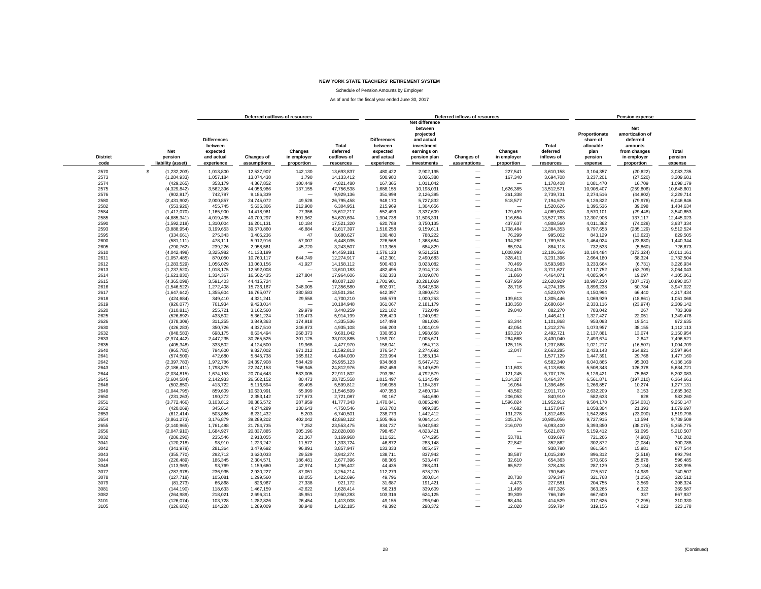# NEW YORK STATE TEACHERS' RETIREMENT SYSTEM

Schedule of Pension Amounts by Employer

As of and for the fiscal year ended June 30, 2017

| | | Deferred outflows of resources | | | | Deferred inflows of resources | | | | | Pension expense | | |
|---|---|---|---|---|---|---|---|---|---|---|---|---|---|
| District code | Net pension liability (asset) | Differences between expected and actual experience | Changes of assumptions | Changes in employer proportion | Total deferred outflows of resources | Differences between expected and actual experience | Net difference between projected and actual investment earnings on pension plan investments | Changes of assumptions | Changes in employer proportion | Total deferred inflows of resources | Proportionate share of allocable plan pension expense | Net amortization of deferred amounts from changes in employer proportion | Total pension expense |
| 2570 | $ (1,232,203) | 1,013,800 | 12,537,907 | 142,130 | 13,693,837 | 480,422 | 2,902,195 | — | 227,541 | 3,610,158 | 3,104,357 | (20,622) | 3,083,735 |
| 2573 | (1,284,933) | 1,057,184 | 13,074,438 | 1,790 | 14,133,412 | 500,980 | 3,026,388 | — | 167,340 | 3,694,708 | 3,237,201 | (27,520) | 3,209,681 |
| 2574 | (429,265) | 353,179 | 4,367,852 | 100,449 | 4,821,480 | 167,365 | 1,011,042 | — | — | 1,178,408 | 1,081,470 | 16,709 | 1,098,179 |
| 2575 | (4,329,842) | 3,562,396 | 44,056,986 | 137,155 | 47,756,538 | 1,688,155 | 10,198,031 | — | 1,626,385 | 13,512,571 | 10,908,407 | (259,806) | 10,648,601 |
| 2576 | (902,817) | 742,797 | 9,186,339 | — | 9,929,136 | 351,998 | 2,126,395 | — | 261,338 | 2,739,731 | 2,274,516 | (44,802) | 2,229,714 |
| 2580 | (2,431,902) | 2,000,857 | 24,745,072 | 49,528 | 26,795,458 | 948,170 | 5,727,832 | — | 518,577 | 7,194,579 | 6,126,822 | (79,976) | 6,046,846 |
| 2582 | (553,926) | 455,745 | 5,636,306 | 212,900 | 6,304,951 | 215,969 | 1,304,656 | — | — | 1,520,626 | 1,395,536 | 39,098 | 1,434,634 |
| 2584 | (1,417,070) | 1,165,900 | 14,418,961 | 27,356 | 15,612,217 | 552,499 | 3,337,609 | — | 179,499 | 4,069,608 | 3,570,101 | (29,448) | 3,540,653 |
| 2585 | (4,885,341) | 4,019,435 | 49,709,297 | 891,962 | 54,620,694 | 1,904,738 | 11,506,391 | — | 116,654 | 13,527,783 | 12,307,906 | 137,117 | 12,445,023 |
| 2590 | (1,592,218) | 1,310,004 | 16,201,131 | 10,184 | 17,521,320 | 620,788 | 3,750,135 | — | 437,637 | 4,808,560 | 4,011,362 | (74,028) | 3,937,334 |
| 2593 | (3,888,954) | 3,199,653 | 39,570,860 | 46,884 | 42,817,397 | 1,516,258 | 9,159,611 | — | 1,708,484 | 12,384,353 | 9,797,653 | (285,129) | 9,512,524 |
| 2595 | (334,661) | 275,343 | 3,405,236 | 47 | 3,680,627 | 130,480 | 788,222 | — | 76,299 | 995,002 | 843,129 | (13,623) | 829,505 |
| 2600 | (581,111) | 478,111 | 5,912,916 | 57,007 | 6,448,035 | 226,568 | 1,368,684 | — | 194,262 | 1,789,515 | 1,464,024 | (23,680) | 1,440,344 |
| 2605 | (290,762) | 239,226 | 2,958,561 | 45,720 | 3,243,507 | 113,365 | 684,829 | — | 85,924 | 884,118 | 732,533 | (5,860) | 726,673 |
| 2610 | (4,042,498) | 3,325,982 | 41,133,199 | — | 44,459,181 | 1,576,123 | 9,521,251 | — | 1,008,993 | 12,106,366 | 10,184,484 | (173,324) | 10,011,161 |
| 2611 | (1,057,485) | 870,050 | 10,760,117 | 644,749 | 12,274,917 | 412,301 | 2,490,683 | — | 328,411 | 3,231,396 | 2,664,180 | 68,324 | 2,732,504 |
| 2612 | (1,283,529) | 1,056,029 | 13,060,156 | 41,927 | 14,158,112 | 500,433 | 3,023,082 | — | 70,469 | 3,593,983 | 3,233,664 | (6,731) | 3,226,934 |
| 2613 | (1,237,520) | 1,018,175 | 12,592,008 | — | 13,610,183 | 482,495 | 2,914,718 | — | 314,415 | 3,711,627 | 3,117,752 | (53,709) | 3,064,043 |
| 2614 | (1,621,830) | 1,334,367 | 16,502,435 | 127,804 | 17,964,606 | 632,333 | 3,819,878 | — | 11,860 | 4,464,071 | 4,085,964 | 19,097 | 4,105,061 |
| 2615 | (4,365,098) | 3,591,403 | 44,415,724 | — | 48,007,128 | 1,701,901 | 10,281,069 | — | 637,959 | 12,620,929 | 10,997,230 | (107,173) | 10,890,057 |
| 2616 | (1,546,522) | 1,272,408 | 15,736,167 | 348,005 | 17,356,580 | 602,971 | 3,642,508 | — | 28,716 | 4,274,195 | 3,896,238 | 50,784 | 3,947,022 |
| 2617 | (1,647,642) | 1,355,604 | 16,765,077 | 380,583 | 18,501,264 | 642,397 | 3,880,673 | — | — | 4,523,070 | 4,150,994 | 66,440 | 4,217,434 |
| 2618 | (424,684) | 349,410 | 4,321,241 | 29,558 | 4,700,210 | 165,579 | 1,000,253 | — | 139,613 | 1,305,446 | 1,069,929 | (18,861) | 1,051,068 |
| 2619 | (926,077) | 761,934 | 9,423,014 | — | 10,184,948 | 361,067 | 2,181,179 | — | 138,358 | 2,680,604 | 2,333,116 | (23,974) | 2,309,142 |
| 2620 | (310,811) | 255,721 | 3,162,560 | 29,979 | 3,448,259 | 121,182 | 732,049 | — | 29,040 | 882,270 | 783,042 | 267 | 783,309 |
| 2625 | (526,892) | 433,502 | 5,361,224 | 119,473 | 5,914,199 | 205,429 | 1,240,982 | — | — | 1,446,411 | 1,327,427 | 22,051 | 1,349,478 |
| 2626 | (378,309) | 311,255 | 3,849,363 | 174,918 | 4,335,536 | 147,498 | 891,026 | — | 63,344 | 1,101,868 | 953,093 | 19,541 | 972,635 |
| 2630 | (426,283) | 350,726 | 4,337,510 | 246,873 | 4,935,108 | 166,203 | 1,004,019 | — | 42,054 | 1,212,276 | 1,073,957 | 38,155 | 1,112,113 |
| 2632 | (848,583) | 698,175 | 8,634,494 | 268,373 | 9,601,042 | 330,853 | 1,998,658 | — | 163,210 | 2,492,721 | 2,137,881 | 13,074 | 2,150,954 |
| 2633 | (2,974,442) | 2,447,235 | 30,265,525 | 301,125 | 33,013,885 | 1,159,701 | 7,005,671 | — | 264,668 | 8,430,040 | 7,493,674 | 2,847 | 7,496,521 |
| 2635 | (405,348) | 333,502 | 4,124,500 | 19,968 | 4,477,970 | 158,041 | 954,713 | — | 125,115 | 1,237,868 | 1,021,217 | (16,507) | 1,004,709 |
| 2640 | (965,780) | 794,600 | 9,827,002 | 971,212 | 11,592,813 | 376,547 | 2,274,692 | — | 12,047 | 2,663,285 | 2,433,143 | 164,821 | 2,597,964 |
| 2641 | (574,509) | 472,680 | 5,845,738 | 165,612 | 6,484,030 | 223,994 | 1,353,134 | — | — | 1,577,129 | 1,447,391 | 29,768 | 1,477,160 |
| 2642 | (2,397,783) | 1,972,786 | 24,397,908 | 584,429 | 26,955,123 | 934,868 | 5,647,472 | — | — | 6,582,340 | 6,040,865 | 95,303 | 6,136,169 |
| 2643 | (2,186,411) | 1,798,879 | 22,247,153 | 766,945 | 24,812,976 | 852,456 | 5,149,629 | — | 111,603 | 6,113,688 | 5,508,343 | 126,378 | 5,634,721 |
| 2644 | (2,034,815) | 1,674,153 | 20,704,643 | 533,005 | 22,911,802 | 793,351 | 4,792,579 | — | 121,245 | 5,707,175 | 5,126,421 | 75,662 | 5,202,083 |
| 2645 | (2,604,584) | 2,142,933 | 26,502,152 | 80,473 | 28,725,558 | 1,015,497 | 6,134,549 | — | 1,314,327 | 8,464,374 | 6,561,871 | (197,210) | 6,364,661 |
| 2648 | (502,850) | 413,722 | 5,116,594 | 69,495 | 5,599,812 | 196,055 | 1,184,357 | — | 16,054 | 1,396,466 | 1,266,857 | 10,274 | 1,277,131 |
| 2649 | (1,044,795) | 859,609 | 10,630,991 | 55,999 | 11,546,599 | 407,353 | 2,460,794 | — | 43,562 | 2,911,710 | 2,632,209 | 3,153 | 2,635,362 |
| 2650 | (231,263) | 190,272 | 2,353,142 | 177,673 | 2,721,087 | 90,167 | 544,690 | — | 206,053 | 840,910 | 582,633 | 628 | 583,260 |
| 2651 | (3,772,466) | 3,103,812 | 38,385,572 | 287,959 | 41,777,343 | 1,470,841 | 8,885,248 | — | 1,596,824 | 11,952,912 | 9,504,178 | (254,031) | 9,250,147 |
| 2652 | (420,069) | 345,614 | 4,274,289 | 130,643 | 4,750,546 | 163,780 | 989,385 | — | 4,682 | 1,157,847 | 1,058,304 | 21,393 | 1,079,697 |
| 2653 | (612,414) | 503,866 | 6,231,432 | 5,203 | 6,740,501 | 238,773 | 1,442,412 | — | 131,278 | 1,812,463 | 1,542,888 | (23,090) | 1,519,798 |
| 2654 | (3,861,273) | 3,176,879 | 39,289,202 | 402,042 | 42,868,122 | 1,505,466 | 9,094,414 | — | 305,176 | 10,905,056 | 9,727,915 | 11,594 | 9,739,509 |
| 2655 | (2,140,965) | 1,761,488 | 21,784,735 | 7,252 | 23,553,475 | 834,737 | 5,042,592 | — | 216,070 | 6,093,400 | 5,393,850 | (38,075) | 5,355,775 |
| 2656 | (2,047,910) | 1,684,927 | 20,837,885 | 305,196 | 22,828,008 | 798,457 | 4,823,421 | — | — | 5,621,878 | 5,159,412 | 51,095 | 5,210,507 |
| 3032 | (286,290) | 235,546 | 2,913,055 | 21,367 | 3,169,968 | 111,621 | 674,295 | — | 53,781 | 839,697 | 721,266 | (4,983) | 716,282 |
| 3041 | (120,218) | 98,910 | 1,223,242 | 11,572 | 1,333,724 | 46,872 | 283,148 | — | 22,842 | 352,862 | 302,872 | (2,084) | 300,788 |
| 3042 | (341,978) | 281,364 | 3,479,692 | 96,891 | 3,857,947 | 133,333 | 805,457 | — | — | 938,790 | 861,564 | 15,981 | 877,544 |
| 3043 | (355,770) | 292,712 | 3,620,033 | 29,529 | 3,942,274 | 138,711 | 837,942 | — | 38,587 | 1,015,240 | 896,312 | (2,518) | 893,794 |
| 3044 | (226,489) | 186,345 | 2,304,571 | 186,481 | 2,677,396 | 88,305 | 533,447 | — | 32,610 | 654,363 | 570,606 | 25,878 | 596,485 |
| 3048 | (113,969) | 93,769 | 1,159,660 | 42,974 | 1,296,402 | 44,435 | 268,431 | — | 65,572 | 378,438 | 287,129 | (3,134) | 283,995 |
| 3077 | (287,978) | 236,935 | 2,930,227 | 87,051 | 3,254,214 | 112,279 | 678,270 | — | — | 790,549 | 725,517 | 14,989 | 740,507 |
| 3078 | (127,718) | 105,081 | 1,299,560 | 18,055 | 1,422,696 | 49,796 | 300,814 | — | 28,738 | 379,347 | 321,768 | (1,256) | 320,512 |
| 3079 | (81,273) | 66,868 | 826,967 | 27,338 | 921,172 | 31,687 | 191,421 | — | 4,473 | 227,581 | 204,755 | 3,569 | 208,324 |
| 3081 | (144,190) | 118,633 | 1,467,159 | 42,622 | 1,628,414 | 56,218 | 339,609 | — | 11,499 | 407,326 | 363,265 | 6,322 | 369,587 |
| 3082 | (264,989) | 218,021 | 2,696,311 | 35,951 | 2,950,283 | 103,316 | 624,125 | — | 39,309 | 766,749 | 667,600 | 337 | 667,937 |
| 3101 | (126,074) | 103,728 | 1,282,826 | 26,454 | 1,413,008 | 49,155 | 296,940 | — | 68,434 | 414,529 | 317,625 | (7,295) | 310,330 |
| 3105 | (126,682) | 104,228 | 1,289,009 | 38,948 | 1,432,185 | 49,392 | 298,372 | — | 12,020 | 359,784 | 319,156 | 4,023 | 323,178 |

(Continued)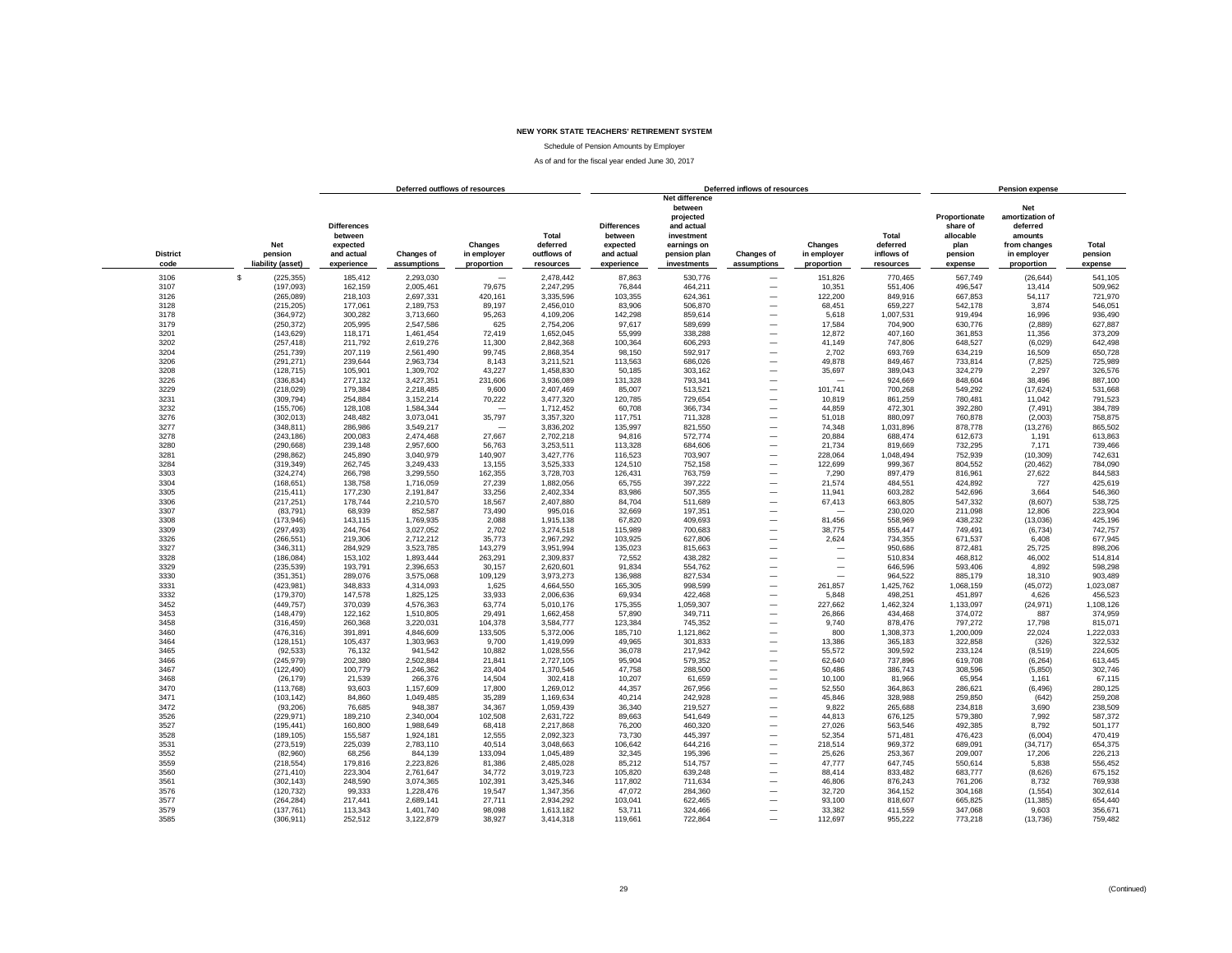**NEW YORK STATE TEACHERS' RETIREMENT SYSTEM**

Schedule of Pension Amounts by Employer

As of and for the fiscal year ended June 30, 2017

| | | Deferred outflows of resources | | | | Deferred inflows of resources | | | | | Pension expense | | |
|---|---|---|---|---|---|---|---|---|---|---|---|---|---|
| District code | Net pension liability (asset) | Differences between expected and actual experience | Changes of assumptions | Changes in employer proportion | Total deferred outflows of resources | Differences between expected and actual experience | Net difference between projected and actual investment earnings on pension plan investments | Changes of assumptions | Changes in employer proportion | Total deferred inflows of resources | Proportionate share of allocable plan pension expense | Net amortization of deferred amounts from changes in employer proportion | Total pension expense |
| 3106 | $ (225,355) | 185,412 | 2,293,030 | — | 2,478,442 | 87,863 | 530,776 | — | 151,826 | 770,465 | 567,749 | (26,644) | 541,105 |
| 3107 | (197,093) | 162,159 | 2,005,461 | 79,675 | 2,247,295 | 76,844 | 464,211 | — | 10,351 | 551,406 | 496,547 | 13,414 | 509,962 |
| 3126 | (265,089) | 218,103 | 2,697,331 | 420,161 | 3,335,596 | 103,355 | 624,361 | — | 122,200 | 849,916 | 667,853 | 54,117 | 721,970 |
| 3128 | (215,205) | 177,061 | 2,189,753 | 89,197 | 2,456,010 | 83,906 | 506,870 | — | 68,451 | 659,227 | 542,178 | 3,874 | 546,051 |
| 3178 | (364,972) | 300,282 | 3,713,660 | 95,263 | 4,109,206 | 142,298 | 859,614 | — | 5,618 | 1,007,531 | 919,494 | 16,996 | 936,490 |
| 3179 | (250,372) | 205,995 | 2,547,586 | 625 | 2,754,206 | 97,617 | 589,699 | — | 17,584 | 704,900 | 630,776 | (2,889) | 627,887 |
| 3201 | (143,629) | 118,171 | 1,461,454 | 72,419 | 1,652,045 | 55,999 | 338,288 | — | 12,872 | 407,160 | 361,853 | 11,356 | 373,209 |
| 3202 | (257,418) | 211,792 | 2,619,276 | 11,300 | 2,842,368 | 100,364 | 606,293 | — | 41,149 | 747,806 | 648,527 | (6,029) | 642,498 |
| 3204 | (251,739) | 207,119 | 2,561,490 | 99,745 | 2,868,354 | 98,150 | 592,917 | — | 2,702 | 693,769 | 634,219 | 16,509 | 650,728 |
| 3206 | (291,271) | 239,644 | 2,963,734 | 8,143 | 3,211,521 | 113,563 | 686,026 | — | 49,878 | 849,467 | 733,814 | (7,825) | 725,989 |
| 3208 | (128,715) | 105,901 | 1,309,702 | 43,227 | 1,458,830 | 50,185 | 303,162 | — | 35,697 | 389,043 | 324,279 | 2,297 | 326,576 |
| 3226 | (336,834) | 277,132 | 3,427,351 | 231,606 | 3,936,089 | 131,328 | 793,341 | — | — | 924,669 | 848,604 | 38,496 | 887,100 |
| 3229 | (218,029) | 179,384 | 2,218,485 | 9,600 | 2,407,469 | 85,007 | 513,521 | — | 101,741 | 700,268 | 549,292 | (17,624) | 531,668 |
| 3231 | (309,794) | 254,884 | 3,152,214 | 70,222 | 3,477,320 | 120,785 | 729,654 | — | 10,819 | 861,259 | 780,481 | 11,042 | 791,523 |
| 3232 | (155,706) | 128,108 | 1,584,344 | — | 1,712,452 | 60,708 | 366,734 | — | 44,859 | 472,301 | 392,280 | (7,491) | 384,789 |
| 3276 | (302,013) | 248,482 | 3,073,041 | 35,797 | 3,357,320 | 117,751 | 711,328 | — | 51,018 | 880,097 | 760,878 | (2,003) | 758,875 |
| 3277 | (348,811) | 286,986 | 3,549,217 | — | 3,836,202 | 135,997 | 821,550 | — | 74,348 | 1,031,896 | 878,778 | (13,276) | 865,502 |
| 3278 | (243,186) | 200,083 | 2,474,468 | 27,667 | 2,702,218 | 94,816 | 572,774 | — | 20,884 | 688,474 | 612,673 | 1,191 | 613,863 |
| 3280 | (290,668) | 239,148 | 2,957,600 | 56,763 | 3,253,511 | 113,328 | 684,606 | — | 21,734 | 819,669 | 732,295 | 7,171 | 739,466 |
| 3281 | (298,862) | 245,890 | 3,040,979 | 140,907 | 3,427,776 | 116,523 | 703,907 | — | 228,064 | 1,048,494 | 752,939 | (10,309) | 742,631 |
| 3284 | (319,349) | 262,745 | 3,249,433 | 13,155 | 3,525,333 | 124,510 | 752,158 | — | 122,699 | 999,367 | 804,552 | (20,462) | 784,090 |
| 3303 | (324,274) | 266,798 | 3,299,550 | 162,355 | 3,728,703 | 126,431 | 763,759 | — | 7,290 | 897,479 | 816,961 | 27,622 | 844,583 |
| 3304 | (168,651) | 138,758 | 1,716,059 | 27,239 | 1,882,056 | 65,755 | 397,222 | — | 21,574 | 484,551 | 424,892 | 727 | 425,619 |
| 3305 | (215,411) | 177,230 | 2,191,847 | 33,256 | 2,402,334 | 83,986 | 507,355 | — | 11,941 | 603,282 | 542,696 | 3,664 | 546,360 |
| 3306 | (217,251) | 178,744 | 2,210,570 | 18,567 | 2,407,880 | 84,704 | 511,689 | — | 67,413 | 663,805 | 547,332 | (8,607) | 538,725 |
| 3307 | (83,791) | 68,939 | 852,587 | 73,490 | 995,016 | 32,669 | 197,351 | — | — | 230,020 | 211,098 | 12,806 | 223,904 |
| 3308 | (173,946) | 143,115 | 1,769,935 | 2,088 | 1,915,138 | 67,820 | 409,693 | — | 81,456 | 558,969 | 438,232 | (13,036) | 425,196 |
| 3309 | (297,493) | 244,764 | 3,027,052 | 2,702 | 3,274,518 | 115,989 | 700,683 | — | 38,775 | 855,447 | 749,491 | (6,734) | 742,757 |
| 3326 | (266,551) | 219,306 | 2,712,212 | 35,773 | 2,967,292 | 103,925 | 627,806 | — | 2,624 | 734,355 | 671,537 | 6,408 | 677,945 |
| 3327 | (346,311) | 284,929 | 3,523,785 | 143,279 | 3,951,994 | 135,023 | 815,663 | — | — | 950,686 | 872,481 | 25,725 | 898,206 |
| 3328 | (186,084) | 153,102 | 1,893,444 | 263,291 | 2,309,837 | 72,552 | 438,282 | — | — | 510,834 | 468,812 | 46,002 | 514,814 |
| 3329 | (235,539) | 193,791 | 2,396,653 | 30,157 | 2,620,601 | 91,834 | 554,762 | — | — | 646,596 | 593,406 | 4,892 | 598,298 |
| 3330 | (351,351) | 289,076 | 3,575,068 | 109,129 | 3,973,273 | 136,988 | 827,534 | — | — | 964,522 | 885,179 | 18,310 | 903,489 |
| 3331 | (423,981) | 348,833 | 4,314,093 | 1,625 | 4,664,550 | 165,305 | 998,599 | — | 261,857 | 1,425,762 | 1,068,159 | (45,072) | 1,023,087 |
| 3332 | (179,370) | 147,578 | 1,825,125 | 33,933 | 2,006,636 | 69,934 | 422,468 | — | 5,848 | 498,251 | 451,897 | 4,626 | 456,523 |
| 3452 | (449,757) | 370,039 | 4,576,363 | 63,774 | 5,010,176 | 175,355 | 1,059,307 | — | 227,662 | 1,462,324 | 1,133,097 | (24,971) | 1,108,126 |
| 3453 | (148,479) | 122,162 | 1,510,805 | 29,491 | 1,662,458 | 57,890 | 349,711 | — | 26,866 | 434,468 | 374,072 | 887 | 374,959 |
| 3458 | (316,459) | 260,368 | 3,220,031 | 104,378 | 3,584,777 | 123,384 | 745,352 | — | 9,740 | 878,476 | 797,272 | 17,798 | 815,071 |
| 3460 | (476,316) | 391,891 | 4,846,609 | 133,505 | 5,372,006 | 185,710 | 1,121,862 | — | 800 | 1,308,373 | 1,200,009 | 22,024 | 1,222,033 |
| 3464 | (128,151) | 105,437 | 1,303,963 | 9,700 | 1,419,099 | 49,965 | 301,833 | — | 13,386 | 365,183 | 322,858 | (326) | 322,532 |
| 3465 | (92,533) | 76,132 | 941,542 | 10,882 | 1,028,556 | 36,078 | 217,942 | — | 55,572 | 309,592 | 233,124 | (8,519) | 224,605 |
| 3466 | (245,979) | 202,380 | 2,502,884 | 21,841 | 2,727,105 | 95,904 | 579,352 | — | 62,640 | 737,896 | 619,708 | (6,264) | 613,445 |
| 3467 | (122,490) | 100,779 | 1,246,362 | 23,404 | 1,370,546 | 47,758 | 288,500 | — | 50,486 | 386,743 | 308,596 | (5,850) | 302,746 |
| 3468 | (26,179) | 21,539 | 266,376 | 14,504 | 302,418 | 10,207 | 61,659 | — | 10,100 | 81,966 | 65,954 | 1,161 | 67,115 |
| 3470 | (113,768) | 93,603 | 1,157,609 | 17,800 | 1,269,012 | 44,357 | 267,956 | — | 52,550 | 364,863 | 286,621 | (6,496) | 280,125 |
| 3471 | (103,142) | 84,860 | 1,049,485 | 35,289 | 1,169,634 | 40,214 | 242,928 | — | 45,846 | 328,988 | 259,850 | (642) | 259,208 |
| 3472 | (93,206) | 76,685 | 948,387 | 34,367 | 1,059,439 | 36,340 | 219,527 | — | 9,822 | 265,688 | 234,818 | 3,690 | 238,509 |
| 3526 | (229,971) | 189,210 | 2,340,004 | 102,508 | 2,631,722 | 89,663 | 541,649 | — | 44,813 | 676,125 | 579,380 | 7,992 | 587,372 |
| 3527 | (195,441) | 160,800 | 1,988,649 | 68,418 | 2,217,868 | 76,200 | 460,320 | — | 27,026 | 563,546 | 492,385 | 8,792 | 501,177 |
| 3528 | (189,105) | 155,587 | 1,924,181 | 12,555 | 2,092,323 | 73,730 | 445,397 | — | 52,354 | 571,481 | 476,423 | (6,004) | 470,419 |
| 3531 | (273,519) | 225,039 | 2,783,110 | 40,514 | 3,048,663 | 106,642 | 644,216 | — | 218,514 | 969,372 | 689,091 | (34,717) | 654,375 |
| 3552 | (82,960) | 68,256 | 844,139 | 133,094 | 1,045,489 | 32,345 | 195,396 | — | 25,626 | 253,367 | 209,007 | 17,206 | 226,213 |
| 3559 | (218,554) | 179,816 | 2,223,826 | 81,386 | 2,485,028 | 85,212 | 514,757 | — | 47,777 | 647,745 | 550,614 | 5,838 | 556,452 |
| 3560 | (271,410) | 223,304 | 2,761,647 | 34,772 | 3,019,723 | 105,820 | 639,248 | — | 88,414 | 833,482 | 683,777 | (8,626) | 675,152 |
| 3561 | (302,143) | 248,590 | 3,074,365 | 102,391 | 3,425,346 | 117,802 | 711,634 | — | 46,806 | 876,243 | 761,206 | 8,732 | 769,938 |
| 3576 | (120,732) | 99,333 | 1,228,476 | 19,547 | 1,347,356 | 47,072 | 284,360 | — | 32,720 | 364,152 | 304,168 | (1,554) | 302,614 |
| 3577 | (264,284) | 217,441 | 2,689,141 | 27,711 | 2,934,292 | 103,041 | 622,465 | — | 93,100 | 818,607 | 665,825 | (11,385) | 654,440 |
| 3579 | (137,761) | 113,343 | 1,401,740 | 98,098 | 1,613,182 | 53,711 | 324,466 | — | 33,382 | 411,559 | 347,068 | 9,603 | 356,671 |
| 3585 | (306,911) | 252,512 | 3,122,879 | 38,927 | 3,414,318 | 119,661 | 722,864 | — | 112,697 | 955,222 | 773,218 | (13,736) | 759,482 |

(Continued)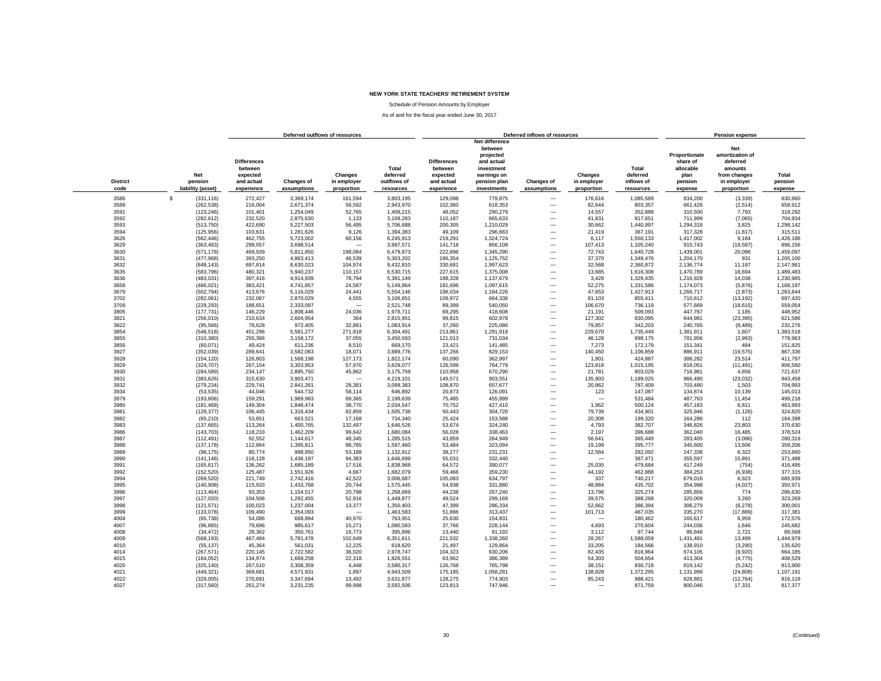**NEW YORK STATE TEACHERS' RETIREMENT SYSTEM**

Schedule of Pension Amounts by Employer

As of and for the fiscal year ended June 30, 2017

| | | Deferred outflows of resources | | | | Deferred inflows of resources | | | | | Pension expense | | |
|---|---|---|---|---|---|---|---|---|---|---|---|---|---|
| District code | Net pension liability (asset) | Differences between expected and actual experience | Changes of assumptions | Changes in employer proportion | Total deferred outflows of resources | Differences between expected and actual experience | Net difference between projected and actual investment earnings on pension plan investments | Changes of assumptions | Changes in employer proportion | Total deferred inflows of resources | Proportionate share of allocable plan pension expense | Net amortization of deferred amounts from changes in employer proportion | Total pension expense |
| 3586 | $ (331,116) | 272,427 | 3,369,174 | 161,594 | 3,803,195 | 129,098 | 779,875 | — | 176,616 | 1,085,589 | 834,200 | (3,339) | 830,860 |
| 3589 | (262,538) | 216,004 | 2,671,374 | 56,592 | 2,943,970 | 102,360 | 618,353 | — | 82,644 | 803,357 | 661,426 | (2,514) | 658,912 |
| 3591 | (123,246) | 101,401 | 1,254,049 | 52,765 | 1,408,215 | 48,052 | 290,279 | — | 14,557 | 352,888 | 310,500 | 7,793 | 318,292 |
| 3592 | (282,612) | 232,520 | 2,875,630 | 1,133 | 3,109,283 | 110,187 | 665,633 | — | 41,831 | 817,651 | 711,999 | (7,065) | 704,934 |
| 3593 | (513,750) | 422,690 | 5,227,503 | 56,495 | 5,706,688 | 200,305 | 1,210,029 | — | 30,662 | 1,440,997 | 1,294,318 | 3,825 | 1,298,142 |
| 3594 | (125,956) | 103,631 | 1,281,626 | 9,126 | 1,394,383 | 49,109 | 296,663 | — | 21,419 | 367,191 | 317,328 | (1,817) | 315,511 |
| 3626 | (562,446) | 462,755 | 5,723,002 | 60,156 | 6,245,913 | 219,291 | 1,324,724 | — | 6,117 | 1,550,133 | 1,417,002 | 9,184 | 1,426,186 |
| 3629 | (363,483) | 299,057 | 3,698,514 | — | 3,997,571 | 141,718 | 856,108 | — | 107,413 | 1,105,240 | 915,743 | (19,587) | 896,156 |
| 3630 | (571,178) | 469,939 | 5,811,850 | 198,084 | 6,479,873 | 222,696 | 1,345,290 | — | 72,743 | 1,640,728 | 1,439,001 | 20,096 | 1,459,097 |
| 3631 | (477,968) | 393,250 | 4,863,413 | 46,539 | 5,303,202 | 186,354 | 1,125,752 | — | 37,370 | 1,349,476 | 1,204,170 | 931 | 1,205,100 |
| 3632 | (848,143) | 697,814 | 8,630,023 | 104,974 | 9,432,810 | 330,681 | 1,997,623 | — | 32,568 | 2,360,872 | 2,136,774 | 11,187 | 2,147,961 |
| 3635 | (583,796) | 480,321 | 5,940,237 | 110,157 | 6,530,715 | 227,615 | 1,375,008 | — | 13,685 | 1,616,308 | 1,470,789 | 18,694 | 1,489,483 |
| 3636 | (483,031) | 397,416 | 4,914,939 | 78,794 | 5,391,149 | 188,328 | 1,137,679 | — | 3,428 | 1,329,435 | 1,216,928 | 14,038 | 1,230,965 |
| 3658 | (466,021) | 383,421 | 4,741,857 | 24,587 | 5,149,864 | 181,696 | 1,097,615 | — | 52,275 | 1,331,586 | 1,174,073 | (5,876) | 1,168,197 |
| 3679 | (502,794) | 413,676 | 5,116,029 | 24,441 | 5,554,146 | 196,034 | 1,184,226 | — | 47,653 | 1,427,913 | 1,266,717 | (2,873) | 1,263,844 |
| 3702 | (282,061) | 232,067 | 2,870,029 | 4,555 | 3,106,651 | 109,972 | 664,336 | — | 81,103 | 855,411 | 710,612 | (13,192) | 697,420 |
| 3709 | (229,293) | 188,651 | 2,333,097 | — | 2,521,748 | 89,399 | 540,050 | — | 106,670 | 736,119 | 577,669 | (18,615) | 559,054 |
| 3805 | (177,731) | 146,229 | 1,808,446 | 24,036 | 1,978,711 | 69,295 | 418,608 | — | 21,191 | 509,093 | 447,767 | 1,185 | 448,952 |
| 3821 | (256,010) | 210,634 | 2,604,954 | 364 | 2,815,951 | 99,815 | 602,978 | — | 127,302 | 830,095 | 644,981 | (23,395) | 621,586 |
| 3822 | (95,566) | 78,628 | 972,405 | 32,881 | 1,083,914 | 37,260 | 225,086 | — | 79,857 | 342,203 | 240,765 | (8,489) | 232,276 |
| 3854 | (548,518) | 451,296 | 5,581,277 | 271,918 | 6,304,491 | 213,861 | 1,291,919 | — | 229,670 | 1,735,449 | 1,381,911 | 1,607 | 1,383,518 |
| 3855 | (310,380) | 255,366 | 3,158,172 | 37,055 | 3,450,593 | 121,013 | 731,034 | — | 46,128 | 898,175 | 781,956 | (2,993) | 778,963 |
| 3856 | (60,071) | 49,424 | 611,236 | 8,510 | 669,170 | 23,421 | 141,485 | — | 7,273 | 172,179 | 151,341 | 484 | 151,825 |
| 3927 | (352,039) | 289,641 | 3,582,063 | 18,071 | 3,889,776 | 137,256 | 829,153 | — | 140,450 | 1,106,859 | 886,911 | (19,575) | 867,336 |
| 3928 | (154,120) | 126,803 | 1,568,198 | 127,173 | 1,822,174 | 60,090 | 362,997 | — | 1,801 | 424,887 | 388,282 | 23,514 | 411,797 |
| 3929 | (324,707) | 267,154 | 3,303,953 | 57,970 | 3,629,077 | 126,599 | 764,778 | — | 123,818 | 1,015,195 | 818,051 | (11,491) | 806,560 |
| 3930 | (284,589) | 234,147 | 2,895,750 | 45,862 | 3,175,759 | 110,958 | 670,290 | — | 21,781 | 803,029 | 716,981 | 4,656 | 721,637 |
| 3931 | (383,626) | 315,630 | 3,903,471 | — | 4,219,101 | 149,571 | 903,551 | — | 135,903 | 1,189,025 | 966,490 | (23,032) | 943,458 |
| 3932 | (279,234) | 229,741 | 2,841,261 | 28,381 | 3,099,383 | 108,870 | 657,677 | — | 20,862 | 787,409 | 703,490 | 1,503 | 704,993 |
| 3934 | (53,535) | 44,046 | 544,732 | 58,114 | 646,892 | 20,873 | 126,091 | — | 123 | 147,087 | 134,874 | 10,139 | 145,013 |
| 3979 | (193,606) | 159,291 | 1,969,983 | 69,365 | 2,198,639 | 75,485 | 455,999 | — | — | 531,484 | 487,763 | 11,454 | 499,218 |
| 3980 | (181,468) | 149,304 | 1,846,474 | 38,770 | 2,034,547 | 70,752 | 427,410 | — | 1,962 | 500,124 | 457,183 | 6,811 | 463,993 |
| 3981 | (129,377) | 106,445 | 1,316,434 | 82,859 | 1,505,738 | 50,443 | 304,720 | — | 79,739 | 434,901 | 325,946 | (1,126) | 324,820 |
| 3982 | (65,210) | 53,651 | 663,521 | 17,168 | 734,340 | 25,424 | 153,588 | — | 20,308 | 199,320 | 164,286 | 112 | 164,398 |
| 3983 | (137,665) | 113,264 | 1,400,765 | 132,497 | 1,646,526 | 53,674 | 324,240 | — | 4,793 | 382,707 | 346,826 | 23,803 | 370,630 |
| 3986 | (143,703) | 118,233 | 1,462,209 | 99,642 | 1,680,084 | 56,028 | 338,463 | — | 2,197 | 396,688 | 362,040 | 16,485 | 378,524 |
| 3987 | (112,491) | 92,552 | 1,144,617 | 48,345 | 1,285,515 | 43,859 | 264,949 | — | 56,641 | 365,449 | 283,405 | (3,086) | 280,319 |
| 3988 | (137,178) | 112,864 | 1,395,811 | 88,785 | 1,597,460 | 53,484 | 323,094 | — | 19,199 | 395,777 | 345,600 | 13,606 | 359,206 |
| 3989 | (98,175) | 80,774 | 998,950 | 53,188 | 1,132,912 | 38,277 | 231,231 | — | 12,584 | 282,092 | 247,338 | 6,322 | 253,660 |
| 3990 | (141,146) | 116,128 | 1,436,187 | 94,383 | 1,646,699 | 55,031 | 332,440 | — | — | 387,471 | 355,597 | 15,891 | 371,488 |
| 3991 | (165,617) | 136,262 | 1,685,189 | 17,516 | 1,838,968 | 64,572 | 390,077 | — | 25,035 | 479,684 | 417,249 | (754) | 416,495 |
| 3992 | (152,520) | 125,487 | 1,551,926 | 4,667 | 1,682,079 | 59,466 | 359,230 | — | 44,192 | 462,888 | 384,253 | (6,938) | 377,315 |
| 3994 | (269,520) | 221,749 | 2,742,416 | 42,522 | 3,006,687 | 105,083 | 634,797 | — | 337 | 740,217 | 679,016 | 6,923 | 685,939 |
| 3995 | (140,908) | 115,933 | 1,433,768 | 20,744 | 1,570,445 | 54,938 | 331,880 | — | 48,884 | 435,702 | 354,998 | (4,027) | 350,971 |
| 3996 | (113,464) | 93,353 | 1,154,517 | 20,798 | 1,268,669 | 44,238 | 267,240 | — | 13,796 | 325,274 | 285,856 | 774 | 286,630 |
| 3997 | (127,020) | 104,506 | 1,292,455 | 52,916 | 1,449,877 | 49,524 | 299,169 | — | 39,575 | 388,268 | 320,009 | 3,260 | 323,269 |
| 3998 | (121,571) | 100,023 | 1,237,004 | 13,377 | 1,350,403 | 47,399 | 286,334 | — | 52,662 | 386,394 | 306,279 | (6,278) | 300,001 |
| 3999 | (133,078) | 109,490 | 1,354,093 | — | 1,463,583 | 51,886 | 313,437 | — | 101,713 | 467,035 | 335,270 | (17,889) | 317,381 |
| 4004 | (65,738) | 54,086 | 668,894 | 40,970 | 763,951 | 25,630 | 154,831 | — | — | 180,462 | 165,617 | 6,959 | 172,576 |
| 4007 | (96,865) | 79,696 | 985,617 | 15,271 | 1,080,583 | 37,766 | 228,144 | — | 4,693 | 270,604 | 244,036 | 1,646 | 245,682 |
| 4008 | (34,472) | 28,362 | 350,761 | 16,773 | 395,896 | 13,440 | 81,192 | — | 3,112 | 97,744 | 86,848 | 2,721 | 89,568 |
| 4009 | (568,193) | 467,484 | 5,781,478 | 102,649 | 6,351,611 | 221,532 | 1,338,260 | — | 28,267 | 1,588,059 | 1,431,481 | 13,499 | 1,444,979 |
| 4010 | (55,137) | 45,364 | 561,031 | 12,225 | 618,620 | 21,497 | 129,864 | — | 33,205 | 184,566 | 138,910 | (3,290) | 135,620 |
| 4014 | (267,571) | 220,145 | 2,722,582 | 36,020 | 2,978,747 | 104,323 | 630,206 | — | 82,435 | 816,964 | 674,105 | (9,920) | 664,185 |
| 4015 | (164,052) | 134,974 | 1,669,258 | 22,318 | 1,826,551 | 63,962 | 386,389 | — | 54,303 | 504,654 | 413,304 | (4,775) | 408,529 |
| 4020 | (325,140) | 267,510 | 3,308,359 | 4,448 | 3,580,317 | 126,768 | 765,798 | — | 38,151 | 930,718 | 819,142 | (5,242) | 813,900 |
| 4021 | (449,321) | 369,681 | 4,571,931 | 1,897 | 4,943,509 | 175,185 | 1,058,281 | — | 138,828 | 1,372,295 | 1,131,999 | (24,808) | 1,107,191 |
| 4022 | (329,005) | 270,691 | 3,347,694 | 13,492 | 3,631,877 | 128,275 | 774,903 | — | 85,243 | 988,421 | 828,881 | (12,764) | 816,118 |
| 4027 | (317,560) | 261,274 | 3,231,235 | 99,998 | 3,592,506 | 123,813 | 747,946 | — | — | 871,759 | 800,046 | 17,331 | 817,377 |

(Continued)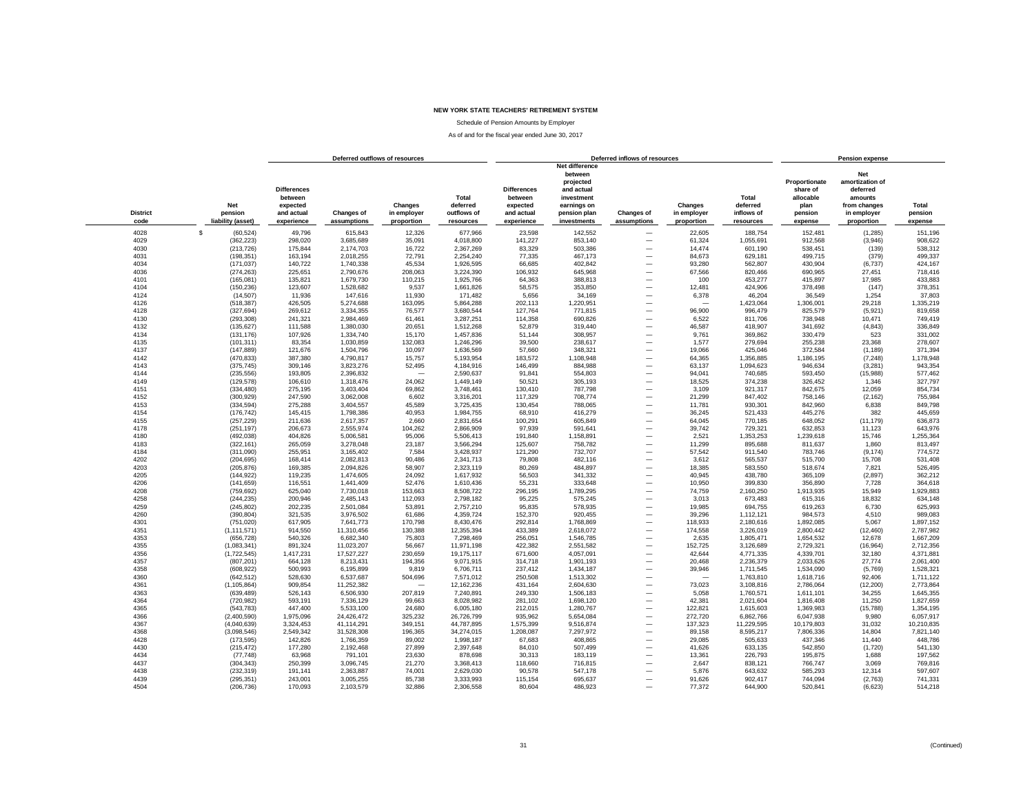**NEW YORK STATE TEACHERS' RETIREMENT SYSTEM**

Schedule of Pension Amounts by Employer

As of and for the fiscal year ended June 30, 2017

| | | Deferred outflows of resources | | | | Deferred inflows of resources | | | | | Pension expense | | |
|---|---|---|---|---|---|---|---|---|---|---|---|---|---|
| District code | Net pension liability (asset) | Differences between expected and actual experience | Changes of assumptions | Changes in employer proportion | Total deferred outflows of resources | Differences between expected and actual experience | Net difference between projected and actual investment earnings on pension plan investments | Changes of assumptions | Changes in employer proportion | Total deferred inflows of resources | Proportionate share of allocable plan pension expense | Net amortization of deferred amounts from changes in employer proportion | Total pension expense |
| 4028 | $ (60,524) | 49,796 | 615,843 | 12,326 | 677,966 | 23,598 | 142,552 | — | 22,605 | 188,754 | 152,481 | (1,285) | 151,196 |
| 4029 | (362,223) | 298,020 | 3,685,689 | 35,091 | 4,018,800 | 141,227 | 853,140 | — | 61,324 | 1,055,691 | 912,568 | (3,946) | 908,622 |
| 4030 | (213,726) | 175,844 | 2,174,703 | 16,722 | 2,367,269 | 83,329 | 503,386 | — | 14,474 | 601,190 | 538,451 | (139) | 538,312 |
| 4031 | (198,351) | 163,194 | 2,018,255 | 72,791 | 2,254,240 | 77,335 | 467,173 | — | 84,673 | 629,181 | 499,715 | (379) | 499,337 |
| 4034 | (171,037) | 140,722 | 1,740,338 | 45,534 | 1,926,595 | 66,685 | 402,842 | — | 93,280 | 562,807 | 430,904 | (6,737) | 424,167 |
| 4036 | (274,263) | 225,651 | 2,790,676 | 208,063 | 3,224,390 | 106,932 | 645,968 | — | 67,566 | 820,466 | 690,965 | 27,451 | 718,416 |
| 4101 | (165,081) | 135,821 | 1,679,730 | 110,215 | 1,925,766 | 64,363 | 388,813 | — | 100 | 453,277 | 415,897 | 17,985 | 433,883 |
| 4104 | (150,236) | 123,607 | 1,528,682 | 9,537 | 1,661,826 | 58,575 | 353,850 | — | 12,481 | 424,906 | 378,498 | (147) | 378,351 |
| 4124 | (14,507) | 11,936 | 147,616 | 11,930 | 171,482 | 5,656 | 34,169 | — | 6,378 | 46,204 | 36,549 | 1,254 | 37,803 |
| 4126 | (518,387) | 426,505 | 5,274,688 | 163,095 | 5,864,288 | 202,113 | 1,220,951 | — | — | 1,423,064 | 1,306,001 | 29,218 | 1,335,219 |
| 4128 | (327,694) | 269,612 | 3,334,355 | 76,577 | 3,680,544 | 127,764 | 771,815 | — | 96,900 | 996,479 | 825,579 | (5,921) | 819,658 |
| 4130 | (293,308) | 241,321 | 2,984,469 | 61,461 | 3,287,251 | 114,358 | 690,826 | — | 6,522 | 811,706 | 738,948 | 10,471 | 749,419 |
| 4132 | (135,627) | 111,588 | 1,380,030 | 20,651 | 1,512,268 | 52,879 | 319,440 | — | 46,587 | 418,907 | 341,692 | (4,843) | 336,849 |
| 4134 | (131,176) | 107,926 | 1,334,740 | 15,170 | 1,457,836 | 51,144 | 308,957 | — | 9,761 | 369,862 | 330,479 | 523 | 331,002 |
| 4135 | (101,311) | 83,354 | 1,030,859 | 132,083 | 1,246,296 | 39,500 | 238,617 | — | 1,577 | 279,694 | 255,238 | 23,368 | 278,607 |
| 4137 | (147,889) | 121,676 | 1,504,796 | 10,097 | 1,636,569 | 57,660 | 348,321 | — | 19,066 | 425,046 | 372,584 | (1,189) | 371,394 |
| 4142 | (470,833) | 387,380 | 4,790,817 | 15,757 | 5,193,954 | 183,572 | 1,108,948 | — | 64,365 | 1,356,885 | 1,186,195 | (7,248) | 1,178,948 |
| 4143 | (375,745) | 309,146 | 3,823,276 | 52,495 | 4,184,916 | 146,499 | 884,988 | — | 63,137 | 1,094,623 | 946,634 | (3,281) | 943,354 |
| 4144 | (235,556) | 193,805 | 2,396,832 | — | 2,590,637 | 91,841 | 554,803 | — | 94,041 | 740,685 | 593,450 | (15,988) | 577,462 |
| 4149 | (129,578) | 106,610 | 1,318,476 | 24,062 | 1,449,149 | 50,521 | 305,193 | — | 18,525 | 374,238 | 326,452 | 1,346 | 327,797 |
| 4151 | (334,480) | 275,195 | 3,403,404 | 69,862 | 3,748,461 | 130,410 | 787,798 | — | 3,109 | 921,317 | 842,675 | 12,059 | 854,734 |
| 4152 | (300,929) | 247,590 | 3,062,008 | 6,602 | 3,316,201 | 117,329 | 708,774 | — | 21,299 | 847,402 | 758,146 | (2,162) | 755,984 |
| 4153 | (334,594) | 275,288 | 3,404,557 | 45,589 | 3,725,435 | 130,454 | 788,065 | — | 11,781 | 930,301 | 842,960 | 6,838 | 849,798 |
| 4154 | (176,742) | 145,415 | 1,798,386 | 40,953 | 1,984,755 | 68,910 | 416,279 | — | 36,245 | 521,433 | 445,276 | 382 | 445,659 |
| 4155 | (257,229) | 211,636 | 2,617,357 | 2,660 | 2,831,654 | 100,291 | 605,849 | — | 64,045 | 770,185 | 648,052 | (11,179) | 636,873 |
| 4178 | (251,197) | 206,673 | 2,555,974 | 104,262 | 2,866,909 | 97,939 | 591,641 | — | 39,742 | 729,321 | 632,853 | 11,123 | 643,976 |
| 4180 | (492,038) | 404,826 | 5,006,581 | 95,006 | 5,506,413 | 191,840 | 1,158,891 | — | 2,521 | 1,353,253 | 1,239,618 | 15,746 | 1,255,364 |
| 4183 | (322,161) | 265,059 | 3,278,048 | 23,187 | 3,566,294 | 125,607 | 758,782 | — | 11,299 | 895,688 | 811,637 | 1,860 | 813,497 |
| 4184 | (311,090) | 255,951 | 3,165,402 | 7,584 | 3,428,937 | 121,290 | 732,707 | — | 57,542 | 911,540 | 783,746 | (9,174) | 774,572 |
| 4202 | (204,695) | 168,414 | 2,082,813 | 90,486 | 2,341,713 | 79,808 | 482,116 | — | 3,612 | 565,537 | 515,700 | 15,708 | 531,408 |
| 4203 | (205,876) | 169,385 | 2,094,826 | 58,907 | 2,323,119 | 80,269 | 484,897 | — | 18,385 | 583,550 | 518,674 | 7,821 | 526,495 |
| 4205 | (144,922) | 119,235 | 1,474,605 | 24,092 | 1,617,932 | 56,503 | 341,332 | — | 40,945 | 438,780 | 365,109 | (2,897) | 362,212 |
| 4206 | (141,659) | 116,551 | 1,441,409 | 52,476 | 1,610,436 | 55,231 | 333,648 | — | 10,950 | 399,830 | 356,890 | 7,728 | 364,618 |
| 4208 | (759,692) | 625,040 | 7,730,018 | 153,663 | 8,508,722 | 296,195 | 1,789,295 | — | 74,759 | 2,160,250 | 1,913,935 | 15,949 | 1,929,883 |
| 4258 | (244,235) | 200,946 | 2,485,143 | 112,093 | 2,798,182 | 95,225 | 575,245 | — | 3,013 | 673,483 | 615,316 | 18,832 | 634,148 |
| 4259 | (245,802) | 202,235 | 2,501,084 | 53,891 | 2,757,210 | 95,835 | 578,935 | — | 19,985 | 694,755 | 619,263 | 6,730 | 625,993 |
| 4260 | (390,804) | 321,535 | 3,976,502 | 61,686 | 4,359,724 | 152,370 | 920,455 | — | 39,296 | 1,112,121 | 984,573 | 4,510 | 989,083 |
| 4301 | (751,020) | 617,905 | 7,641,773 | 170,798 | 8,430,476 | 292,814 | 1,768,869 | — | 118,933 | 2,180,616 | 1,892,085 | 5,067 | 1,897,152 |
| 4351 | (1,111,571) | 914,550 | 11,310,456 | 130,388 | 12,355,394 | 433,389 | 2,618,072 | — | 174,558 | 3,226,019 | 2,800,442 | (12,460) | 2,787,982 |
| 4353 | (656,728) | 540,326 | 6,682,340 | 75,803 | 7,298,469 | 256,051 | 1,546,785 | — | 2,635 | 1,805,471 | 1,654,532 | 12,678 | 1,667,209 |
| 4355 | (1,083,341) | 891,324 | 11,023,207 | 56,667 | 11,971,198 | 422,382 | 2,551,582 | — | 152,725 | 3,126,689 | 2,729,321 | (16,964) | 2,712,356 |
| 4356 | (1,722,545) | 1,417,231 | 17,527,227 | 230,659 | 19,175,117 | 671,600 | 4,057,091 | — | 42,644 | 4,771,335 | 4,339,701 | 32,180 | 4,371,881 |
| 4357 | (807,201) | 664,128 | 8,213,431 | 194,356 | 9,071,915 | 314,718 | 1,901,193 | — | 20,468 | 2,236,379 | 2,033,626 | 27,774 | 2,061,400 |
| 4358 | (608,922) | 500,993 | 6,195,899 | 9,819 | 6,706,711 | 237,412 | 1,434,187 | — | 39,946 | 1,711,545 | 1,534,090 | (5,769) | 1,528,321 |
| 4360 | (642,512) | 528,630 | 6,537,687 | 504,696 | 7,571,012 | 250,508 | 1,513,302 | — | — | 1,763,810 | 1,618,716 | 92,406 | 1,711,122 |
| 4361 | (1,105,864) | 909,854 | 11,252,382 | — | 12,162,236 | 431,164 | 2,604,630 | — | 73,023 | 3,108,816 | 2,786,064 | (12,200) | 2,773,864 |
| 4363 | (639,489) | 526,143 | 6,506,930 | 207,819 | 7,240,891 | 249,330 | 1,506,183 | — | 5,058 | 1,760,571 | 1,611,101 | 34,255 | 1,645,355 |
| 4364 | (720,982) | 593,191 | 7,336,129 | 99,663 | 8,028,982 | 281,102 | 1,698,120 | — | 42,381 | 2,021,604 | 1,816,408 | 11,250 | 1,827,659 |
| 4365 | (543,783) | 447,400 | 5,533,100 | 24,680 | 6,005,180 | 212,015 | 1,280,767 | — | 122,821 | 1,615,603 | 1,369,983 | (15,788) | 1,354,195 |
| 4366 | (2,400,590) | 1,975,096 | 24,426,472 | 325,232 | 26,726,799 | 935,962 | 5,654,084 | — | 272,720 | 6,862,766 | 6,047,938 | 9,980 | 6,057,917 |
| 4367 | (4,040,639) | 3,324,453 | 41,114,291 | 349,151 | 44,787,895 | 1,575,399 | 9,516,874 | — | 137,323 | 11,229,595 | 10,179,803 | 31,032 | 10,210,835 |
| 4368 | (3,098,546) | 2,549,342 | 31,528,308 | 196,365 | 34,274,015 | 1,208,087 | 7,297,972 | — | 89,158 | 8,595,217 | 7,806,336 | 14,804 | 7,821,140 |
| 4428 | (173,595) | 142,826 | 1,766,359 | 89,002 | 1,998,187 | 67,683 | 408,865 | — | 29,085 | 505,633 | 437,346 | 11,440 | 448,786 |
| 4430 | (215,472) | 177,280 | 2,192,468 | 27,899 | 2,397,648 | 84,010 | 507,499 | — | 41,626 | 633,135 | 542,850 | (1,720) | 541,130 |
| 4434 | (77,748) | 63,968 | 791,101 | 23,630 | 878,698 | 30,313 | 183,119 | — | 13,361 | 226,793 | 195,875 | 1,688 | 197,562 |
| 4437 | (304,343) | 250,399 | 3,096,745 | 21,270 | 3,368,413 | 118,660 | 716,815 | — | 2,647 | 838,121 | 766,747 | 3,069 | 769,816 |
| 4438 | (232,319) | 191,141 | 2,363,887 | 74,001 | 2,629,030 | 90,578 | 547,178 | — | 5,876 | 643,632 | 585,293 | 12,314 | 597,607 |
| 4439 | (295,351) | 243,001 | 3,005,255 | 85,738 | 3,333,993 | 115,154 | 695,637 | — | 91,626 | 902,417 | 744,094 | (2,763) | 741,331 |
| 4504 | (206,736) | 170,093 | 2,103,579 | 32,886 | 2,306,558 | 80,604 | 486,923 | — | 77,372 | 644,900 | 520,841 | (6,623) | 514,218 |

(Continued)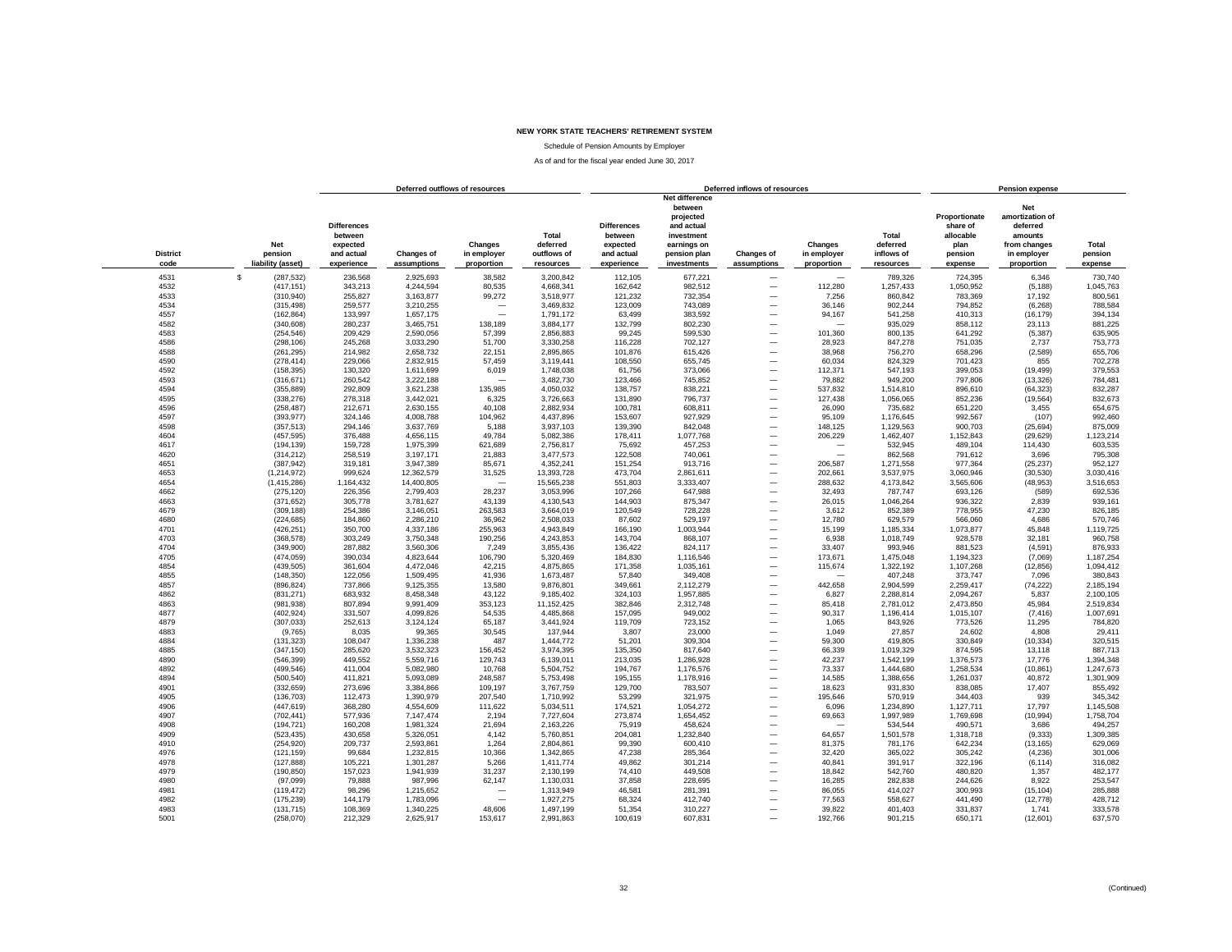**NEW YORK STATE TEACHERS' RETIREMENT SYSTEM**

Schedule of Pension Amounts by Employer

As of and for the fiscal year ended June 30, 2017

| | | Deferred outflows of resources | | | | Deferred inflows of resources | | | | | Pension expense | | |
|---|---|---|---|---|---|---|---|---|---|---|---|---|---|
| District code | Net pension liability (asset) | Differences between expected and actual experience | Changes of assumptions | Changes in employer proportion | Total deferred outflows of resources | Differences between expected and actual experience | Net difference between projected and actual investment earnings on pension plan investments | Changes of assumptions | Changes in employer proportion | Total deferred inflows of resources | Proportionate share of allocable plan pension expense | Net amortization of deferred amounts from changes in employer proportion | Total pension expense |
| 4531 | $ (287,532) | 236,568 | 2,925,693 | 38,582 | 3,200,842 | 112,105 | 677,221 | — | — | 789,326 | 724,395 | 6,346 | 730,740 |
| 4532 | (417,151) | 343,213 | 4,244,594 | 80,535 | 4,668,341 | 162,642 | 982,512 | — | 112,280 | 1,257,433 | 1,050,952 | (5,188) | 1,045,763 |
| 4533 | (310,940) | 255,827 | 3,163,877 | 99,272 | 3,518,977 | 121,232 | 732,354 | — | 7,256 | 860,842 | 783,369 | 17,192 | 800,561 |
| 4534 | (315,498) | 259,577 | 3,210,255 | — | 3,469,832 | 123,009 | 743,089 | — | 36,146 | 902,244 | 794,852 | (6,268) | 788,584 |
| 4557 | (162,864) | 133,997 | 1,657,175 | — | 1,791,172 | 63,499 | 383,592 | — | 94,167 | 541,258 | 410,313 | (16,179) | 394,134 |
| 4582 | (340,608) | 280,237 | 3,465,751 | 138,189 | 3,884,177 | 132,799 | 802,230 | — | — | 935,029 | 858,112 | 23,113 | 881,225 |
| 4583 | (254,546) | 209,429 | 2,590,056 | 57,399 | 2,856,883 | 99,245 | 599,530 | — | 101,360 | 800,135 | 641,292 | (5,387) | 635,905 |
| 4586 | (298,106) | 245,268 | 3,033,290 | 51,700 | 3,330,258 | 116,228 | 702,127 | — | 28,923 | 847,278 | 751,035 | 2,737 | 753,773 |
| 4588 | (261,295) | 214,982 | 2,658,732 | 22,151 | 2,895,865 | 101,876 | 615,426 | — | 38,968 | 756,270 | 658,296 | (2,589) | 655,706 |
| 4590 | (278,414) | 229,066 | 2,832,915 | 57,459 | 3,119,441 | 108,550 | 655,745 | — | 60,034 | 824,329 | 701,423 | 855 | 702,278 |
| 4592 | (158,395) | 130,320 | 1,611,699 | 6,019 | 1,748,038 | 61,756 | 373,066 | — | 112,371 | 547,193 | 399,053 | (19,499) | 379,553 |
| 4593 | (316,671) | 260,542 | 3,222,188 | — | 3,482,730 | 123,466 | 745,852 | — | 79,882 | 949,200 | 797,806 | (13,326) | 784,481 |
| 4594 | (355,889) | 292,809 | 3,621,238 | 135,985 | 4,050,032 | 138,757 | 838,221 | — | 537,832 | 1,514,810 | 896,610 | (64,323) | 832,287 |
| 4595 | (338,276) | 278,318 | 3,442,021 | 6,325 | 3,726,663 | 131,890 | 796,737 | — | 127,438 | 1,056,065 | 852,236 | (19,564) | 832,673 |
| 4596 | (258,487) | 212,671 | 2,630,155 | 40,108 | 2,882,934 | 100,781 | 608,811 | — | 26,090 | 735,682 | 651,220 | 3,455 | 654,675 |
| 4597 | (393,977) | 324,146 | 4,008,788 | 104,962 | 4,437,896 | 153,607 | 927,929 | — | 95,109 | 1,176,645 | 992,567 | (107) | 992,460 |
| 4598 | (357,513) | 294,146 | 3,637,769 | 5,188 | 3,937,103 | 139,390 | 842,048 | — | 148,125 | 1,129,563 | 900,703 | (25,694) | 875,009 |
| 4604 | (457,595) | 376,488 | 4,656,115 | 49,784 | 5,082,386 | 178,411 | 1,077,768 | — | 206,229 | 1,462,407 | 1,152,843 | (29,629) | 1,123,214 |
| 4617 | (194,139) | 159,728 | 1,975,399 | 621,689 | 2,756,817 | 75,692 | 457,253 | — | — | 532,945 | 489,104 | 114,430 | 603,535 |
| 4620 | (314,212) | 258,519 | 3,197,171 | 21,883 | 3,477,573 | 122,508 | 740,061 | — | — | 862,568 | 791,612 | 3,696 | 795,308 |
| 4651 | (387,942) | 319,181 | 3,947,389 | 85,671 | 4,352,241 | 151,254 | 913,716 | — | 206,587 | 1,271,558 | 977,364 | (25,237) | 952,127 |
| 4653 | (1,214,972) | 999,624 | 12,362,579 | 31,525 | 13,393,728 | 473,704 | 2,861,611 | — | 202,661 | 3,537,975 | 3,060,946 | (30,530) | 3,030,416 |
| 4654 | (1,415,286) | 1,164,432 | 14,400,805 | — | 15,565,238 | 551,803 | 3,333,407 | — | 288,632 | 4,173,842 | 3,565,606 | (48,953) | 3,516,653 |
| 4662 | (275,120) | 226,356 | 2,799,403 | 28,237 | 3,053,996 | 107,266 | 647,988 | — | 32,493 | 787,747 | 693,126 | (589) | 692,536 |
| 4663 | (371,652) | 305,778 | 3,781,627 | 43,139 | 4,130,543 | 144,903 | 875,347 | — | 26,015 | 1,046,264 | 936,322 | 2,839 | 939,161 |
| 4679 | (309,188) | 254,386 | 3,146,051 | 263,583 | 3,664,019 | 120,549 | 728,228 | — | 3,612 | 852,389 | 778,955 | 47,230 | 826,185 |
| 4680 | (224,685) | 184,860 | 2,286,210 | 36,962 | 2,508,033 | 87,602 | 529,197 | — | 12,780 | 629,579 | 566,060 | 4,686 | 570,746 |
| 4701 | (426,251) | 350,700 | 4,337,186 | 255,963 | 4,943,849 | 166,190 | 1,003,944 | — | 15,199 | 1,185,334 | 1,073,877 | 45,848 | 1,119,725 |
| 4703 | (368,578) | 303,249 | 3,750,348 | 190,256 | 4,243,853 | 143,704 | 868,107 | — | 6,938 | 1,018,749 | 928,578 | 32,181 | 960,758 |
| 4704 | (349,900) | 287,882 | 3,560,306 | 7,249 | 3,855,436 | 136,422 | 824,117 | — | 33,407 | 993,946 | 881,523 | (4,591) | 876,933 |
| 4705 | (474,059) | 390,034 | 4,823,644 | 106,790 | 5,320,469 | 184,830 | 1,116,546 | — | 173,671 | 1,475,048 | 1,194,323 | (7,069) | 1,187,254 |
| 4854 | (439,505) | 361,604 | 4,472,046 | 42,215 | 4,875,865 | 171,358 | 1,035,161 | — | 115,674 | 1,322,192 | 1,107,268 | (12,856) | 1,094,412 |
| 4855 | (148,350) | 122,056 | 1,509,495 | 41,936 | 1,673,487 | 57,840 | 349,408 | — | — | 407,248 | 373,747 | 7,096 | 380,843 |
| 4857 | (896,824) | 737,866 | 9,125,355 | 13,580 | 9,876,801 | 349,661 | 2,112,279 | — | 442,658 | 2,904,599 | 2,259,417 | (74,222) | 2,185,194 |
| 4862 | (831,271) | 683,932 | 8,458,348 | 43,122 | 9,185,402 | 324,103 | 1,957,885 | — | 6,827 | 2,288,814 | 2,094,267 | 5,837 | 2,100,105 |
| 4863 | (981,938) | 807,894 | 9,991,409 | 353,123 | 11,152,425 | 382,846 | 2,312,748 | — | 85,418 | 2,781,012 | 2,473,850 | 45,984 | 2,519,834 |
| 4877 | (402,924) | 331,507 | 4,099,826 | 54,535 | 4,485,868 | 157,095 | 949,002 | — | 90,317 | 1,196,414 | 1,015,107 | (7,416) | 1,007,691 |
| 4879 | (307,033) | 252,613 | 3,124,124 | 65,187 | 3,441,924 | 119,709 | 723,152 | — | 1,065 | 843,926 | 773,526 | 11,295 | 784,820 |
| 4883 | (9,765) | 8,035 | 99,365 | 30,545 | 137,944 | 3,807 | 23,000 | — | 1,049 | 27,857 | 24,602 | 4,808 | 29,411 |
| 4884 | (131,323) | 108,047 | 1,336,238 | 487 | 1,444,772 | 51,201 | 309,304 | — | 59,300 | 419,805 | 330,849 | (10,334) | 320,515 |
| 4885 | (347,150) | 285,620 | 3,532,323 | 156,452 | 3,974,395 | 135,350 | 817,640 | — | 66,339 | 1,019,329 | 874,595 | 13,118 | 887,713 |
| 4890 | (546,399) | 449,552 | 5,559,716 | 129,743 | 6,139,011 | 213,035 | 1,286,928 | — | 42,237 | 1,542,199 | 1,376,573 | 17,776 | 1,394,348 |
| 4892 | (499,546) | 411,004 | 5,082,980 | 10,768 | 5,504,752 | 194,767 | 1,176,576 | — | 73,337 | 1,444,680 | 1,258,534 | (10,861) | 1,247,673 |
| 4894 | (500,540) | 411,821 | 5,093,089 | 248,587 | 5,753,498 | 195,155 | 1,178,916 | — | 14,585 | 1,388,656 | 1,261,037 | 40,872 | 1,301,909 |
| 4901 | (332,659) | 273,696 | 3,384,866 | 109,197 | 3,767,759 | 129,700 | 783,507 | — | 18,623 | 931,830 | 838,085 | 17,407 | 855,492 |
| 4905 | (136,703) | 112,473 | 1,390,979 | 207,540 | 1,710,992 | 53,299 | 321,975 | — | 195,646 | 570,919 | 344,403 | 939 | 345,342 |
| 4906 | (447,619) | 368,280 | 4,554,609 | 111,622 | 5,034,511 | 174,521 | 1,054,272 | — | 6,096 | 1,234,890 | 1,127,711 | 17,797 | 1,145,508 |
| 4907 | (702,441) | 577,936 | 7,147,474 | 2,194 | 7,727,604 | 273,874 | 1,654,452 | — | 69,663 | 1,997,989 | 1,769,698 | (10,994) | 1,758,704 |
| 4908 | (194,721) | 160,208 | 1,981,324 | 21,694 | 2,163,226 | 75,919 | 458,624 | — | — | 534,544 | 490,571 | 3,686 | 494,257 |
| 4909 | (523,435) | 430,658 | 5,326,051 | 4,142 | 5,760,851 | 204,081 | 1,232,840 | — | 64,657 | 1,501,578 | 1,318,718 | (9,333) | 1,309,385 |
| 4910 | (254,920) | 209,737 | 2,593,861 | 1,264 | 2,804,861 | 99,390 | 600,410 | — | 81,375 | 781,176 | 642,234 | (13,165) | 629,069 |
| 4976 | (121,159) | 99,684 | 1,232,815 | 10,366 | 1,342,865 | 47,238 | 285,364 | — | 32,420 | 365,022 | 305,242 | (4,236) | 301,006 |
| 4978 | (127,888) | 105,221 | 1,301,287 | 5,266 | 1,411,774 | 49,862 | 301,214 | — | 40,841 | 391,917 | 322,196 | (6,114) | 316,082 |
| 4979 | (190,850) | 157,023 | 1,941,939 | 31,237 | 2,130,199 | 74,410 | 449,508 | — | 18,842 | 542,760 | 480,820 | 1,357 | 482,177 |
| 4980 | (97,099) | 79,888 | 987,996 | 62,147 | 1,130,031 | 37,858 | 228,695 | — | 16,285 | 282,838 | 244,626 | 8,922 | 253,547 |
| 4981 | (119,472) | 98,296 | 1,215,652 | — | 1,313,949 | 46,581 | 281,391 | — | 86,055 | 414,027 | 300,993 | (15,104) | 285,888 |
| 4982 | (175,239) | 144,179 | 1,783,096 | — | 1,927,275 | 68,324 | 412,740 | — | 77,563 | 558,627 | 441,490 | (12,778) | 428,712 |
| 4983 | (131,715) | 108,369 | 1,340,225 | 48,606 | 1,497,199 | 51,354 | 310,227 | — | 39,822 | 401,403 | 331,837 | 1,741 | 333,578 |
| 5001 | (258,070) | 212,329 | 2,625,917 | 153,617 | 2,991,863 | 100,619 | 607,831 | — | 192,766 | 901,215 | 650,171 | (12,601) | 637,570 |

(Continued)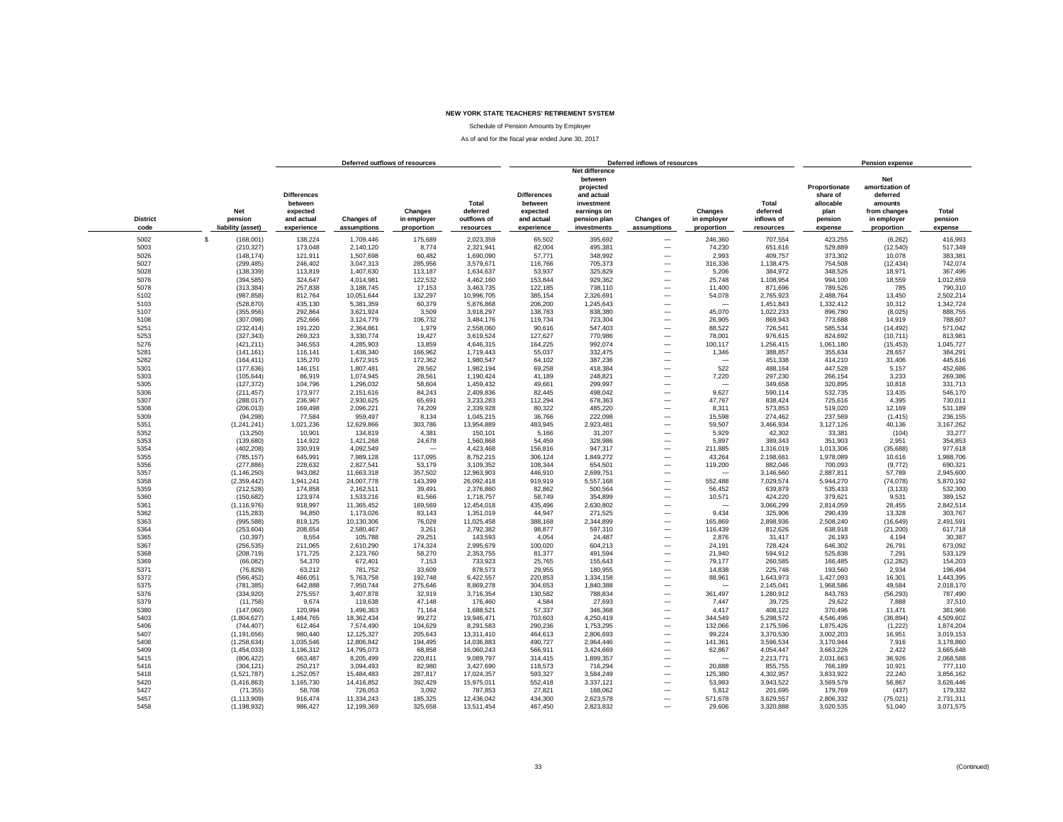**NEW YORK STATE TEACHERS' RETIREMENT SYSTEM**

Schedule of Pension Amounts by Employer

As of and for the fiscal year ended June 30, 2017

| | | Deferred outflows of resources | | | | Deferred inflows of resources | | | | | Pension expense | | |
|---|---|---|---|---|---|---|---|---|---|---|---|---|---|
| District code | Net pension liability (asset) | Differences between expected and actual experience | Changes of assumptions | Changes in employer proportion | Total deferred outflows of resources | Differences between expected and actual experience | Net difference between projected and actual investment earnings on pension plan investments | Changes of assumptions | Changes in employer proportion | Total deferred inflows of resources | Proportionate share of allocable plan pension expense | Net amortization of deferred amounts from changes in employer proportion | Total pension expense |
| 5002 | $ (168,001) | 138,224 | 1,709,446 | 175,689 | 2,023,359 | 65,502 | 395,692 | — | 246,360 | 707,554 | 423,255 | (6,262) | 416,993 |
| 5003 | (210,327) | 173,048 | 2,140,120 | 8,774 | 2,321,941 | 82,004 | 495,381 | — | 74,230 | 651,616 | 529,889 | (12,540) | 517,349 |
| 5026 | (148,174) | 121,911 | 1,507,698 | 60,482 | 1,690,090 | 57,771 | 348,992 | — | 2,993 | 409,757 | 373,302 | 10,078 | 383,381 |
| 5027 | (299,485) | 246,402 | 3,047,313 | 285,956 | 3,579,671 | 116,766 | 705,373 | — | 316,336 | 1,138,475 | 754,508 | (12,434) | 742,074 |
| 5028 | (138,339) | 113,819 | 1,407,630 | 113,187 | 1,634,637 | 53,937 | 325,829 | — | 5,206 | 384,972 | 348,526 | 18,971 | 367,496 |
| 5076 | (394,585) | 324,647 | 4,014,981 | 122,532 | 4,462,160 | 153,844 | 929,362 | — | 25,748 | 1,108,954 | 994,100 | 18,559 | 1,012,659 |
| 5078 | (313,384) | 257,838 | 3,188,745 | 17,153 | 3,463,735 | 122,185 | 738,110 | — | 11,400 | 871,696 | 789,526 | 785 | 790,310 |
| 5102 | (987,858) | 812,764 | 10,051,644 | 132,297 | 10,996,705 | 385,154 | 2,326,691 | — | 54,078 | 2,765,923 | 2,488,764 | 13,450 | 2,502,214 |
| 5103 | (528,870) | 435,130 | 5,381,359 | 60,379 | 5,876,868 | 206,200 | 1,245,643 | — | — | 1,451,843 | 1,332,412 | 10,312 | 1,342,724 |
| 5107 | (355,956) | 292,864 | 3,621,924 | 3,509 | 3,918,297 | 138,783 | 838,380 | — | 45,070 | 1,022,233 | 896,780 | (8,025) | 888,755 |
| 5108 | (307,098) | 252,666 | 3,124,779 | 106,732 | 3,484,176 | 119,734 | 723,304 | — | 26,905 | 869,943 | 773,688 | 14,919 | 788,607 |
| 5251 | (232,414) | 191,220 | 2,364,861 | 1,979 | 2,558,060 | 90,616 | 547,403 | — | 88,522 | 726,541 | 585,534 | (14,492) | 571,042 |
| 5253 | (327,343) | 269,323 | 3,330,774 | 19,427 | 3,619,524 | 127,627 | 770,986 | — | 78,001 | 976,615 | 824,692 | (10,711) | 813,981 |
| 5276 | (421,211) | 346,553 | 4,285,903 | 13,859 | 4,646,315 | 164,225 | 992,074 | — | 100,117 | 1,256,415 | 1,061,180 | (15,453) | 1,045,727 |
| 5281 | (141,161) | 116,141 | 1,436,340 | 166,962 | 1,719,443 | 55,037 | 332,475 | — | 1,346 | 388,857 | 355,634 | 28,657 | 384,291 |
| 5282 | (164,411) | 135,270 | 1,672,915 | 172,362 | 1,980,547 | 64,102 | 387,236 | — | — | 451,338 | 414,210 | 31,406 | 445,616 |
| 5301 | (177,636) | 146,151 | 1,807,481 | 28,562 | 1,982,194 | 69,258 | 418,384 | — | 522 | 488,164 | 447,528 | 5,157 | 452,686 |
| 5303 | (105,644) | 86,919 | 1,074,945 | 28,561 | 1,190,424 | 41,189 | 248,821 | — | 7,220 | 297,230 | 266,154 | 3,233 | 269,386 |
| 5305 | (127,372) | 104,796 | 1,296,032 | 58,604 | 1,459,432 | 49,661 | 299,997 | — | — | 349,658 | 320,895 | 10,818 | 331,713 |
| 5306 | (211,457) | 173,977 | 2,151,616 | 84,243 | 2,409,836 | 82,445 | 498,042 | — | 9,627 | 590,114 | 532,735 | 13,435 | 546,170 |
| 5307 | (288,017) | 236,967 | 2,930,625 | 65,691 | 3,233,283 | 112,294 | 678,363 | — | 47,767 | 838,424 | 725,616 | 4,395 | 730,011 |
| 5308 | (206,013) | 169,498 | 2,096,221 | 74,209 | 2,339,928 | 80,322 | 485,220 | — | 8,311 | 573,853 | 519,020 | 12,169 | 531,189 |
| 5309 | (94,298) | 77,584 | 959,497 | 8,134 | 1,045,215 | 36,766 | 222,098 | — | 15,598 | 274,462 | 237,569 | (1,415) | 236,155 |
| 5351 | (1,241,241) | 1,021,236 | 12,629,866 | 303,786 | 13,954,889 | 483,945 | 2,923,481 | — | 59,507 | 3,466,934 | 3,127,126 | 40,136 | 3,167,262 |
| 5352 | (13,250) | 10,901 | 134,819 | 4,381 | 150,101 | 5,166 | 31,207 | — | 5,929 | 42,302 | 33,381 | (104) | 33,277 |
| 5353 | (139,680) | 114,922 | 1,421,268 | 24,678 | 1,560,868 | 54,459 | 328,986 | — | 5,897 | 389,343 | 351,903 | 2,951 | 354,853 |
| 5354 | (402,208) | 330,919 | 4,092,549 | — | 4,423,468 | 156,816 | 947,317 | — | 211,885 | 1,316,019 | 1,013,306 | (35,688) | 977,618 |
| 5355 | (785,157) | 645,991 | 7,989,128 | 117,095 | 8,752,215 | 306,124 | 1,849,272 | — | 43,264 | 2,198,661 | 1,978,089 | 10,616 | 1,988,706 |
| 5356 | (277,886) | 228,632 | 2,827,541 | 53,179 | 3,109,352 | 108,344 | 654,501 | — | 119,200 | 882,046 | 700,093 | (9,772) | 690,321 |
| 5357 | (1,146,250) | 943,082 | 11,663,318 | 357,502 | 12,963,903 | 446,910 | 2,699,751 | — | — | 3,146,660 | 2,887,811 | 57,789 | 2,945,600 |
| 5358 | (2,359,442) | 1,941,241 | 24,007,778 | 143,399 | 26,092,418 | 919,919 | 5,557,168 | — | 552,488 | 7,029,574 | 5,944,270 | (74,078) | 5,870,192 |
| 5359 | (212,528) | 174,858 | 2,162,511 | 39,491 | 2,376,860 | 82,862 | 500,564 | — | 56,452 | 639,879 | 535,433 | (3,133) | 532,300 |
| 5360 | (150,682) | 123,974 | 1,533,216 | 61,566 | 1,718,757 | 58,749 | 354,899 | — | 10,571 | 424,220 | 379,621 | 9,531 | 389,152 |
| 5361 | (1,116,976) | 918,997 | 11,365,452 | 169,569 | 12,454,018 | 435,496 | 2,630,802 | — | — | 3,066,299 | 2,814,059 | 28,455 | 2,842,514 |
| 5362 | (115,283) | 94,850 | 1,173,026 | 83,143 | 1,351,019 | 44,947 | 271,525 | — | 9,434 | 325,906 | 290,439 | 13,328 | 303,767 |
| 5363 | (995,588) | 819,125 | 10,130,306 | 76,028 | 11,025,458 | 388,168 | 2,344,899 | — | 165,869 | 2,898,936 | 2,508,240 | (16,649) | 2,491,591 |
| 5364 | (253,604) | 208,654 | 2,580,467 | 3,261 | 2,792,382 | 98,877 | 597,310 | — | 116,439 | 812,626 | 638,918 | (21,200) | 617,718 |
| 5365 | (10,397) | 8,554 | 105,788 | 29,251 | 143,593 | 4,054 | 24,487 | — | 2,876 | 31,417 | 26,193 | 4,194 | 30,387 |
| 5367 | (256,535) | 211,065 | 2,610,290 | 174,324 | 2,995,679 | 100,020 | 604,213 | — | 24,191 | 728,424 | 646,302 | 26,791 | 673,092 |
| 5368 | (208,719) | 171,725 | 2,123,760 | 58,270 | 2,353,755 | 81,377 | 491,594 | — | 21,940 | 594,912 | 525,838 | 7,291 | 533,129 |
| 5369 | (66,082) | 54,370 | 672,401 | 7,153 | 733,923 | 25,765 | 155,643 | — | 79,177 | 260,585 | 166,485 | (12,282) | 154,203 |
| 5371 | (76,829) | 63,212 | 781,752 | 33,609 | 878,573 | 29,955 | 180,955 | — | 14,838 | 225,748 | 193,560 | 2,934 | 196,494 |
| 5372 | (566,452) | 466,051 | 5,763,758 | 192,748 | 6,422,557 | 220,853 | 1,334,158 | — | 88,961 | 1,643,973 | 1,427,093 | 16,301 | 1,443,395 |
| 5375 | (781,385) | 642,888 | 7,950,744 | 275,646 | 8,869,278 | 304,653 | 1,840,388 | — | — | 2,145,041 | 1,968,586 | 49,584 | 2,018,170 |
| 5376 | (334,920) | 275,557 | 3,407,878 | 32,919 | 3,716,354 | 130,582 | 788,834 | — | 361,497 | 1,280,912 | 843,783 | (56,293) | 787,490 |
| 5379 | (11,758) | 9,674 | 119,638 | 47,148 | 176,460 | 4,584 | 27,693 | — | 7,447 | 39,725 | 29,622 | 7,888 | 37,510 |
| 5380 | (147,060) | 120,994 | 1,496,363 | 71,164 | 1,688,521 | 57,337 | 346,368 | — | 4,417 | 408,122 | 370,496 | 11,471 | 381,966 |
| 5403 | (1,804,627) | 1,484,765 | 18,362,434 | 99,272 | 19,946,471 | 703,603 | 4,250,419 | — | 344,549 | 5,298,572 | 4,546,496 | (36,894) | 4,509,602 |
| 5406 | (744,407) | 612,464 | 7,574,490 | 104,629 | 8,291,583 | 290,236 | 1,753,295 | — | 132,066 | 2,175,596 | 1,875,426 | (1,222) | 1,874,204 |
| 5407 | (1,191,656) | 980,440 | 12,125,327 | 205,643 | 13,311,410 | 464,613 | 2,806,693 | — | 99,224 | 3,370,530 | 3,002,203 | 16,951 | 3,019,153 |
| 5408 | (1,258,634) | 1,035,546 | 12,806,842 | 194,495 | 14,036,883 | 490,727 | 2,964,446 | — | 141,361 | 3,596,534 | 3,170,944 | 7,916 | 3,178,860 |
| 5409 | (1,454,033) | 1,196,312 | 14,795,073 | 68,858 | 16,060,243 | 566,911 | 3,424,669 | — | 62,867 | 4,054,447 | 3,663,226 | 2,422 | 3,665,648 |
| 5415 | (806,422) | 663,487 | 8,205,499 | 220,811 | 9,089,797 | 314,415 | 1,899,357 | — | — | 2,213,771 | 2,031,663 | 36,926 | 2,068,588 |
| 5416 | (304,121) | 250,217 | 3,094,493 | 82,980 | 3,427,690 | 118,573 | 716,294 | — | 20,888 | 855,755 | 766,189 | 10,921 | 777,110 |
| 5418 | (1,521,787) | 1,252,057 | 15,484,483 | 287,817 | 17,024,357 | 593,327 | 3,584,249 | — | 125,380 | 4,302,957 | 3,833,922 | 22,240 | 3,856,162 |
| 5420 | (1,416,863) | 1,165,730 | 14,416,852 | 392,429 | 15,975,011 | 552,418 | 3,337,121 | — | 53,983 | 3,943,522 | 3,569,579 | 56,867 | 3,626,446 |
| 5427 | (71,355) | 58,708 | 726,053 | 3,092 | 787,853 | 27,821 | 168,062 | — | 5,812 | 201,695 | 179,769 | (437) | 179,332 |
| 5457 | (1,113,909) | 916,474 | 11,334,243 | 185,325 | 12,436,042 | 434,300 | 2,623,578 | — | 571,678 | 3,629,557 | 2,806,332 | (75,021) | 2,731,311 |
| 5458 | (1,198,932) | 986,427 | 12,199,369 | 325,658 | 13,511,454 | 467,450 | 2,823,832 | — | 29,606 | 3,320,888 | 3,020,535 | 51,040 | 3,071,575 |

(Continued)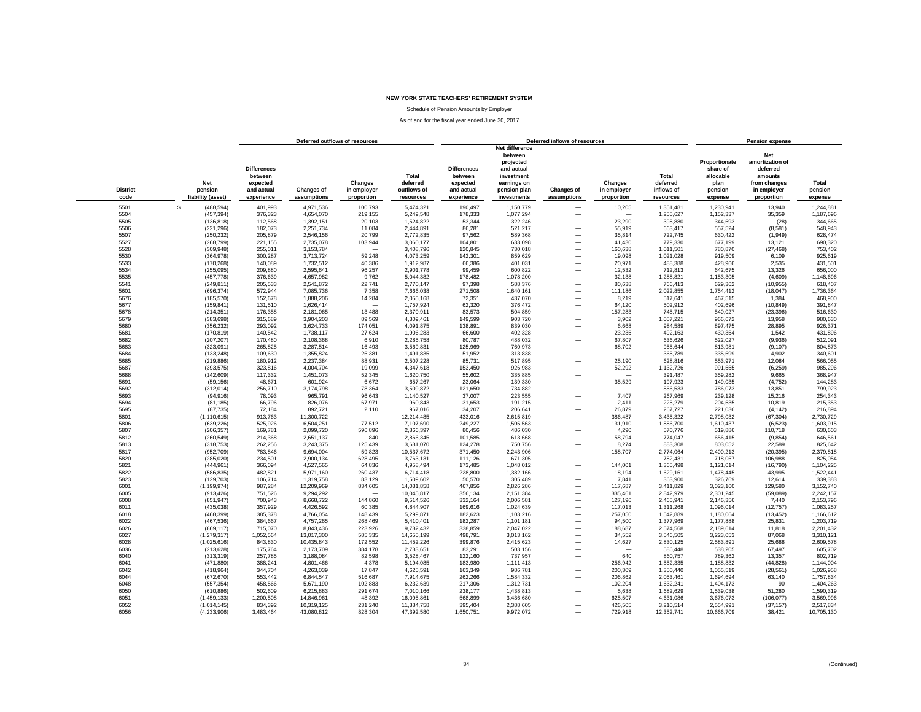**NEW YORK STATE TEACHERS' RETIREMENT SYSTEM**

Schedule of Pension Amounts by Employer

As of and for the fiscal year ended June 30, 2017

| | | Deferred outflows of resources | | | | Deferred inflows of resources | | | | | Pension expense | | |
|---|---|---|---|---|---|---|---|---|---|---|---|---|---|
| District code | Net pension liability (asset) | Differences between expected and actual experience | Changes of assumptions | Changes in employer proportion | Total deferred outflows of resources | Differences between expected and actual experience | Net difference between projected and actual investment earnings on pension plan investments | Changes of assumptions | Changes in employer proportion | Total deferred inflows of resources | Proportionate share of allocable plan pension expense | Net amortization of deferred amounts from changes in employer proportion | Total pension expense |
| 5501 | $ (488,594) | 401,993 | 4,971,536 | 100,793 | 5,474,321 | 190,497 | 1,150,779 | — | 10,205 | 1,351,481 | 1,230,941 | 13,940 | 1,244,881 |
| 5504 | (457,394) | 376,323 | 4,654,070 | 219,155 | 5,249,548 | 178,333 | 1,077,294 | — | — | 1,255,627 | 1,152,337 | 35,359 | 1,187,696 |
| 5505 | (136,818) | 112,568 | 1,392,151 | 20,103 | 1,524,822 | 53,344 | 322,246 | — | 23,290 | 398,880 | 344,693 | (28) | 344,665 |
| 5506 | (221,296) | 182,073 | 2,251,734 | 11,084 | 2,444,891 | 86,281 | 521,217 | — | 55,919 | 663,417 | 557,524 | (8,581) | 548,943 |
| 5507 | (250,232) | 205,879 | 2,546,156 | 20,799 | 2,772,835 | 97,562 | 589,368 | — | 35,814 | 722,745 | 630,422 | (1,949) | 628,474 |
| 5527 | (268,799) | 221,155 | 2,735,078 | 103,944 | 3,060,177 | 104,801 | 633,098 | — | 41,430 | 779,330 | 677,199 | 13,121 | 690,320 |
| 5528 | (309,948) | 255,011 | 3,153,784 | — | 3,408,796 | 120,845 | 730,018 | — | 160,638 | 1,011,501 | 780,870 | (27,468) | 753,402 |
| 5530 | (364,978) | 300,287 | 3,713,724 | 59,248 | 4,073,259 | 142,301 | 859,629 | — | 19,098 | 1,021,028 | 919,509 | 6,109 | 925,619 |
| 5533 | (170,268) | 140,089 | 1,732,512 | 40,386 | 1,912,987 | 66,386 | 401,031 | — | 20,971 | 488,388 | 428,966 | 2,535 | 431,501 |
| 5534 | (255,095) | 209,880 | 2,595,641 | 96,257 | 2,901,778 | 99,459 | 600,822 | — | 12,532 | 712,813 | 642,675 | 13,326 | 656,000 |
| 5535 | (457,778) | 376,639 | 4,657,982 | 9,762 | 5,044,382 | 178,482 | 1,078,200 | — | 32,138 | 1,288,821 | 1,153,305 | (4,609) | 1,148,696 |
| 5541 | (249,811) | 205,533 | 2,541,872 | 22,741 | 2,770,147 | 97,398 | 588,376 | — | 80,638 | 766,413 | 629,362 | (10,955) | 618,407 |
| 5601 | (696,374) | 572,944 | 7,085,736 | 7,358 | 7,666,038 | 271,508 | 1,640,161 | — | 111,186 | 2,022,855 | 1,754,412 | (18,047) | 1,736,364 |
| 5676 | (185,570) | 152,678 | 1,888,206 | 14,284 | 2,055,168 | 72,351 | 437,070 | — | 8,219 | 517,641 | 467,515 | 1,384 | 468,900 |
| 5677 | (159,841) | 131,510 | 1,626,414 | — | 1,757,924 | 62,320 | 376,472 | — | 64,120 | 502,912 | 402,696 | (10,849) | 391,847 |
| 5678 | (214,351) | 176,358 | 2,181,065 | 13,488 | 2,370,911 | 83,573 | 504,859 | — | 157,283 | 745,715 | 540,027 | (23,396) | 516,630 |
| 5679 | (383,698) | 315,689 | 3,904,203 | 89,569 | 4,309,461 | 149,599 | 903,720 | — | 3,902 | 1,057,221 | 966,672 | 13,958 | 980,630 |
| 5680 | (356,232) | 293,092 | 3,624,733 | 174,051 | 4,091,875 | 138,891 | 839,030 | — | 6,668 | 984,589 | 897,475 | 28,895 | 926,371 |
| 5681 | (170,819) | 140,542 | 1,738,117 | 27,624 | 1,906,283 | 66,600 | 402,328 | — | 23,235 | 492,163 | 430,354 | 1,542 | 431,896 |
| 5682 | (207,207) | 170,480 | 2,108,368 | 6,910 | 2,285,758 | 80,787 | 488,032 | — | 67,807 | 636,626 | 522,027 | (9,936) | 512,091 |
| 5683 | (323,091) | 265,825 | 3,287,514 | 16,493 | 3,569,831 | 125,969 | 760,973 | — | 68,702 | 955,644 | 813,981 | (9,107) | 804,873 |
| 5684 | (133,248) | 109,630 | 1,355,824 | 26,381 | 1,491,835 | 51,952 | 313,838 | — | — | 365,789 | 335,699 | 4,902 | 340,601 |
| 5685 | (219,886) | 180,912 | 2,237,384 | 88,931 | 2,507,228 | 85,731 | 517,895 | — | 25,190 | 628,816 | 553,971 | 12,084 | 566,055 |
| 5687 | (393,575) | 323,816 | 4,004,704 | 19,099 | 4,347,618 | 153,450 | 926,983 | — | 52,292 | 1,132,726 | 991,555 | (6,259) | 985,296 |
| 5688 | (142,609) | 117,332 | 1,451,073 | 52,345 | 1,620,750 | 55,602 | 335,885 | — | — | 391,487 | 359,282 | 9,665 | 368,947 |
| 5691 | (59,156) | 48,671 | 601,924 | 6,672 | 657,267 | 23,064 | 139,330 | — | 35,529 | 197,923 | 149,035 | (4,752) | 144,283 |
| 5692 | (312,014) | 256,710 | 3,174,798 | 78,364 | 3,509,872 | 121,650 | 734,882 | — | — | 856,533 | 786,073 | 13,851 | 799,923 |
| 5693 | (94,916) | 78,093 | 965,791 | 96,643 | 1,140,527 | 37,007 | 223,555 | — | 7,407 | 267,969 | 239,128 | 15,216 | 254,343 |
| 5694 | (81,185) | 66,796 | 826,076 | 67,971 | 960,843 | 31,653 | 191,215 | — | 2,411 | 225,279 | 204,535 | 10,819 | 215,353 |
| 5695 | (87,735) | 72,184 | 892,721 | 2,110 | 967,016 | 34,207 | 206,641 | — | 26,879 | 267,727 | 221,036 | (4,142) | 216,894 |
| 5801 | (1,110,615) | 913,763 | 11,300,722 | — | 12,214,485 | 433,016 | 2,615,819 | — | 386,487 | 3,435,322 | 2,798,032 | (67,304) | 2,730,729 |
| 5806 | (639,226) | 525,926 | 6,504,251 | 77,512 | 7,107,690 | 249,227 | 1,505,563 | — | 131,910 | 1,886,700 | 1,610,437 | (6,523) | 1,603,915 |
| 5807 | (206,357) | 169,781 | 2,099,720 | 596,896 | 2,866,397 | 80,456 | 486,030 | — | 4,290 | 570,776 | 519,886 | 110,718 | 630,603 |
| 5812 | (260,549) | 214,368 | 2,651,137 | 840 | 2,866,345 | 101,585 | 613,668 | — | 58,794 | 774,047 | 656,415 | (9,854) | 646,561 |
| 5813 | (318,753) | 262,256 | 3,243,375 | 125,439 | 3,631,070 | 124,278 | 750,756 | — | 8,274 | 883,308 | 803,052 | 22,589 | 825,642 |
| 5817 | (952,709) | 783,846 | 9,694,004 | 59,823 | 10,537,672 | 371,450 | 2,243,906 | — | 158,707 | 2,774,064 | 2,400,213 | (20,395) | 2,379,818 |
| 5820 | (285,020) | 234,501 | 2,900,134 | 628,495 | 3,763,131 | 111,126 | 671,305 | — | — | 782,431 | 718,067 | 106,988 | 825,054 |
| 5821 | (444,961) | 366,094 | 4,527,565 | 64,836 | 4,958,494 | 173,485 | 1,048,012 | — | 144,001 | 1,365,498 | 1,121,014 | (16,790) | 1,104,225 |
| 5822 | (586,835) | 482,821 | 5,971,160 | 260,437 | 6,714,418 | 228,800 | 1,382,166 | — | 18,194 | 1,629,161 | 1,478,445 | 43,995 | 1,522,441 |
| 5823 | (129,703) | 106,714 | 1,319,758 | 83,129 | 1,509,602 | 50,570 | 305,489 | — | 7,841 | 363,900 | 326,769 | 12,614 | 339,383 |
| 6001 | (1,199,974) | 987,284 | 12,209,969 | 834,605 | 14,031,858 | 467,856 | 2,826,286 | — | 117,687 | 3,411,829 | 3,023,160 | 129,580 | 3,152,740 |
| 6005 | (913,426) | 751,526 | 9,294,292 | — | 10,045,817 | 356,134 | 2,151,384 | — | 335,461 | 2,842,979 | 2,301,245 | (59,089) | 2,242,157 |
| 6008 | (851,947) | 700,943 | 8,668,722 | 144,860 | 9,514,526 | 332,164 | 2,006,581 | — | 127,196 | 2,465,941 | 2,146,356 | 7,440 | 2,153,796 |
| 6011 | (435,038) | 357,929 | 4,426,592 | 60,385 | 4,844,907 | 169,616 | 1,024,639 | — | 117,013 | 1,311,268 | 1,096,014 | (12,757) | 1,083,257 |
| 6018 | (468,399) | 385,378 | 4,766,054 | 148,439 | 5,299,871 | 182,623 | 1,103,216 | — | 257,050 | 1,542,889 | 1,180,064 | (13,452) | 1,166,612 |
| 6022 | (467,536) | 384,667 | 4,757,265 | 268,469 | 5,410,401 | 182,287 | 1,101,181 | — | 94,500 | 1,377,969 | 1,177,888 | 25,831 | 1,203,719 |
| 6026 | (869,117) | 715,070 | 8,843,436 | 223,926 | 9,782,432 | 338,859 | 2,047,022 | — | 188,687 | 2,574,568 | 2,189,614 | 11,818 | 2,201,432 |
| 6027 | (1,279,317) | 1,052,564 | 13,017,300 | 585,335 | 14,655,199 | 498,791 | 3,013,162 | — | 34,552 | 3,546,505 | 3,223,053 | 87,068 | 3,310,121 |
| 6028 | (1,025,616) | 843,830 | 10,435,843 | 172,552 | 11,452,226 | 399,876 | 2,415,623 | — | 14,627 | 2,830,125 | 2,583,891 | 25,688 | 2,609,578 |
| 6036 | (213,628) | 175,764 | 2,173,709 | 384,178 | 2,733,651 | 83,291 | 503,156 | — | — | 586,448 | 538,205 | 67,497 | 605,702 |
| 6040 | (313,319) | 257,785 | 3,188,084 | 82,598 | 3,528,467 | 122,160 | 737,957 | — | 640 | 860,757 | 789,362 | 13,357 | 802,719 |
| 6041 | (471,880) | 388,241 | 4,801,466 | 4,378 | 5,194,085 | 183,980 | 1,111,413 | — | 256,942 | 1,552,335 | 1,188,832 | (44,828) | 1,144,004 |
| 6042 | (418,964) | 344,704 | 4,263,039 | 17,847 | 4,625,591 | 163,349 | 986,781 | — | 200,309 | 1,350,440 | 1,055,519 | (28,561) | 1,026,958 |
| 6044 | (672,670) | 553,442 | 6,844,547 | 516,687 | 7,914,675 | 262,266 | 1,584,332 | — | 206,862 | 2,053,461 | 1,694,694 | 63,140 | 1,757,834 |
| 6048 | (557,354) | 458,566 | 5,671,190 | 102,883 | 6,232,639 | 217,306 | 1,312,731 | — | 102,204 | 1,632,241 | 1,404,173 | 90 | 1,404,263 |
| 6050 | (610,886) | 502,609 | 6,215,883 | 291,674 | 7,010,166 | 238,177 | 1,438,813 | — | 5,638 | 1,682,629 | 1,539,038 | 51,280 | 1,590,319 |
| 6051 | (1,459,133) | 1,200,508 | 14,846,961 | 48,392 | 16,095,861 | 568,899 | 3,436,680 | — | 625,507 | 4,631,086 | 3,676,073 | (106,077) | 3,569,996 |
| 6052 | (1,014,145) | 834,392 | 10,319,125 | 231,240 | 11,384,758 | 395,404 | 2,388,605 | — | 426,505 | 3,210,514 | 2,554,991 | (37,157) | 2,517,834 |
| 6056 | (4,233,906) | 3,483,464 | 43,080,812 | 828,304 | 47,392,580 | 1,650,751 | 9,972,072 | — | 729,918 | 12,352,741 | 10,666,709 | 38,421 | 10,705,130 |

(Continued)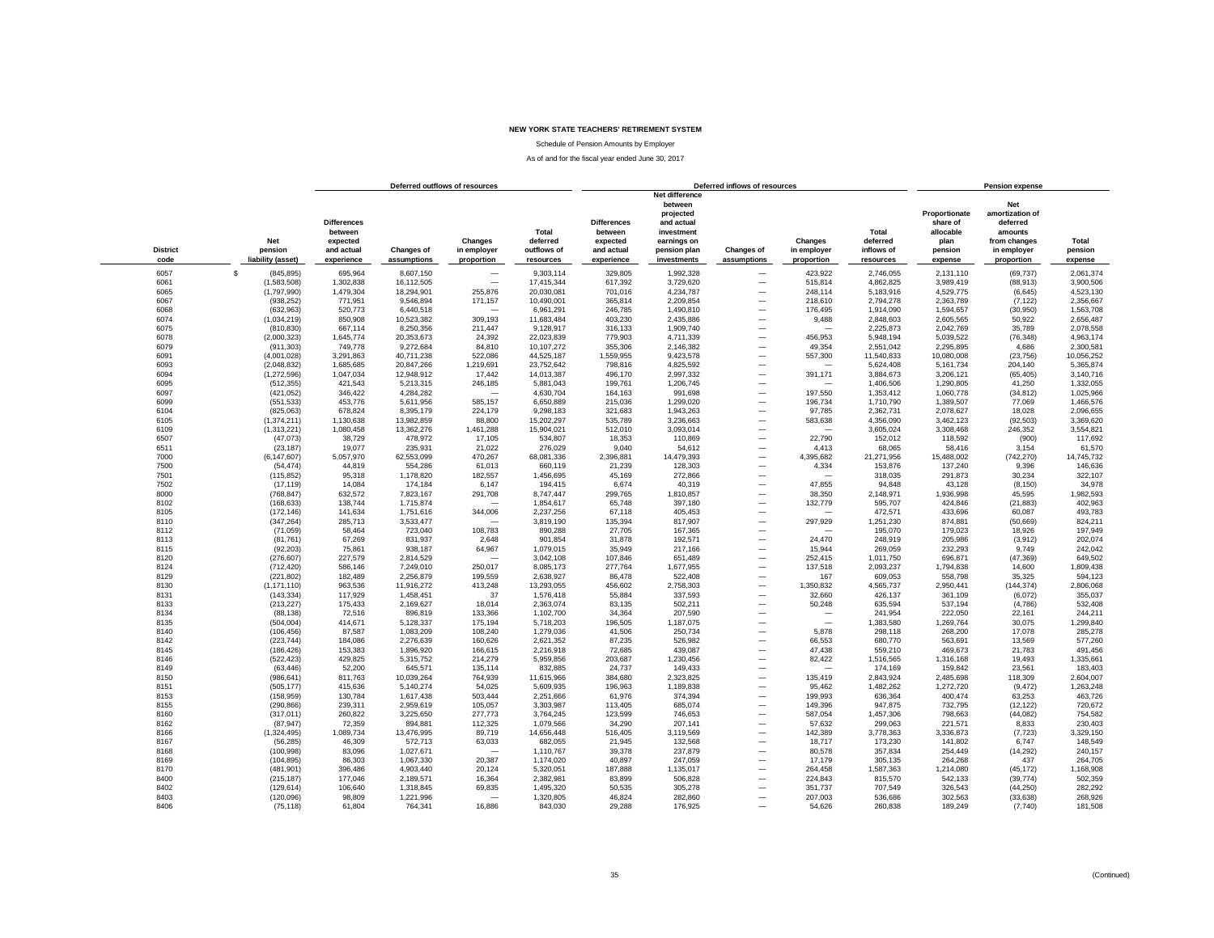**NEW YORK STATE TEACHERS' RETIREMENT SYSTEM**

Schedule of Pension Amounts by Employer

As of and for the fiscal year ended June 30, 2017

| | | Deferred outflows of resources | | | | Deferred inflows of resources | | | | | Pension expense | | |
|---|---|---|---|---|---|---|---|---|---|---|---|---|---|
| District code | Net pension liability (asset) | Differences between expected and actual experience | Changes of assumptions | Changes in employer proportion | Total deferred outflows of resources | Differences between expected and actual experience | Net difference between projected and actual investment earnings on pension plan investments | Changes of assumptions | Changes in employer proportion | Total deferred inflows of resources | Proportionate share of allocable plan pension expense | Net amortization of deferred amounts from changes in employer proportion | Total pension expense |
| 6057 | $ (845,895) | 695,964 | 8,607,150 | — | 9,303,114 | 329,805 | 1,992,328 | — | 423,922 | 2,746,055 | 2,131,110 | (69,737) | 2,061,374 |
| 6061 | (1,583,508) | 1,302,838 | 16,112,505 | — | 17,415,344 | 617,392 | 3,729,620 | — | 515,814 | 4,862,825 | 3,989,419 | (88,913) | 3,900,506 |
| 6065 | (1,797,990) | 1,479,304 | 18,294,901 | 255,876 | 20,030,081 | 701,016 | 4,234,787 | — | 248,114 | 5,183,916 | 4,529,775 | (6,645) | 4,523,130 |
| 6067 | (938,252) | 771,951 | 9,546,894 | 171,157 | 10,490,001 | 365,814 | 2,209,854 | — | 218,610 | 2,794,278 | 2,363,789 | (7,122) | 2,356,667 |
| 6068 | (632,963) | 520,773 | 6,440,518 | — | 6,961,291 | 246,785 | 1,490,810 | — | 176,495 | 1,914,090 | 1,594,657 | (30,950) | 1,563,708 |
| 6074 | (1,034,219) | 850,908 | 10,523,382 | 309,193 | 11,683,484 | 403,230 | 2,435,886 | — | 9,488 | 2,848,603 | 2,605,565 | 50,922 | 2,656,487 |
| 6075 | (810,830) | 667,114 | 8,250,356 | 211,447 | 9,128,917 | 316,133 | 1,909,740 | — | — | 2,225,873 | 2,042,769 | 35,789 | 2,078,558 |
| 6078 | (2,000,323) | 1,645,774 | 20,353,673 | 24,392 | 22,023,839 | 779,903 | 4,711,339 | — | 456,953 | 5,948,194 | 5,039,522 | (76,348) | 4,963,174 |
| 6079 | (911,303) | 749,778 | 9,272,684 | 84,810 | 10,107,272 | 355,306 | 2,146,382 | — | 49,354 | 2,551,042 | 2,295,895 | 4,686 | 2,300,581 |
| 6091 | (4,001,028) | 3,291,863 | 40,711,238 | 522,086 | 44,525,187 | 1,559,955 | 9,423,578 | — | 557,300 | 11,540,833 | 10,080,008 | (23,756) | 10,056,252 |
| 6093 | (2,048,832) | 1,685,685 | 20,847,266 | 1,219,691 | 23,752,642 | 798,816 | 4,825,592 | — | — | 5,624,408 | 5,161,734 | 204,140 | 5,365,874 |
| 6094 | (1,272,596) | 1,047,034 | 12,948,912 | 17,442 | 14,013,387 | 496,170 | 2,997,332 | — | 391,171 | 3,884,673 | 3,206,121 | (65,405) | 3,140,716 |
| 6095 | (512,355) | 421,543 | 5,213,315 | 246,185 | 5,881,043 | 199,761 | 1,206,745 | — | — | 1,406,506 | 1,290,805 | 41,250 | 1,332,055 |
| 6097 | (421,052) | 346,422 | 4,284,282 | — | 4,630,704 | 164,163 | 991,698 | — | 197,550 | 1,353,412 | 1,060,778 | (34,812) | 1,025,966 |
| 6099 | (551,533) | 453,776 | 5,611,956 | 585,157 | 6,650,889 | 215,036 | 1,299,020 | — | 196,734 | 1,710,790 | 1,389,507 | 77,069 | 1,466,576 |
| 6104 | (825,063) | 678,824 | 8,395,179 | 224,179 | 9,298,183 | 321,683 | 1,943,263 | — | 97,785 | 2,362,731 | 2,078,627 | 18,028 | 2,096,655 |
| 6105 | (1,374,211) | 1,130,638 | 13,982,859 | 88,800 | 15,202,297 | 535,789 | 3,236,663 | — | 583,638 | 4,356,090 | 3,462,123 | (92,503) | 3,369,620 |
| 6109 | (1,313,221) | 1,080,458 | 13,362,276 | 1,461,288 | 15,904,021 | 512,010 | 3,093,014 | — | — | 3,605,024 | 3,308,468 | 246,352 | 3,554,821 |
| 6507 | (47,073) | 38,729 | 478,972 | 17,105 | 534,807 | 18,353 | 110,869 | — | 22,790 | 152,012 | 118,592 | (900) | 117,692 |
| 6511 | (23,187) | 19,077 | 235,931 | 21,022 | 276,029 | 9,040 | 54,612 | — | 4,413 | 68,065 | 58,416 | 3,154 | 61,570 |
| 7000 | (6,147,607) | 5,057,970 | 62,553,099 | 470,267 | 68,081,336 | 2,396,881 | 14,479,393 | — | 4,395,682 | 21,271,956 | 15,488,002 | (742,270) | 14,745,732 |
| 7500 | (54,474) | 44,819 | 554,286 | 61,013 | 660,119 | 21,239 | 128,303 | — | 4,334 | 153,876 | 137,240 | 9,396 | 146,636 |
| 7501 | (115,852) | 95,318 | 1,178,820 | 182,557 | 1,456,695 | 45,169 | 272,866 | — | — | 318,035 | 291,873 | 30,234 | 322,107 |
| 7502 | (17,119) | 14,084 | 174,184 | 6,147 | 194,415 | 6,674 | 40,319 | — | 47,855 | 94,848 | 43,128 | (8,150) | 34,978 |
| 8000 | (768,847) | 632,572 | 7,823,167 | 291,708 | 8,747,447 | 299,765 | 1,810,857 | — | 38,350 | 2,148,971 | 1,936,998 | 45,595 | 1,982,593 |
| 8102 | (168,633) | 138,744 | 1,715,874 | — | 1,854,617 | 65,748 | 397,180 | — | 132,779 | 595,707 | 424,846 | (21,883) | 402,963 |
| 8105 | (172,146) | 141,634 | 1,751,616 | 344,006 | 2,237,256 | 67,118 | 405,453 | — | — | 472,571 | 433,696 | 60,087 | 493,783 |
| 8110 | (347,264) | 285,713 | 3,533,477 | — | 3,819,190 | 135,394 | 817,907 | — | 297,929 | 1,251,230 | 874,881 | (50,669) | 824,211 |
| 8112 | (71,059) | 58,464 | 723,040 | 108,783 | 890,288 | 27,705 | 167,365 | — | — | 195,070 | 179,023 | 18,926 | 197,949 |
| 8113 | (81,761) | 67,269 | 831,937 | 2,648 | 901,854 | 31,878 | 192,571 | — | 24,470 | 248,919 | 205,986 | (3,912) | 202,074 |
| 8115 | (92,203) | 75,861 | 938,187 | 64,967 | 1,079,015 | 35,949 | 217,166 | — | 15,944 | 269,059 | 232,293 | 9,749 | 242,042 |
| 8120 | (276,607) | 227,579 | 2,814,529 | — | 3,042,108 | 107,846 | 651,489 | — | 252,415 | 1,011,750 | 696,871 | (47,369) | 649,502 |
| 8124 | (712,420) | 586,146 | 7,249,010 | 250,017 | 8,085,173 | 277,764 | 1,677,955 | — | 137,518 | 2,093,237 | 1,794,838 | 14,600 | 1,809,438 |
| 8129 | (221,802) | 182,489 | 2,256,879 | 199,559 | 2,638,927 | 86,478 | 522,408 | — | 167 | 609,053 | 558,798 | 35,325 | 594,123 |
| 8130 | (1,171,110) | 963,536 | 11,916,272 | 413,248 | 13,293,055 | 456,602 | 2,758,303 | — | 1,350,832 | 4,565,737 | 2,950,441 | (144,374) | 2,806,068 |
| 8131 | (143,334) | 117,929 | 1,458,451 | 37 | 1,576,418 | 55,884 | 337,593 | — | 32,660 | 426,137 | 361,109 | (6,072) | 355,037 |
| 8133 | (213,227) | 175,433 | 2,169,627 | 18,014 | 2,363,074 | 83,135 | 502,211 | — | 50,248 | 635,594 | 537,194 | (4,786) | 532,408 |
| 8134 | (88,138) | 72,516 | 896,819 | 133,366 | 1,102,700 | 34,364 | 207,590 | — | — | 241,954 | 222,050 | 22,161 | 244,211 |
| 8135 | (504,004) | 414,671 | 5,128,337 | 175,194 | 5,718,203 | 196,505 | 1,187,075 | — | — | 1,383,580 | 1,269,764 | 30,075 | 1,299,840 |
| 8140 | (106,456) | 87,587 | 1,083,209 | 108,240 | 1,279,036 | 41,506 | 250,734 | — | 5,878 | 298,118 | 268,200 | 17,078 | 285,278 |
| 8142 | (223,744) | 184,086 | 2,276,639 | 160,626 | 2,621,352 | 87,235 | 526,982 | — | 66,553 | 680,770 | 563,691 | 13,569 | 577,260 |
| 8145 | (186,426) | 153,383 | 1,896,920 | 166,615 | 2,216,918 | 72,685 | 439,087 | — | 47,438 | 559,210 | 469,673 | 21,783 | 491,456 |
| 8146 | (522,423) | 429,825 | 5,315,752 | 214,279 | 5,959,856 | 203,687 | 1,230,456 | — | 82,422 | 1,516,565 | 1,316,168 | 19,493 | 1,335,661 |
| 8149 | (63,446) | 52,200 | 645,571 | 135,114 | 832,885 | 24,737 | 149,433 | — | — | 174,169 | 159,842 | 23,561 | 183,403 |
| 8150 | (986,641) | 811,763 | 10,039,264 | 764,939 | 11,615,966 | 384,680 | 2,323,825 | — | 135,419 | 2,843,924 | 2,485,698 | 118,309 | 2,604,007 |
| 8151 | (505,177) | 415,636 | 5,140,274 | 54,025 | 5,609,935 | 196,963 | 1,189,838 | — | 95,462 | 1,482,262 | 1,272,720 | (9,472) | 1,263,248 |
| 8153 | (158,959) | 130,784 | 1,617,438 | 503,444 | 2,251,666 | 61,976 | 374,394 | — | 199,993 | 636,364 | 400,474 | 63,253 | 463,726 |
| 8155 | (290,866) | 239,311 | 2,959,619 | 105,057 | 3,303,987 | 113,405 | 685,074 | — | 149,396 | 947,875 | 732,795 | (12,122) | 720,672 |
| 8160 | (317,011) | 260,822 | 3,225,650 | 277,773 | 3,764,245 | 123,599 | 746,653 | — | 587,054 | 1,457,306 | 798,663 | (44,082) | 754,582 |
| 8162 | (87,947) | 72,359 | 894,881 | 112,325 | 1,079,566 | 34,290 | 207,141 | — | 57,632 | 299,063 | 221,571 | 8,833 | 230,403 |
| 8166 | (1,324,495) | 1,089,734 | 13,476,995 | 89,719 | 14,656,448 | 516,405 | 3,119,569 | — | 142,389 | 3,778,363 | 3,336,873 | (7,723) | 3,329,150 |
| 8167 | (56,285) | 46,309 | 572,713 | 63,033 | 682,055 | 21,945 | 132,568 | — | 18,717 | 173,230 | 141,802 | 6,747 | 148,549 |
| 8168 | (100,998) | 83,096 | 1,027,671 | — | 1,110,767 | 39,378 | 237,879 | — | 80,578 | 357,834 | 254,449 | (14,292) | 240,157 |
| 8169 | (104,895) | 86,303 | 1,067,330 | 20,387 | 1,174,020 | 40,897 | 247,059 | — | 17,179 | 305,135 | 264,268 | 437 | 264,705 |
| 8170 | (481,901) | 396,486 | 4,903,440 | 20,124 | 5,320,051 | 187,888 | 1,135,017 | — | 264,458 | 1,587,363 | 1,214,080 | (45,172) | 1,168,908 |
| 8400 | (215,187) | 177,046 | 2,189,571 | 16,364 | 2,382,981 | 83,899 | 506,828 | — | 224,843 | 815,570 | 542,133 | (39,774) | 502,359 |
| 8402 | (129,614) | 106,640 | 1,318,845 | 69,835 | 1,495,320 | 50,535 | 305,278 | — | 351,737 | 707,549 | 326,543 | (44,250) | 282,292 |
| 8403 | (120,096) | 98,809 | 1,221,996 | — | 1,320,805 | 46,824 | 282,860 | — | 207,003 | 536,686 | 302,563 | (33,638) | 268,926 |
| 8406 | (75,118) | 61,804 | 764,341 | 16,886 | 843,030 | 29,288 | 176,925 | — | 54,626 | 260,838 | 189,249 | (7,740) | 181,508 |

(Continued)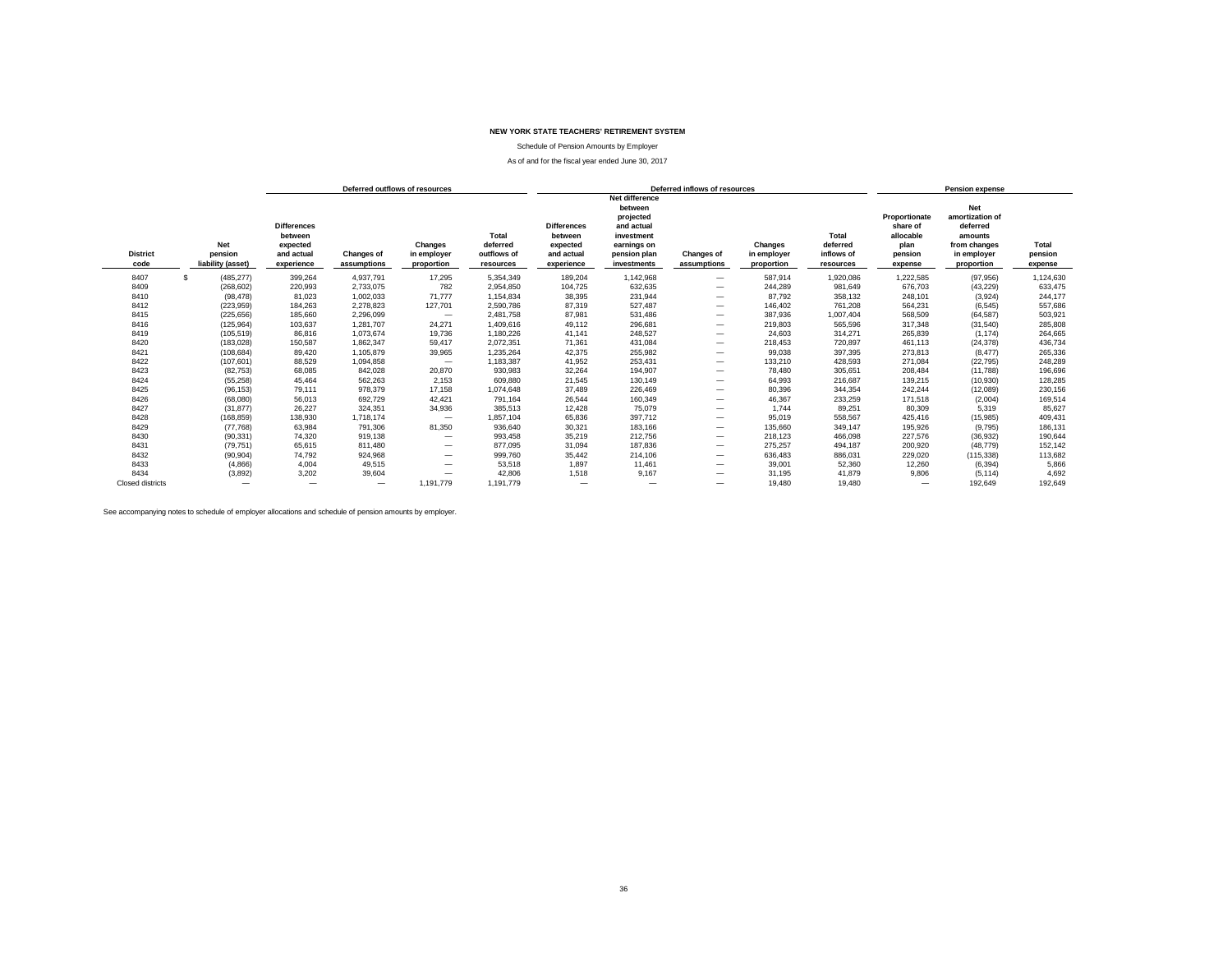**NEW YORK STATE TEACHERS' RETIREMENT SYSTEM**

Schedule of Pension Amounts by Employer

As of and for the fiscal year ended June 30, 2017

| | | Deferred outflows of resources | | | | Deferred inflows of resources | | | | | Pension expense | | |
|---|---|---|---|---|---|---|---|---|---|---|---|---|---|
| **District code** | **Net pension liability (asset)** | **Differences between expected and actual experience** | **Changes of assumptions** | **Changes in employer proportion** | **Total deferred outflows of resources** | **Differences between expected and actual experience** | **Net difference between projected and actual investment earnings on pension plan investments** | **Changes of assumptions** | **Changes in employer proportion** | **Total deferred inflows of resources** | **Proportionate share of allocable plan pension expense** | **Net amortization of deferred amounts from changes in employer proportion** | **Total pension expense** |
| 8407 | $ (485,277) | 399,264 | 4,937,791 | 17,295 | 5,354,349 | 189,204 | 1,142,968 | — | 587,914 | 1,920,086 | 1,222,585 | (97,956) | 1,124,630 |
| 8409 | (268,602) | 220,993 | 2,733,075 | 782 | 2,954,850 | 104,725 | 632,635 | — | 244,289 | 981,649 | 676,703 | (43,229) | 633,475 |
| 8410 | (98,478) | 81,023 | 1,002,033 | 71,777 | 1,154,834 | 38,395 | 231,944 | — | 87,792 | 358,132 | 248,101 | (3,924) | 244,177 |
| 8412 | (223,959) | 184,263 | 2,278,823 | 127,701 | 2,590,786 | 87,319 | 527,487 | — | 146,402 | 761,208 | 564,231 | (6,545) | 557,686 |
| 8415 | (225,656) | 185,660 | 2,296,099 | — | 2,481,758 | 87,981 | 531,486 | — | 387,936 | 1,007,404 | 568,509 | (64,587) | 503,921 |
| 8416 | (125,964) | 103,637 | 1,281,707 | 24,271 | 1,409,616 | 49,112 | 296,681 | — | 219,803 | 565,596 | 317,348 | (31,540) | 285,808 |
| 8419 | (105,519) | 86,816 | 1,073,674 | 19,736 | 1,180,226 | 41,141 | 248,527 | — | 24,603 | 314,271 | 265,839 | (1,174) | 264,665 |
| 8420 | (183,028) | 150,587 | 1,862,347 | 59,417 | 2,072,351 | 71,361 | 431,084 | — | 218,453 | 720,897 | 461,113 | (24,378) | 436,734 |
| 8421 | (108,684) | 89,420 | 1,105,879 | 39,965 | 1,235,264 | 42,375 | 255,982 | — | 99,038 | 397,395 | 273,813 | (8,477) | 265,336 |
| 8422 | (107,601) | 88,529 | 1,094,858 | — | 1,183,387 | 41,952 | 253,431 | — | 133,210 | 428,593 | 271,084 | (22,795) | 248,289 |
| 8423 | (82,753) | 68,085 | 842,028 | 20,870 | 930,983 | 32,264 | 194,907 | — | 78,480 | 305,651 | 208,484 | (11,788) | 196,696 |
| 8424 | (55,258) | 45,464 | 562,263 | 2,153 | 609,880 | 21,545 | 130,149 | — | 64,993 | 216,687 | 139,215 | (10,930) | 128,285 |
| 8425 | (96,153) | 79,111 | 978,379 | 17,158 | 1,074,648 | 37,489 | 226,469 | — | 80,396 | 344,354 | 242,244 | (12,089) | 230,156 |
| 8426 | (68,080) | 56,013 | 692,729 | 42,421 | 791,164 | 26,544 | 160,349 | — | 46,367 | 233,259 | 171,518 | (2,004) | 169,514 |
| 8427 | (31,877) | 26,227 | 324,351 | 34,936 | 385,513 | 12,428 | 75,079 | — | 1,744 | 89,251 | 80,309 | 5,319 | 85,627 |
| 8428 | (168,859) | 138,930 | 1,718,174 | — | 1,857,104 | 65,836 | 397,712 | — | 95,019 | 558,567 | 425,416 | (15,985) | 409,431 |
| 8429 | (77,768) | 63,984 | 791,306 | 81,350 | 936,640 | 30,321 | 183,166 | — | 135,660 | 349,147 | 195,926 | (9,795) | 186,131 |
| 8430 | (90,331) | 74,320 | 919,138 | — | 993,458 | 35,219 | 212,756 | — | 218,123 | 466,098 | 227,576 | (36,932) | 190,644 |
| 8431 | (79,751) | 65,615 | 811,480 | — | 877,095 | 31,094 | 187,836 | — | 275,257 | 494,187 | 200,920 | (48,779) | 152,142 |
| 8432 | (90,904) | 74,792 | 924,968 | — | 999,760 | 35,442 | 214,106 | — | 636,483 | 886,031 | 229,020 | (115,338) | 113,682 |
| 8433 | (4,866) | 4,004 | 49,515 | — | 53,518 | 1,897 | 11,461 | — | 39,001 | 52,360 | 12,260 | (6,394) | 5,866 |
| 8434 | (3,892) | 3,202 | 39,604 | — | 42,806 | 1,518 | 9,167 | — | 31,195 | 41,879 | 9,806 | (5,114) | 4,692 |
| Closed districts | — | — | — | 1,191,779 | 1,191,779 | — | — | — | 19,480 | 19,480 | — | 192,649 | 192,649 |

See accompanying notes to schedule of employer allocations and schedule of pension amounts by employer.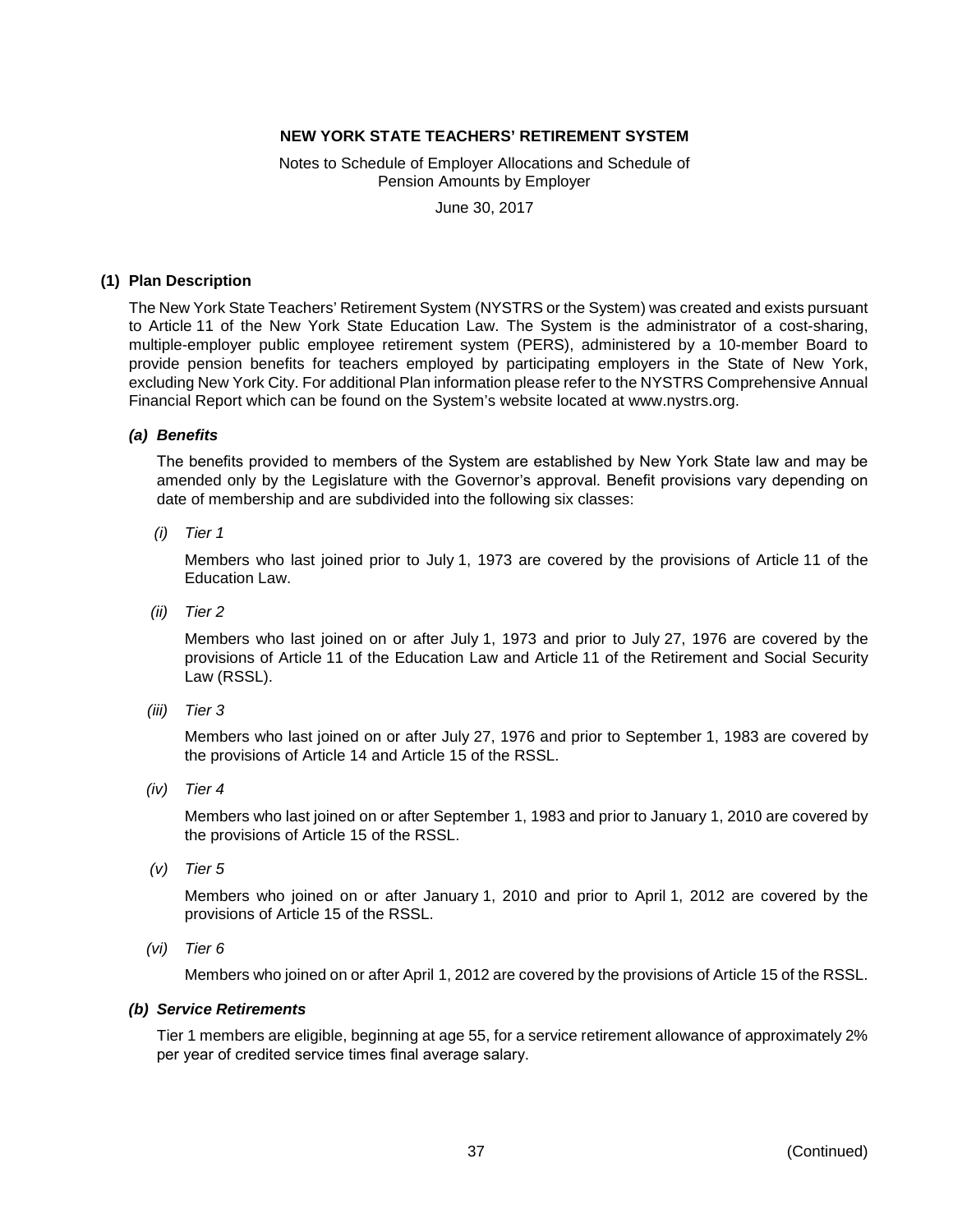**NEW YORK STATE TEACHERS' RETIREMENT SYSTEM**

Notes to Schedule of Employer Allocations and Schedule of Pension Amounts by Employer

June 30, 2017

## (1) Plan Description

The New York State Teachers' Retirement System (NYSTRS or the System) was created and exists pursuant to Article 11 of the New York State Education Law. The System is the administrator of a cost-sharing, multiple-employer public employee retirement system (PERS), administered by a 10-member Board to provide pension benefits for teachers employed by participating employers in the State of New York, excluding New York City. For additional Plan information please refer to the NYSTRS Comprehensive Annual Financial Report which can be found on the System's website located at www.nystrs.org.

### *(a) Benefits*

The benefits provided to members of the System are established by New York State law and may be amended only by the Legislature with the Governor's approval. Benefit provisions vary depending on date of membership and are subdivided into the following six classes:

*(i) Tier 1*

Members who last joined prior to July 1, 1973 are covered by the provisions of Article 11 of the Education Law.

*(ii) Tier 2*

Members who last joined on or after July 1, 1973 and prior to July 27, 1976 are covered by the provisions of Article 11 of the Education Law and Article 11 of the Retirement and Social Security Law (RSSL).

*(iii) Tier 3*

Members who last joined on or after July 27, 1976 and prior to September 1, 1983 are covered by the provisions of Article 14 and Article 15 of the RSSL.

*(iv) Tier 4*

Members who last joined on or after September 1, 1983 and prior to January 1, 2010 are covered by the provisions of Article 15 of the RSSL.

*(v) Tier 5*

Members who joined on or after January 1, 2010 and prior to April 1, 2012 are covered by the provisions of Article 15 of the RSSL.

*(vi) Tier 6*

Members who joined on or after April 1, 2012 are covered by the provisions of Article 15 of the RSSL.

### *(b) Service Retirements*

Tier 1 members are eligible, beginning at age 55, for a service retirement allowance of approximately 2% per year of credited service times final average salary.

(Continued)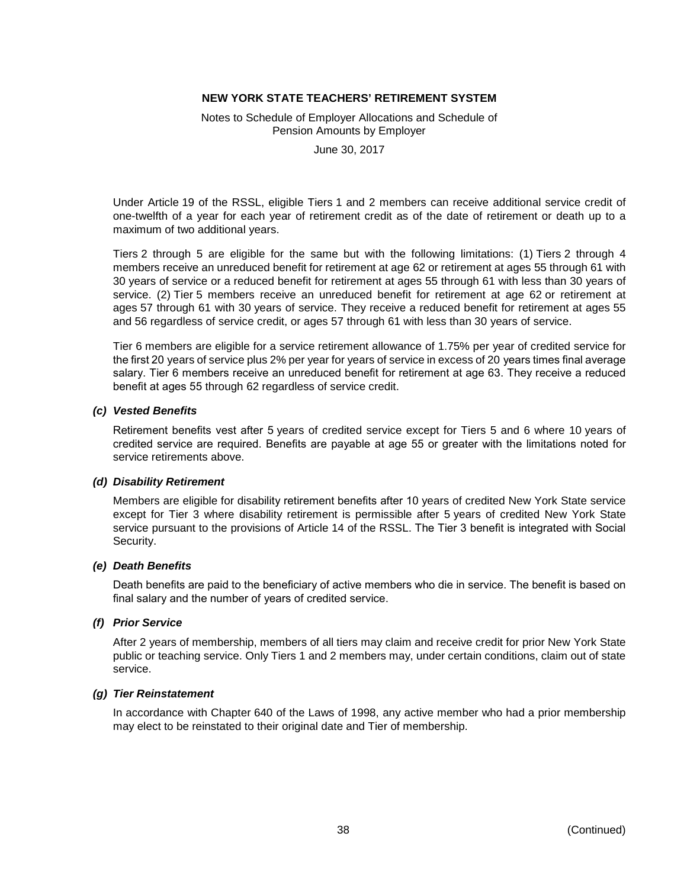Under Article 19 of the RSSL, eligible Tiers 1 and 2 members can receive additional service credit of one-twelfth of a year for each year of retirement credit as of the date of retirement or death up to a maximum of two additional years.

Tiers 2 through 5 are eligible for the same but with the following limitations: (1) Tiers 2 through 4 members receive an unreduced benefit for retirement at age 62 or retirement at ages 55 through 61 with 30 years of service or a reduced benefit for retirement at ages 55 through 61 with less than 30 years of service. (2) Tier 5 members receive an unreduced benefit for retirement at age 62 or retirement at ages 57 through 61 with 30 years of service. They receive a reduced benefit for retirement at ages 55 and 56 regardless of service credit, or ages 57 through 61 with less than 30 years of service.

Tier 6 members are eligible for a service retirement allowance of 1.75% per year of credited service for the first 20 years of service plus 2% per year for years of service in excess of 20 years times final average salary. Tier 6 members receive an unreduced benefit for retirement at age 63. They receive a reduced benefit at ages 55 through 62 regardless of service credit.

### *(c) Vested Benefits*

Retirement benefits vest after 5 years of credited service except for Tiers 5 and 6 where 10 years of credited service are required. Benefits are payable at age 55 or greater with the limitations noted for service retirements above.

### *(d) Disability Retirement*

Members are eligible for disability retirement benefits after 10 years of credited New York State service except for Tier 3 where disability retirement is permissible after 5 years of credited New York State service pursuant to the provisions of Article 14 of the RSSL. The Tier 3 benefit is integrated with Social Security.

### *(e) Death Benefits*

Death benefits are paid to the beneficiary of active members who die in service. The benefit is based on final salary and the number of years of credited service.

### *(f) Prior Service*

After 2 years of membership, members of all tiers may claim and receive credit for prior New York State public or teaching service. Only Tiers 1 and 2 members may, under certain conditions, claim out of state service.

### *(g) Tier Reinstatement*

In accordance with Chapter 640 of the Laws of 1998, any active member who had a prior membership may elect to be reinstated to their original date and Tier of membership.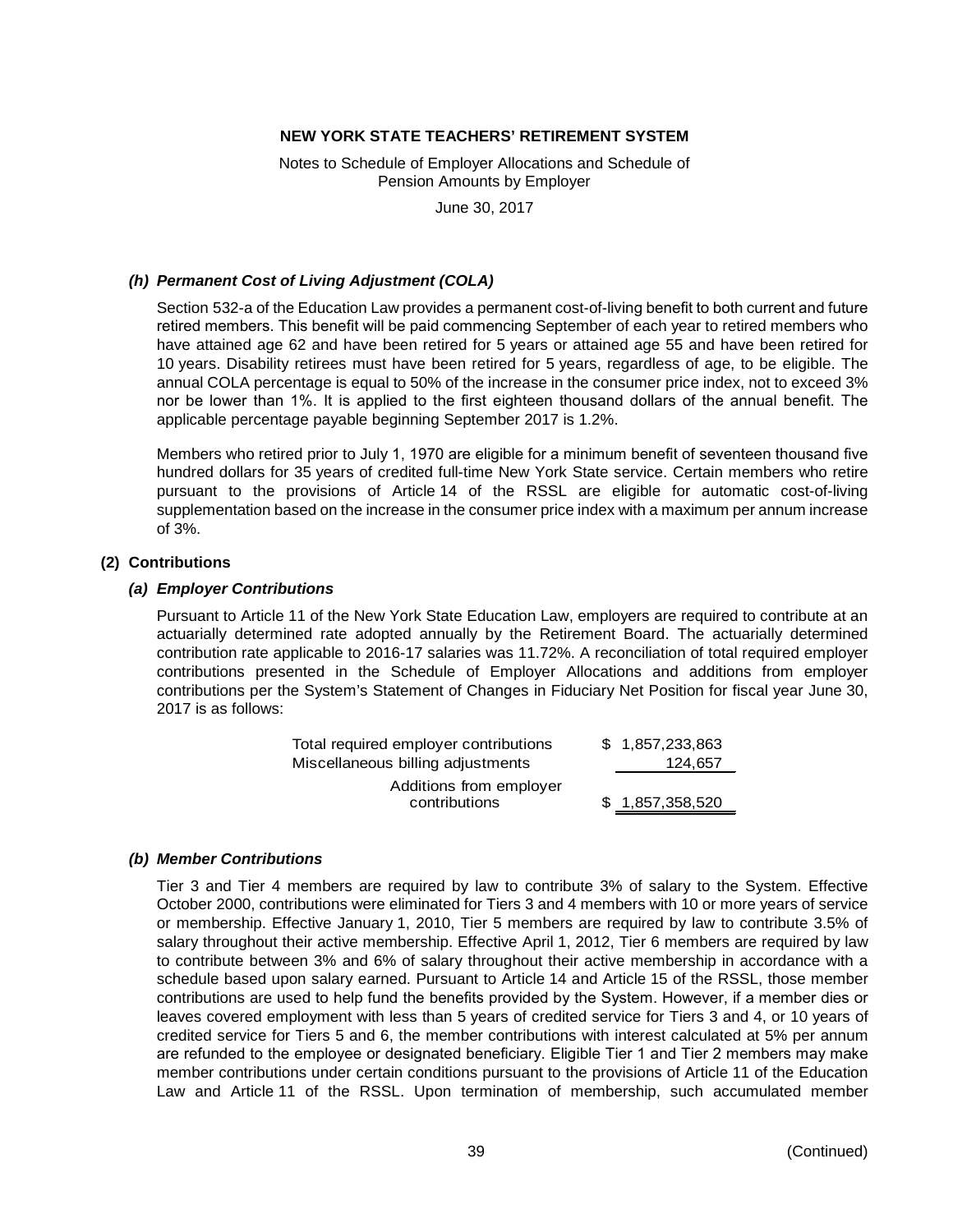**NEW YORK STATE TEACHERS' RETIREMENT SYSTEM**

Notes to Schedule of Employer Allocations and Schedule of Pension Amounts by Employer

June 30, 2017

### *(h) Permanent Cost of Living Adjustment (COLA)*

Section 532-a of the Education Law provides a permanent cost-of-living benefit to both current and future retired members. This benefit will be paid commencing September of each year to retired members who have attained age 62 and have been retired for 5 years or attained age 55 and have been retired for 10 years. Disability retirees must have been retired for 5 years, regardless of age, to be eligible. The annual COLA percentage is equal to 50% of the increase in the consumer price index, not to exceed 3% nor be lower than 1%. It is applied to the first eighteen thousand dollars of the annual benefit. The applicable percentage payable beginning September 2017 is 1.2%.

Members who retired prior to July 1, 1970 are eligible for a minimum benefit of seventeen thousand five hundred dollars for 35 years of credited full-time New York State service. Certain members who retire pursuant to the provisions of Article 14 of the RSSL are eligible for automatic cost-of-living supplementation based on the increase in the consumer price index with a maximum per annum increase of 3%.

## (2) Contributions

### *(a) Employer Contributions*

Pursuant to Article 11 of the New York State Education Law, employers are required to contribute at an actuarially determined rate adopted annually by the Retirement Board. The actuarially determined contribution rate applicable to 2016-17 salaries was 11.72%. A reconciliation of total required employer contributions presented in the Schedule of Employer Allocations and additions from employer contributions per the System's Statement of Changes in Fiduciary Net Position for fiscal year June 30, 2017 is as follows:

| | |
|---|---|
| Total required employer contributions | $ 1,857,233,863 |
| Miscellaneous billing adjustments | 124,657 |
| Additions from employer contributions | $ 1,857,358,520 |

### *(b) Member Contributions*

Tier 3 and Tier 4 members are required by law to contribute 3% of salary to the System. Effective October 2000, contributions were eliminated for Tiers 3 and 4 members with 10 or more years of service or membership. Effective January 1, 2010, Tier 5 members are required by law to contribute 3.5% of salary throughout their active membership. Effective April 1, 2012, Tier 6 members are required by law to contribute between 3% and 6% of salary throughout their active membership in accordance with a schedule based upon salary earned. Pursuant to Article 14 and Article 15 of the RSSL, those member contributions are used to help fund the benefits provided by the System. However, if a member dies or leaves covered employment with less than 5 years of credited service for Tiers 3 and 4, or 10 years of credited service for Tiers 5 and 6, the member contributions with interest calculated at 5% per annum are refunded to the employee or designated beneficiary. Eligible Tier 1 and Tier 2 members may make member contributions under certain conditions pursuant to the provisions of Article 11 of the Education Law and Article 11 of the RSSL. Upon termination of membership, such accumulated member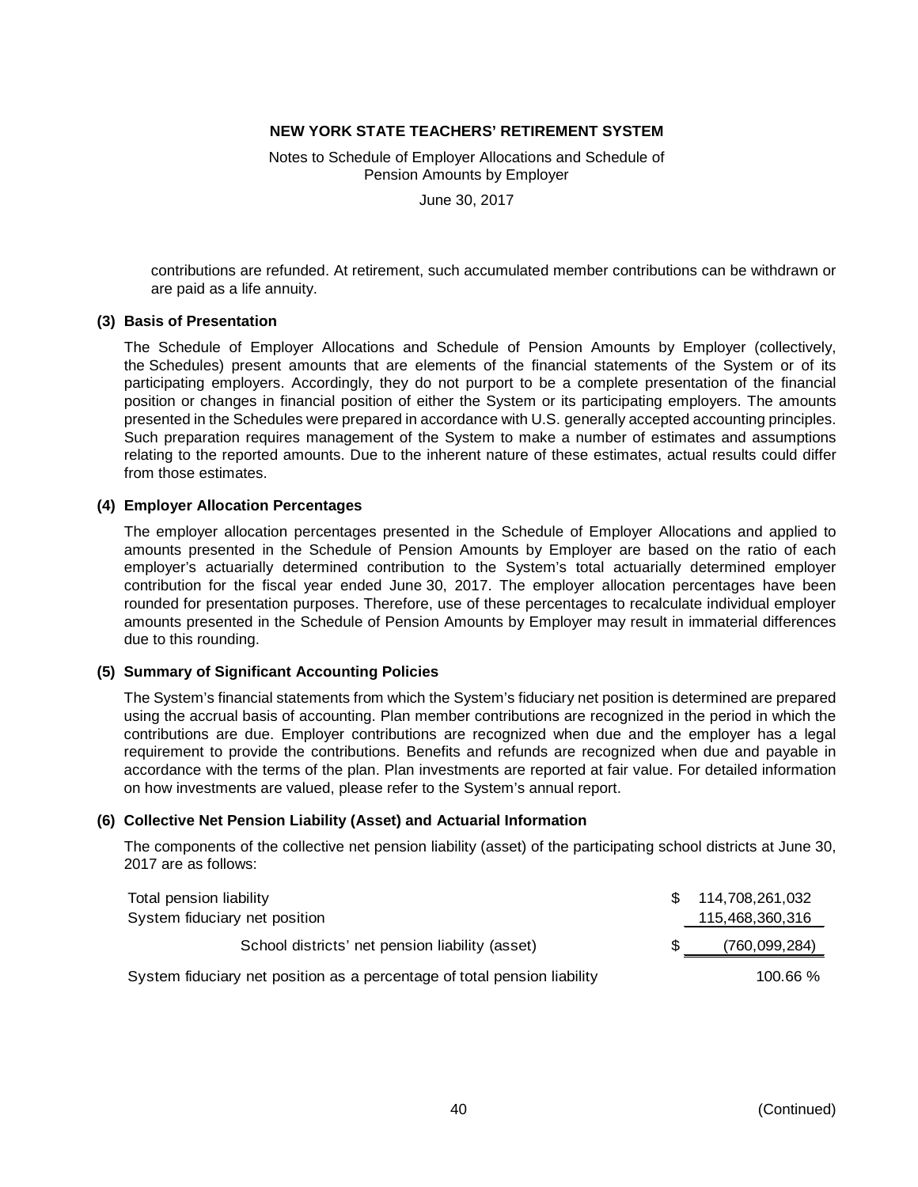contributions are refunded. At retirement, such accumulated member contributions can be withdrawn or are paid as a life annuity.

## (3) Basis of Presentation

The Schedule of Employer Allocations and Schedule of Pension Amounts by Employer (collectively, the Schedules) present amounts that are elements of the financial statements of the System or of its participating employers. Accordingly, they do not purport to be a complete presentation of the financial position or changes in financial position of either the System or its participating employers. The amounts presented in the Schedules were prepared in accordance with U.S. generally accepted accounting principles. Such preparation requires management of the System to make a number of estimates and assumptions relating to the reported amounts. Due to the inherent nature of these estimates, actual results could differ from those estimates.

## (4) Employer Allocation Percentages

The employer allocation percentages presented in the Schedule of Employer Allocations and applied to amounts presented in the Schedule of Pension Amounts by Employer are based on the ratio of each employer's actuarially determined contribution to the System's total actuarially determined employer contribution for the fiscal year ended June 30, 2017. The employer allocation percentages have been rounded for presentation purposes. Therefore, use of these percentages to recalculate individual employer amounts presented in the Schedule of Pension Amounts by Employer may result in immaterial differences due to this rounding.

## (5) Summary of Significant Accounting Policies

The System's financial statements from which the System's fiduciary net position is determined are prepared using the accrual basis of accounting. Plan member contributions are recognized in the period in which the contributions are due. Employer contributions are recognized when due and the employer has a legal requirement to provide the contributions. Benefits and refunds are recognized when due and payable in accordance with the terms of the plan. Plan investments are reported at fair value. For detailed information on how investments are valued, please refer to the System's annual report.

## (6) Collective Net Pension Liability (Asset) and Actuarial Information

The components of the collective net pension liability (asset) of the participating school districts at June 30, 2017 are as follows:

| | |
|---|---|
| Total pension liability | $ 114,708,261,032 |
| System fiduciary net position | 115,468,360,316 |
| School districts' net pension liability (asset) | $ (760,099,284) |
| System fiduciary net position as a percentage of total pension liability | 100.66 % |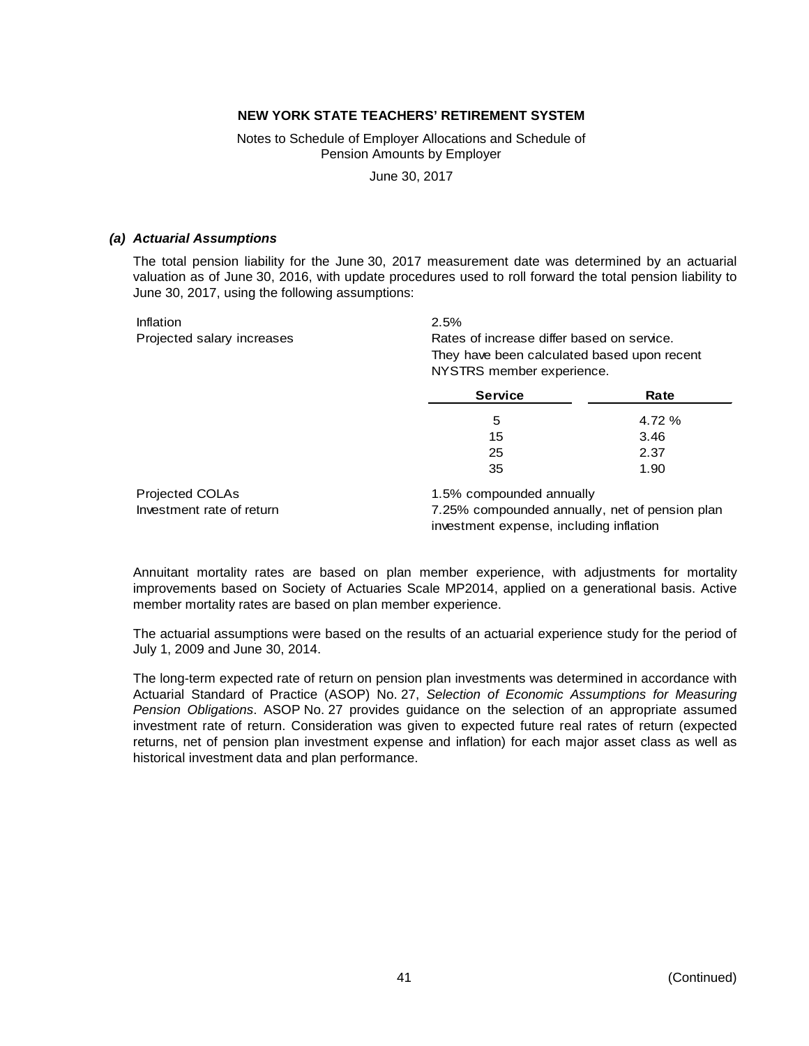**NEW YORK STATE TEACHERS' RETIREMENT SYSTEM**

Notes to Schedule of Employer Allocations and Schedule of Pension Amounts by Employer

June 30, 2017

***(a) Actuarial Assumptions***

The total pension liability for the June 30, 2017 measurement date was determined by an actuarial valuation as of June 30, 2016, with update procedures used to roll forward the total pension liability to June 30, 2017, using the following assumptions:

| | |
|---|---|
| Inflation | 2.5% |
| Projected salary increases | Rates of increase differ based on service. They have been calculated based upon recent NYSTRS member experience. |

| Service | Rate |
|---|---|
| 5 | 4.72 % |
| 15 | 3.46 |
| 25 | 2.37 |
| 35 | 1.90 |

| | |
|---|---|
| Projected COLAs | 1.5% compounded annually |
| Investment rate of return | 7.25% compounded annually, net of pension plan investment expense, including inflation |

Annuitant mortality rates are based on plan member experience, with adjustments for mortality improvements based on Society of Actuaries Scale MP2014, applied on a generational basis. Active member mortality rates are based on plan member experience.

The actuarial assumptions were based on the results of an actuarial experience study for the period of July 1, 2009 and June 30, 2014.

The long-term expected rate of return on pension plan investments was determined in accordance with Actuarial Standard of Practice (ASOP) No. 27, *Selection of Economic Assumptions for Measuring Pension Obligations*. ASOP No. 27 provides guidance on the selection of an appropriate assumed investment rate of return. Consideration was given to expected future real rates of return (expected returns, net of pension plan investment expense and inflation) for each major asset class as well as historical investment data and plan performance.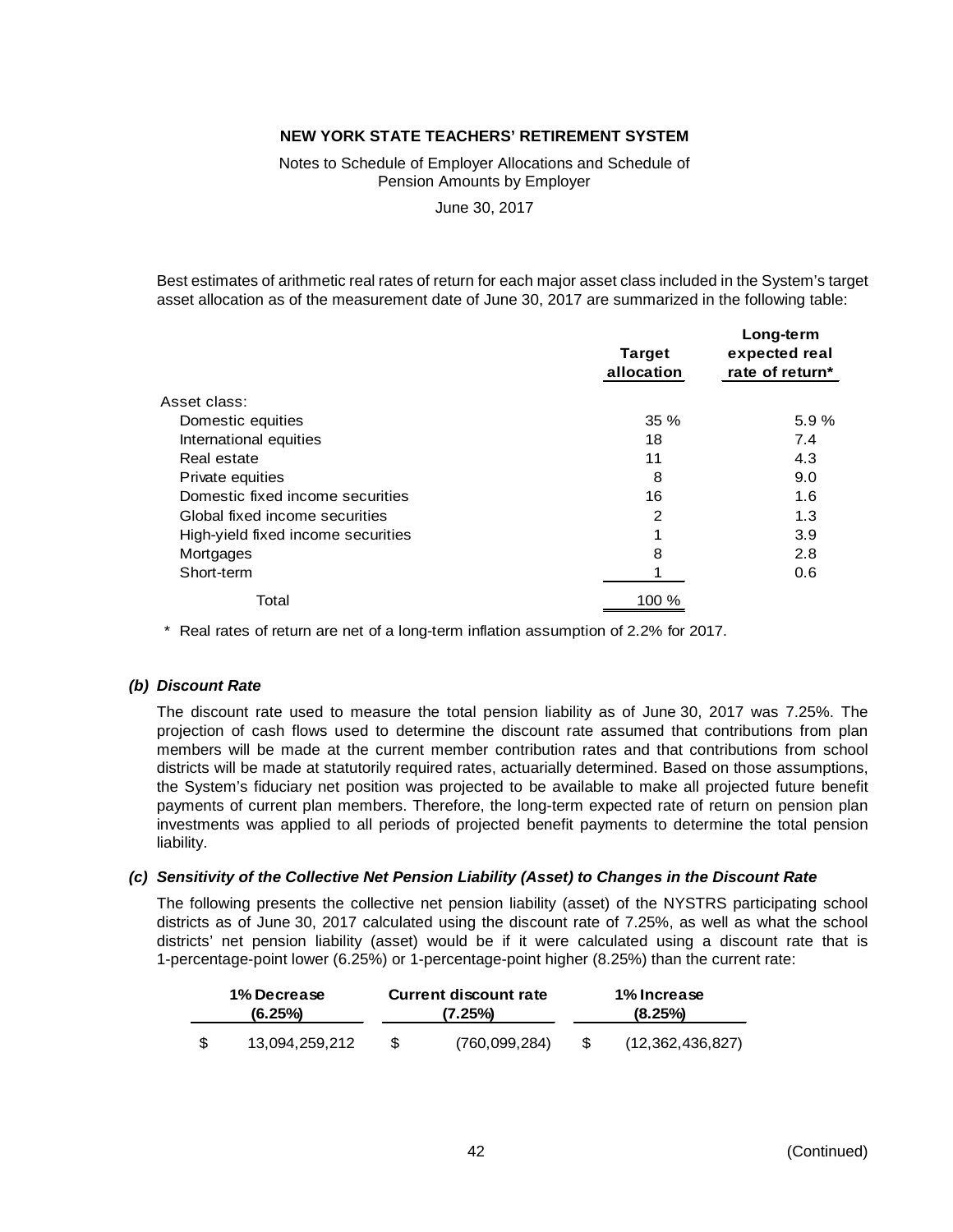**NEW YORK STATE TEACHERS' RETIREMENT SYSTEM**

Notes to Schedule of Employer Allocations and Schedule of Pension Amounts by Employer

June 30, 2017

Best estimates of arithmetic real rates of return for each major asset class included in the System's target asset allocation as of the measurement date of June 30, 2017 are summarized in the following table:

| | Target allocation | Long-term expected real rate of return* |
|---|---|---|
| Asset class: | | |
| Domestic equities | 35 % | 5.9 % |
| International equities | 18 | 7.4 |
| Real estate | 11 | 4.3 |
| Private equities | 8 | 9.0 |
| Domestic fixed income securities | 16 | 1.6 |
| Global fixed income securities | 2 | 1.3 |
| High-yield fixed income securities | 1 | 3.9 |
| Mortgages | 8 | 2.8 |
| Short-term | 1 | 0.6 |
| Total | 100 % | |

\* Real rates of return are net of a long-term inflation assumption of 2.2% for 2017.

***(b) Discount Rate***

The discount rate used to measure the total pension liability as of June 30, 2017 was 7.25%. The projection of cash flows used to determine the discount rate assumed that contributions from plan members will be made at the current member contribution rates and that contributions from school districts will be made at statutorily required rates, actuarially determined. Based on those assumptions, the System's fiduciary net position was projected to be available to make all projected future benefit payments of current plan members. Therefore, the long-term expected rate of return on pension plan investments was applied to all periods of projected benefit payments to determine the total pension liability.

***(c) Sensitivity of the Collective Net Pension Liability (Asset) to Changes in the Discount Rate***

The following presents the collective net pension liability (asset) of the NYSTRS participating school districts as of June 30, 2017 calculated using the discount rate of 7.25%, as well as what the school districts' net pension liability (asset) would be if it were calculated using a discount rate that is 1-percentage-point lower (6.25%) or 1-percentage-point higher (8.25%) than the current rate:

| 1% Decrease (6.25%) | Current discount rate (7.25%) | 1% Increase (8.25%) |
|---|---|---|
| $ 13,094,259,212 | $ (760,099,284) | $ (12,362,436,827) |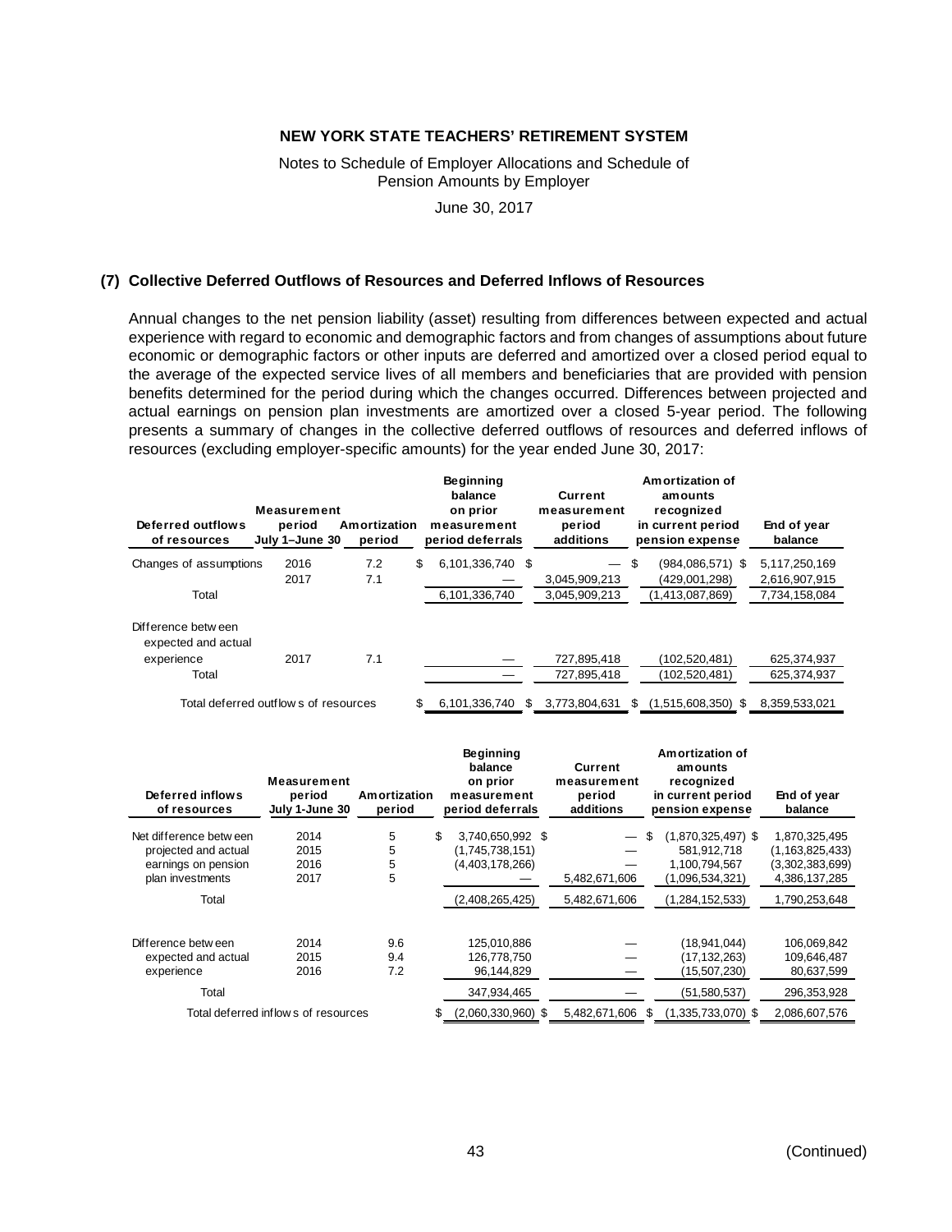**NEW YORK STATE TEACHERS' RETIREMENT SYSTEM**

Notes to Schedule of Employer Allocations and Schedule of Pension Amounts by Employer

June 30, 2017

## (7) Collective Deferred Outflows of Resources and Deferred Inflows of Resources

Annual changes to the net pension liability (asset) resulting from differences between expected and actual experience with regard to economic and demographic factors and from changes of assumptions about future economic or demographic factors or other inputs are deferred and amortized over a closed period equal to the average of the expected service lives of all members and beneficiaries that are provided with pension benefits determined for the period during which the changes occurred. Differences between projected and actual earnings on pension plan investments are amortized over a closed 5-year period. The following presents a summary of changes in the collective deferred outflows of resources and deferred inflows of resources (excluding employer-specific amounts) for the year ended June 30, 2017:

| Deferred outflows of resources | Measurement period July 1–June 30 | Amortization period | Beginning balance on prior measurement period deferrals | Current measurement period additions | Amortization of amounts recognized in current period pension expense | End of year balance |
|---|---|---|---|---|---|---|
| Changes of assumptions | 2016 | 7.2 | $ 6,101,336,740 | $ — | $ (984,086,571) | $ 5,117,250,169 |
| | 2017 | 7.1 | — | 3,045,909,213 | (429,001,298) | 2,616,907,915 |
| Total | | | 6,101,336,740 | 3,045,909,213 | (1,413,087,869) | 7,734,158,084 |
| Difference between expected and actual experience | 2017 | 7.1 | — | 727,895,418 | (102,520,481) | 625,374,937 |
| Total | | | — | 727,895,418 | (102,520,481) | 625,374,937 |
| Total deferred outflows of resources | | | $ 6,101,336,740 | $ 3,773,804,631 | $ (1,515,608,350) | $ 8,359,533,021 |

| Deferred inflows of resources | Measurement period July 1-June 30 | Amortization period | Beginning balance on prior measurement period deferrals | Current measurement period additions | Amortization of amounts recognized in current period pension expense | End of year balance |
|---|---|---|---|---|---|---|
| Net difference between projected and actual earnings on pension plan investments | 2014 | 5 | $ 3,740,650,992 | $ — | $ (1,870,325,497) | $ 1,870,325,495 |
| | 2015 | 5 | (1,745,738,151) | — | 581,912,718 | (1,163,825,433) |
| | 2016 | 5 | (4,403,178,266) | — | 1,100,794,567 | (3,302,383,699) |
| | 2017 | 5 | — | 5,482,671,606 | (1,096,534,321) | 4,386,137,285 |
| Total | | | (2,408,265,425) | 5,482,671,606 | (1,284,152,533) | 1,790,253,648 |
| Difference between expected and actual experience | 2014 | 9.6 | 125,010,886 | — | (18,941,044) | 106,069,842 |
| | 2015 | 9.4 | 126,778,750 | — | (17,132,263) | 109,646,487 |
| | 2016 | 7.2 | 96,144,829 | — | (15,507,230) | 80,637,599 |
| Total | | | 347,934,465 | — | (51,580,537) | 296,353,928 |
| Total deferred inflows of resources | | | $ (2,060,330,960) | $ 5,482,671,606 | $ (1,335,733,070) | $ 2,086,607,576 |

(Continued)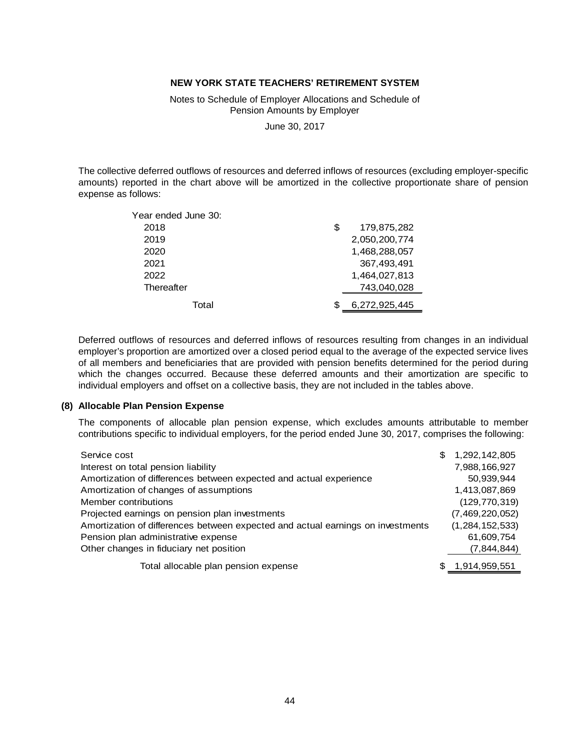**NEW YORK STATE TEACHERS' RETIREMENT SYSTEM**

Notes to Schedule of Employer Allocations and Schedule of Pension Amounts by Employer

June 30, 2017

The collective deferred outflows of resources and deferred inflows of resources (excluding employer-specific amounts) reported in the chart above will be amortized in the collective proportionate share of pension expense as follows:

| | |
|---|---|
| Year ended June 30: | |
| 2018 | $ 179,875,282 |
| 2019 | 2,050,200,774 |
| 2020 | 1,468,288,057 |
| 2021 | 367,493,491 |
| 2022 | 1,464,027,813 |
| Thereafter | 743,040,028 |
| Total | $ 6,272,925,445 |

Deferred outflows of resources and deferred inflows of resources resulting from changes in an individual employer's proportion are amortized over a closed period equal to the average of the expected service lives of all members and beneficiaries that are provided with pension benefits determined for the period during which the changes occurred. Because these deferred amounts and their amortization are specific to individual employers and offset on a collective basis, they are not included in the tables above.

### (8) Allocable Plan Pension Expense

The components of allocable plan pension expense, which excludes amounts attributable to member contributions specific to individual employers, for the period ended June 30, 2017, comprises the following:

| | |
|---|---|
| Service cost | $ 1,292,142,805 |
| Interest on total pension liability | 7,988,166,927 |
| Amortization of differences between expected and actual experience | 50,939,944 |
| Amortization of changes of assumptions | 1,413,087,869 |
| Member contributions | (129,770,319) |
| Projected earnings on pension plan investments | (7,469,220,052) |
| Amortization of differences between expected and actual earnings on investments | (1,284,152,533) |
| Pension plan administrative expense | 61,609,754 |
| Other changes in fiduciary net position | (7,844,844) |
| Total allocable plan pension expense | $ 1,914,959,551 |